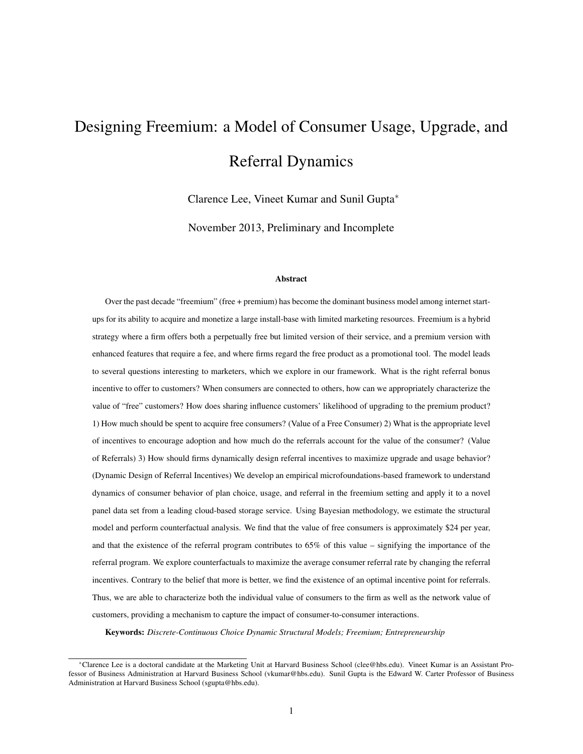# Designing Freemium: a Model of Consumer Usage, Upgrade, and Referral Dynamics

Clarence Lee, Vineet Kumar and Sunil Gupta*

November 2013, Preliminary and Incomplete

### Abstract

Over the past decade "freemium" (free + premium) has become the dominant business model among internet start-ups for its ability to acquire and monetize a large install-base with limited marketing resources. Freemium is a hybrid strategy where a firm offers both a perpetually free but limited version of their service, and a premium version with enhanced features that require a fee, and where firms regard the free product as a promotional tool. The model leads to several questions interesting to marketers, which we explore in our framework. What is the right referral bonus incentive to offer to customers? When consumers are connected to others, how can we appropriately characterize the value of "free" customers? How does sharing influence customers' likelihood of upgrading to the premium product? 1) How much should be spent to acquire free consumers? (Value of a Free Consumer) 2) What is the appropriate level of incentives to encourage adoption and how much do the referrals account for the value of the consumer? (Value of Referrals) 3) How should firms dynamically design referral incentives to maximize upgrade and usage behavior? (Dynamic Design of Referral Incentives) We develop an empirical microfoundations-based framework to understand dynamics of consumer behavior of plan choice, usage, and referral in the freemium setting and apply it to a novel panel data set from a leading cloud-based storage service. Using Bayesian methodology, we estimate the structural model and perform counterfactual analysis. We find that the value of free consumers is approximately $24 per year, and that the existence of the referral program contributes to 65% of this value – signifying the importance of the referral program. We explore counterfactuals to maximize the average consumer referral rate by changing the referral incentives. Contrary to the belief that more is better, we find the existence of an optimal incentive point for referrals. Thus, we are able to characterize both the individual value of consumers to the firm as well as the network value of customers, providing a mechanism to capture the impact of consumer-to-consumer interactions.

**Keywords:** *Discrete-Continuous Choice Dynamic Structural Models; Freemium; Entrepreneurship*

---

*Clarence Lee is a doctoral candidate at the Marketing Unit at Harvard Business School (clee@hbs.edu). Vineet Kumar is an Assistant Professor of Business Administration at Harvard Business School (vkumar@hbs.edu). Sunil Gupta is the Edward W. Carter Professor of Business Administration at Harvard Business School (sgupta@hbs.edu).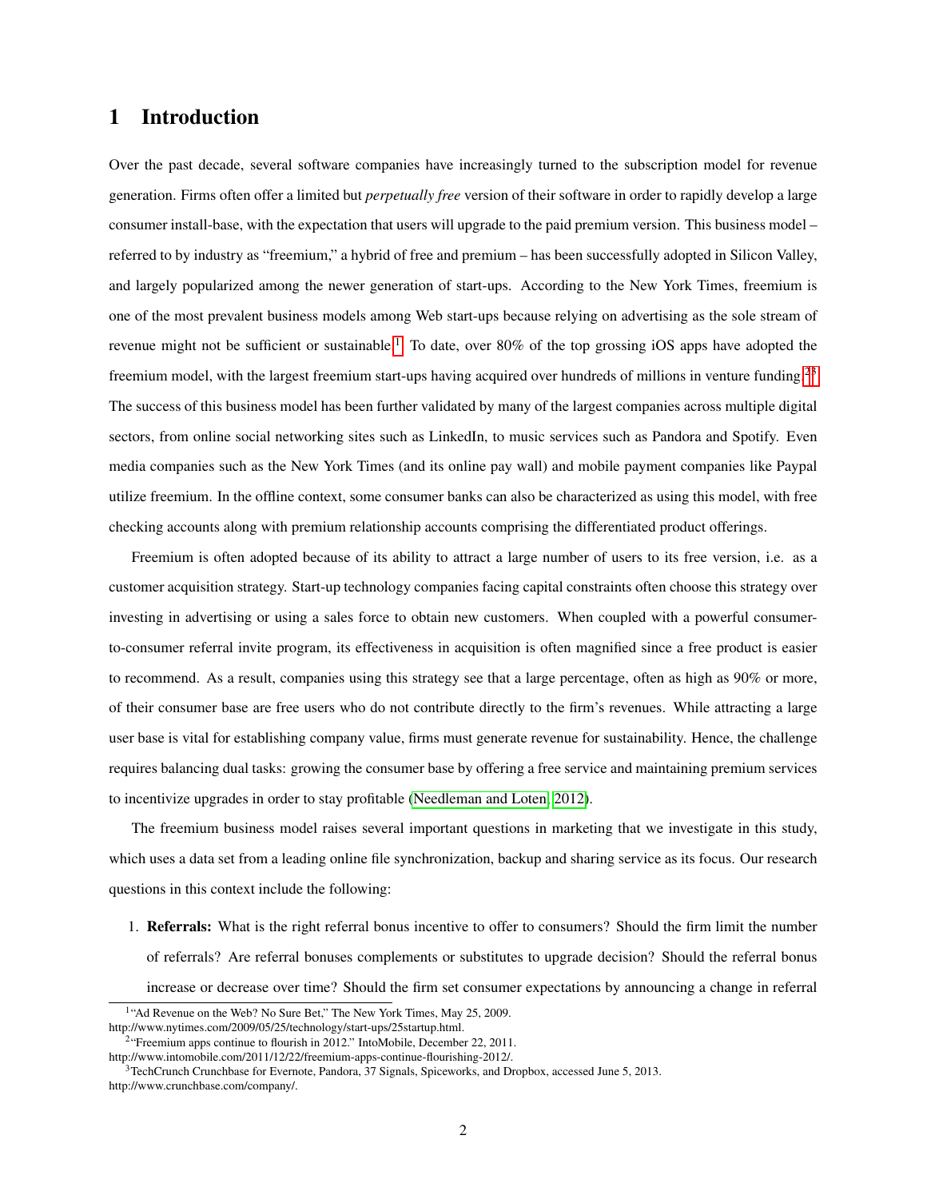# 1 Introduction

Over the past decade, several software companies have increasingly turned to the subscription model for revenue generation. Firms often offer a limited but *perpetually free* version of their software in order to rapidly develop a large consumer install-base, with the expectation that users will upgrade to the paid premium version. This business model – referred to by industry as "freemium," a hybrid of free and premium – has been successfully adopted in Silicon Valley, and largely popularized among the newer generation of start-ups. According to the New York Times, freemium is one of the most prevalent business models among Web start-ups because relying on advertising as the sole stream of revenue might not be sufficient or sustainable.[1] To date, over 80% of the top grossing iOS apps have adopted the freemium model, with the largest freemium start-ups having acquired over hundreds of millions in venture funding.[2,3] The success of this business model has been further validated by many of the largest companies across multiple digital sectors, from online social networking sites such as LinkedIn, to music services such as Pandora and Spotify. Even media companies such as the New York Times (and its online pay wall) and mobile payment companies like Paypal utilize freemium. In the offline context, some consumer banks can also be characterized as using this model, with free checking accounts along with premium relationship accounts comprising the differentiated product offerings.

Freemium is often adopted because of its ability to attract a large number of users to its free version, i.e. as a customer acquisition strategy. Start-up technology companies facing capital constraints often choose this strategy over investing in advertising or using a sales force to obtain new customers. When coupled with a powerful consumer-to-consumer referral invite program, its effectiveness in acquisition is often magnified since a free product is easier to recommend. As a result, companies using this strategy see that a large percentage, often as high as 90% or more, of their consumer base are free users who do not contribute directly to the firm's revenues. While attracting a large user base is vital for establishing company value, firms must generate revenue for sustainability. Hence, the challenge requires balancing dual tasks: growing the consumer base by offering a free service and maintaining premium services to incentivize upgrades in order to stay profitable (Needleman and Loten, 2012).

The freemium business model raises several important questions in marketing that we investigate in this study, which uses a data set from a leading online file synchronization, backup and sharing service as its focus. Our research questions in this context include the following:

1. **Referrals:** What is the right referral bonus incentive to offer to consumers? Should the firm limit the number of referrals? Are referral bonuses complements or substitutes to upgrade decision? Should the referral bonus increase or decrease over time? Should the firm set consumer expectations by announcing a change in referral

[1] "Ad Revenue on the Web? No Sure Bet," The New York Times, May 25, 2009. http://www.nytimes.com/2009/05/25/technology/start-ups/25startup.html.

[2] "Freemium apps continue to flourish in 2012." IntoMobile, December 22, 2011. http://www.intomobile.com/2011/12/22/freemium-apps-continue-flourishing-2012/.

[3] TechCrunch Crunchbase for Evernote, Pandora, 37 Signals, Spiceworks, and Dropbox, accessed June 5, 2013. http://www.crunchbase.com/company/.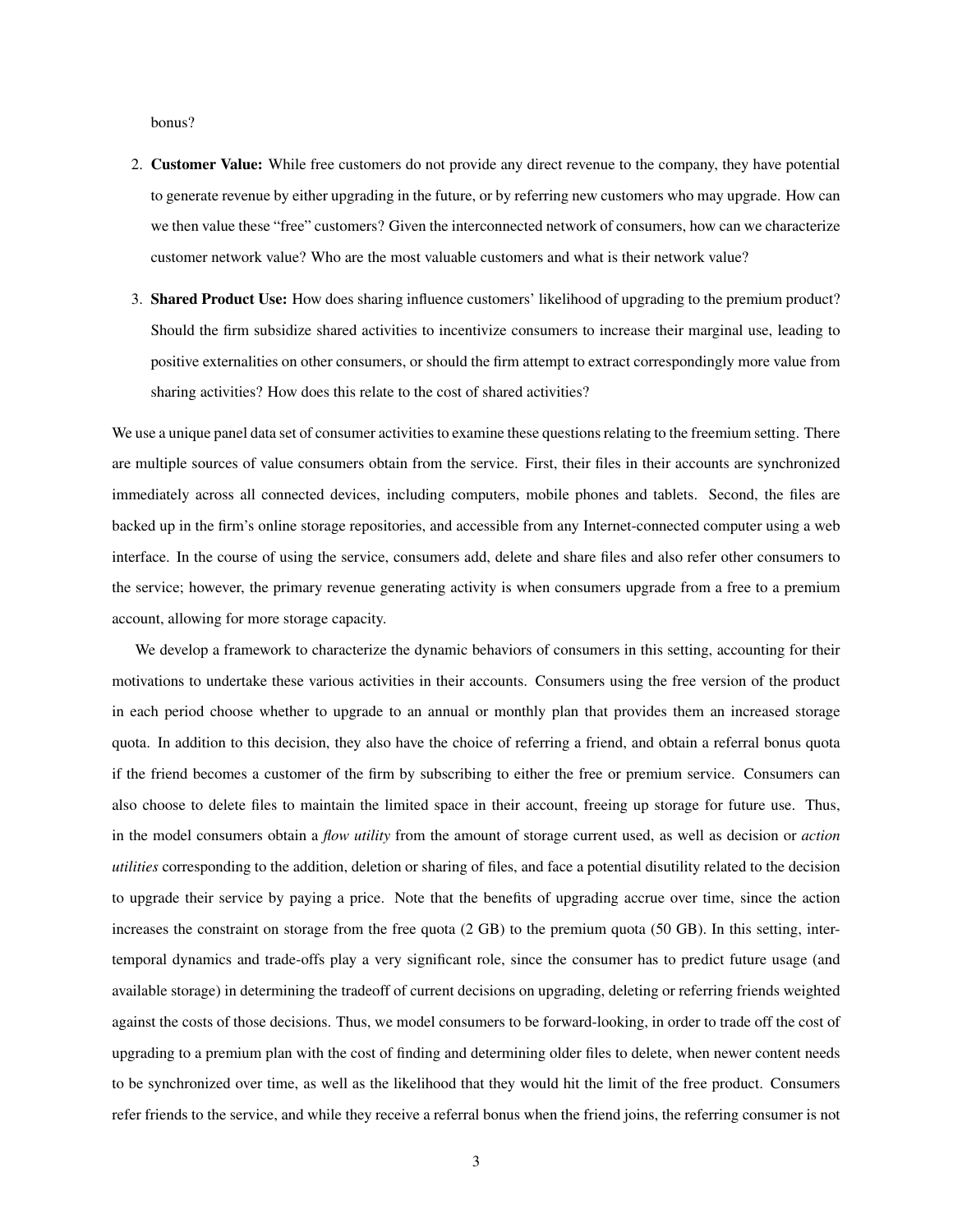bonus?

2. **Customer Value:** While free customers do not provide any direct revenue to the company, they have potential to generate revenue by either upgrading in the future, or by referring new customers who may upgrade. How can we then value these "free" customers? Given the interconnected network of consumers, how can we characterize customer network value? Who are the most valuable customers and what is their network value?

3. **Shared Product Use:** How does sharing influence customers' likelihood of upgrading to the premium product? Should the firm subsidize shared activities to incentivize consumers to increase their marginal use, leading to positive externalities on other consumers, or should the firm attempt to extract correspondingly more value from sharing activities? How does this relate to the cost of shared activities?

We use a unique panel data set of consumer activities to examine these questions relating to the freemium setting. There are multiple sources of value consumers obtain from the service. First, their files in their accounts are synchronized immediately across all connected devices, including computers, mobile phones and tablets. Second, the files are backed up in the firm's online storage repositories, and accessible from any Internet-connected computer using a web interface. In the course of using the service, consumers add, delete and share files and also refer other consumers to the service; however, the primary revenue generating activity is when consumers upgrade from a free to a premium account, allowing for more storage capacity.

We develop a framework to characterize the dynamic behaviors of consumers in this setting, accounting for their motivations to undertake these various activities in their accounts. Consumers using the free version of the product in each period choose whether to upgrade to an annual or monthly plan that provides them an increased storage quota. In addition to this decision, they also have the choice of referring a friend, and obtain a referral bonus quota if the friend becomes a customer of the firm by subscribing to either the free or premium service. Consumers can also choose to delete files to maintain the limited space in their account, freeing up storage for future use. Thus, in the model consumers obtain a *flow utility* from the amount of storage current used, as well as decision or *action utilities* corresponding to the addition, deletion or sharing of files, and face a potential disutility related to the decision to upgrade their service by paying a price. Note that the benefits of upgrading accrue over time, since the action increases the constraint on storage from the free quota (2 GB) to the premium quota (50 GB). In this setting, inter-temporal dynamics and trade-offs play a very significant role, since the consumer has to predict future usage (and available storage) in determining the tradeoff of current decisions on upgrading, deleting or referring friends weighted against the costs of those decisions. Thus, we model consumers to be forward-looking, in order to trade off the cost of upgrading to a premium plan with the cost of finding and determining older files to delete, when newer content needs to be synchronized over time, as well as the likelihood that they would hit the limit of the free product. Consumers refer friends to the service, and while they receive a referral bonus when the friend joins, the referring consumer is not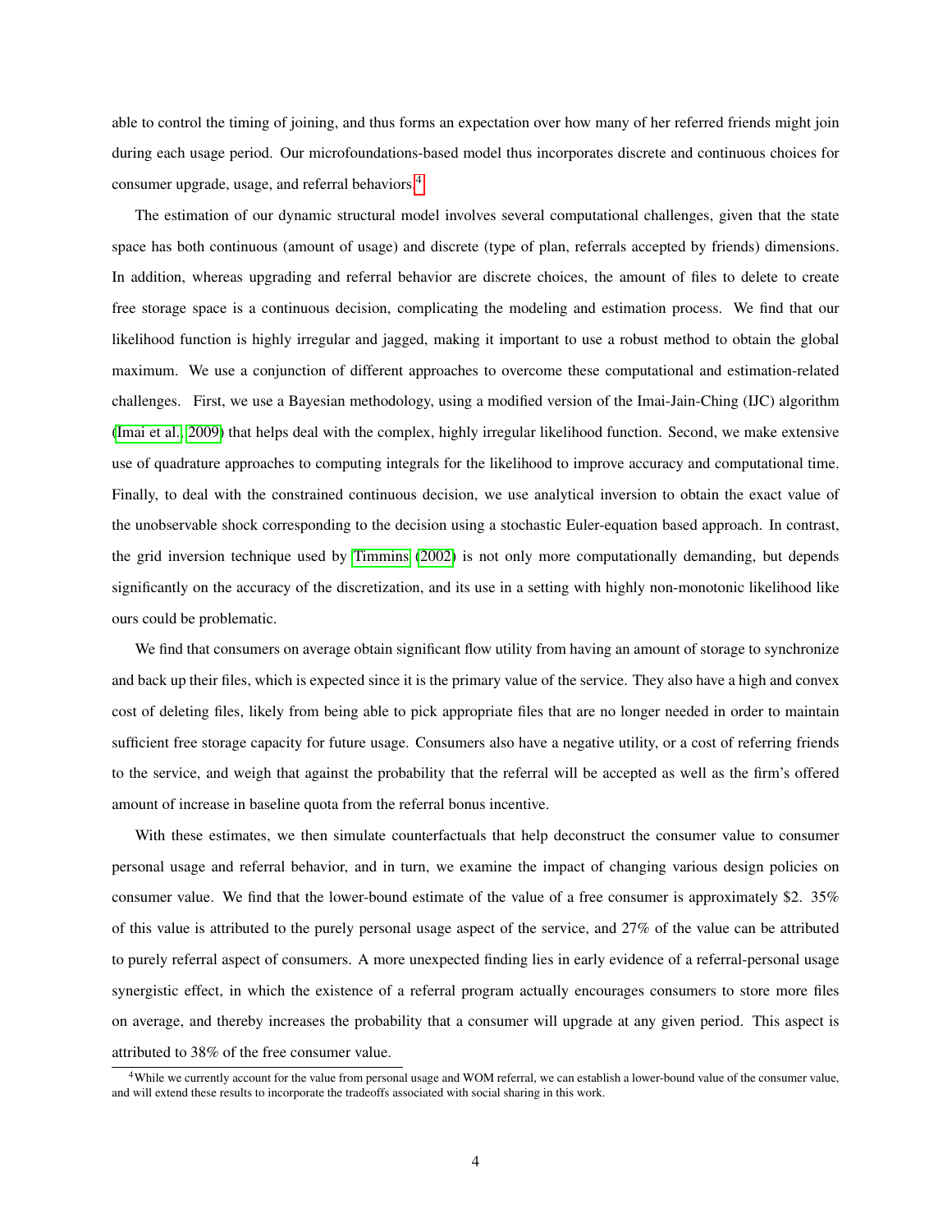able to control the timing of joining, and thus forms an expectation over how many of her referred friends might join during each usage period. Our microfoundations-based model thus incorporates discrete and continuous choices for consumer upgrade, usage, and referral behaviors.[4]

The estimation of our dynamic structural model involves several computational challenges, given that the state space has both continuous (amount of usage) and discrete (type of plan, referrals accepted by friends) dimensions. In addition, whereas upgrading and referral behavior are discrete choices, the amount of files to delete to create free storage space is a continuous decision, complicating the modeling and estimation process. We find that our likelihood function is highly irregular and jagged, making it important to use a robust method to obtain the global maximum. We use a conjunction of different approaches to overcome these computational and estimation-related challenges. First, we use a Bayesian methodology, using a modified version of the Imai-Jain-Ching (IJC) algorithm (Imai et al., 2009) that helps deal with the complex, highly irregular likelihood function. Second, we make extensive use of quadrature approaches to computing integrals for the likelihood to improve accuracy and computational time. Finally, to deal with the constrained continuous decision, we use analytical inversion to obtain the exact value of the unobservable shock corresponding to the decision using a stochastic Euler-equation based approach. In contrast, the grid inversion technique used by Timmins (2002) is not only more computationally demanding, but depends significantly on the accuracy of the discretization, and its use in a setting with highly non-monotonic likelihood like ours could be problematic.

We find that consumers on average obtain significant flow utility from having an amount of storage to synchronize and back up their files, which is expected since it is the primary value of the service. They also have a high and convex cost of deleting files, likely from being able to pick appropriate files that are no longer needed in order to maintain sufficient free storage capacity for future usage. Consumers also have a negative utility, or a cost of referring friends to the service, and weigh that against the probability that the referral will be accepted as well as the firm's offered amount of increase in baseline quota from the referral bonus incentive.

With these estimates, we then simulate counterfactuals that help deconstruct the consumer value to consumer personal usage and referral behavior, and in turn, we examine the impact of changing various design policies on consumer value. We find that the lower-bound estimate of the value of a free consumer is approximately \$2. 35% of this value is attributed to the purely personal usage aspect of the service, and 27% of the value can be attributed to purely referral aspect of consumers. A more unexpected finding lies in early evidence of a referral-personal usage synergistic effect, in which the existence of a referral program actually encourages consumers to store more files on average, and thereby increases the probability that a consumer will upgrade at any given period. This aspect is attributed to 38% of the free consumer value.

[4] While we currently account for the value from personal usage and WOM referral, we can establish a lower-bound value of the consumer value, and will extend these results to incorporate the tradeoffs associated with social sharing in this work.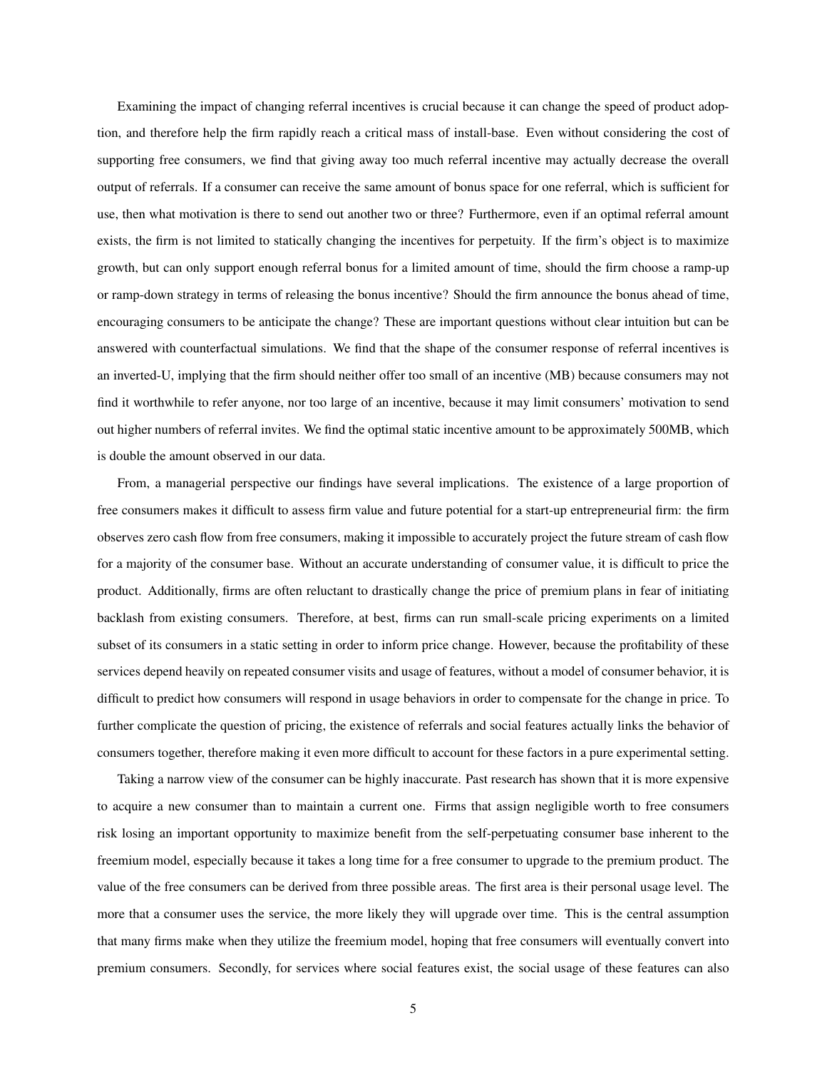Examining the impact of changing referral incentives is crucial because it can change the speed of product adoption, and therefore help the firm rapidly reach a critical mass of install-base. Even without considering the cost of supporting free consumers, we find that giving away too much referral incentive may actually decrease the overall output of referrals. If a consumer can receive the same amount of bonus space for one referral, which is sufficient for use, then what motivation is there to send out another two or three? Furthermore, even if an optimal referral amount exists, the firm is not limited to statically changing the incentives for perpetuity. If the firm's object is to maximize growth, but can only support enough referral bonus for a limited amount of time, should the firm choose a ramp-up or ramp-down strategy in terms of releasing the bonus incentive? Should the firm announce the bonus ahead of time, encouraging consumers to be anticipate the change? These are important questions without clear intuition but can be answered with counterfactual simulations. We find that the shape of the consumer response of referral incentives is an inverted-U, implying that the firm should neither offer too small of an incentive (MB) because consumers may not find it worthwhile to refer anyone, nor too large of an incentive, because it may limit consumers' motivation to send out higher numbers of referral invites. We find the optimal static incentive amount to be approximately 500MB, which is double the amount observed in our data.

From, a managerial perspective our findings have several implications. The existence of a large proportion of free consumers makes it difficult to assess firm value and future potential for a start-up entrepreneurial firm: the firm observes zero cash flow from free consumers, making it impossible to accurately project the future stream of cash flow for a majority of the consumer base. Without an accurate understanding of consumer value, it is difficult to price the product. Additionally, firms are often reluctant to drastically change the price of premium plans in fear of initiating backlash from existing consumers. Therefore, at best, firms can run small-scale pricing experiments on a limited subset of its consumers in a static setting in order to inform price change. However, because the profitability of these services depend heavily on repeated consumer visits and usage of features, without a model of consumer behavior, it is difficult to predict how consumers will respond in usage behaviors in order to compensate for the change in price. To further complicate the question of pricing, the existence of referrals and social features actually links the behavior of consumers together, therefore making it even more difficult to account for these factors in a pure experimental setting.

Taking a narrow view of the consumer can be highly inaccurate. Past research has shown that it is more expensive to acquire a new consumer than to maintain a current one. Firms that assign negligible worth to free consumers risk losing an important opportunity to maximize benefit from the self-perpetuating consumer base inherent to the freemium model, especially because it takes a long time for a free consumer to upgrade to the premium product. The value of the free consumers can be derived from three possible areas. The first area is their personal usage level. The more that a consumer uses the service, the more likely they will upgrade over time. This is the central assumption that many firms make when they utilize the freemium model, hoping that free consumers will eventually convert into premium consumers. Secondly, for services where social features exist, the social usage of these features can also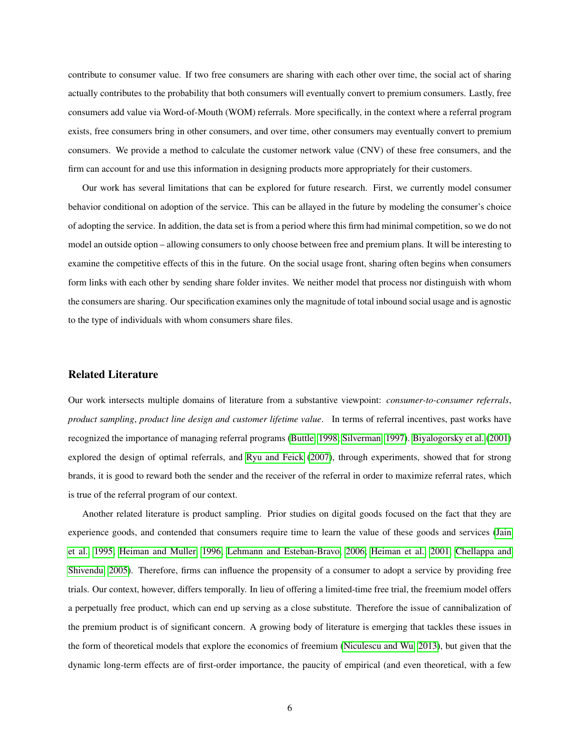contribute to consumer value. If two free consumers are sharing with each other over time, the social act of sharing actually contributes to the probability that both consumers will eventually convert to premium consumers. Lastly, free consumers add value via Word-of-Mouth (WOM) referrals. More specifically, in the context where a referral program exists, free consumers bring in other consumers, and over time, other consumers may eventually convert to premium consumers. We provide a method to calculate the customer network value (CNV) of these free consumers, and the firm can account for and use this information in designing products more appropriately for their customers.

Our work has several limitations that can be explored for future research. First, we currently model consumer behavior conditional on adoption of the service. This can be allayed in the future by modeling the consumer's choice of adopting the service. In addition, the data set is from a period where this firm had minimal competition, so we do not model an outside option – allowing consumers to only choose between free and premium plans. It will be interesting to examine the competitive effects of this in the future. On the social usage front, sharing often begins when consumers form links with each other by sending share folder invites. We neither model that process nor distinguish with whom the consumers are sharing. Our specification examines only the magnitude of total inbound social usage and is agnostic to the type of individuals with whom consumers share files.

## Related Literature

Our work intersects multiple domains of literature from a substantive viewpoint: *consumer-to-consumer referrals*, *product sampling*, *product line design and customer lifetime value*. In terms of referral incentives, past works have recognized the importance of managing referral programs (Buttle, 1998; Silverman, 1997). Biyalogorsky et al. (2001) explored the design of optimal referrals, and Ryu and Feick (2007), through experiments, showed that for strong brands, it is good to reward both the sender and the receiver of the referral in order to maximize referral rates, which is true of the referral program of our context.

Another related literature is product sampling. Prior studies on digital goods focused on the fact that they are experience goods, and contended that consumers require time to learn the value of these goods and services (Jain et al., 1995; Heiman and Muller, 1996; Lehmann and Esteban-Bravo, 2006; Heiman et al., 2001; Chellappa and Shivendu, 2005). Therefore, firms can influence the propensity of a consumer to adopt a service by providing free trials. Our context, however, differs temporally. In lieu of offering a limited-time free trial, the freemium model offers a perpetually free product, which can end up serving as a close substitute. Therefore the issue of cannibalization of the premium product is of significant concern. A growing body of literature is emerging that tackles these issues in the form of theoretical models that explore the economics of freemium (Niculescu and Wu, 2013), but given that the dynamic long-term effects are of first-order importance, the paucity of empirical (and even theoretical, with a few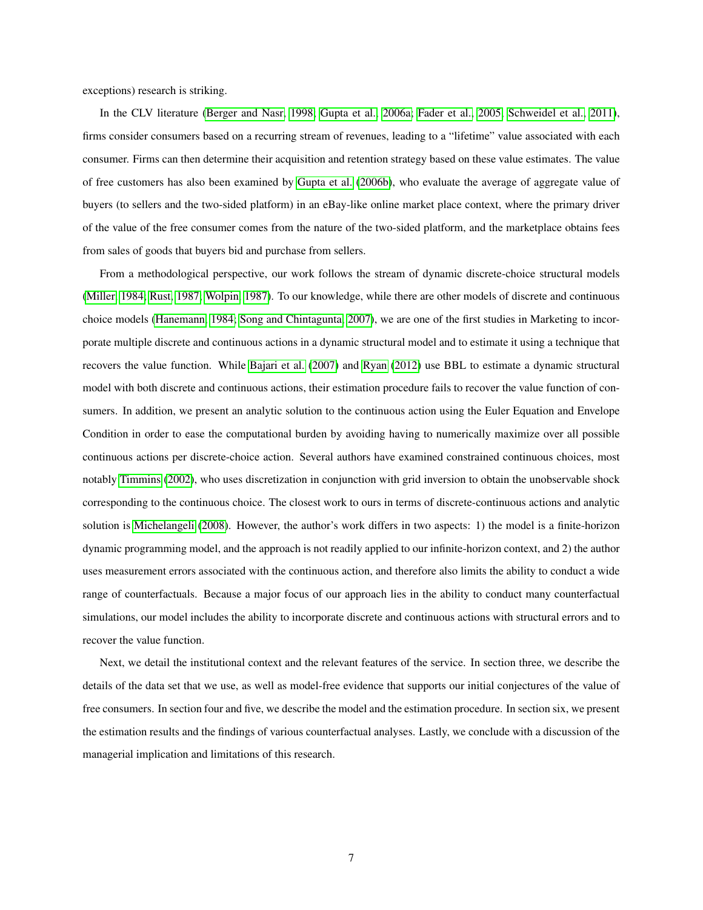exceptions) research is striking.

In the CLV literature (Berger and Nasr, 1998; Gupta et al., 2006a; Fader et al., 2005; Schweidel et al., 2011), firms consider consumers based on a recurring stream of revenues, leading to a "lifetime" value associated with each consumer. Firms can then determine their acquisition and retention strategy based on these value estimates. The value of free customers has also been examined by Gupta et al. (2006b), who evaluate the average of aggregate value of buyers (to sellers and the two-sided platform) in an eBay-like online market place context, where the primary driver of the value of the free consumer comes from the nature of the two-sided platform, and the marketplace obtains fees from sales of goods that buyers bid and purchase from sellers.

From a methodological perspective, our work follows the stream of dynamic discrete-choice structural models (Miller, 1984; Rust, 1987; Wolpin, 1987). To our knowledge, while there are other models of discrete and continuous choice models (Hanemann, 1984; Song and Chintagunta, 2007), we are one of the first studies in Marketing to incorporate multiple discrete and continuous actions in a dynamic structural model and to estimate it using a technique that recovers the value function. While Bajari et al. (2007) and Ryan (2012) use BBL to estimate a dynamic structural model with both discrete and continuous actions, their estimation procedure fails to recover the value function of consumers. In addition, we present an analytic solution to the continuous action using the Euler Equation and Envelope Condition in order to ease the computational burden by avoiding having to numerically maximize over all possible continuous actions per discrete-choice action. Several authors have examined constrained continuous choices, most notably Timmins (2002), who uses discretization in conjunction with grid inversion to obtain the unobservable shock corresponding to the continuous choice. The closest work to ours in terms of discrete-continuous actions and analytic solution is Michelangeli (2008). However, the author's work differs in two aspects: 1) the model is a finite-horizon dynamic programming model, and the approach is not readily applied to our infinite-horizon context, and 2) the author uses measurement errors associated with the continuous action, and therefore also limits the ability to conduct a wide range of counterfactuals. Because a major focus of our approach lies in the ability to conduct many counterfactual simulations, our model includes the ability to incorporate discrete and continuous actions with structural errors and to recover the value function.

Next, we detail the institutional context and the relevant features of the service. In section three, we describe the details of the data set that we use, as well as model-free evidence that supports our initial conjectures of the value of free consumers. In section four and five, we describe the model and the estimation procedure. In section six, we present the estimation results and the findings of various counterfactual analyses. Lastly, we conclude with a discussion of the managerial implication and limitations of this research.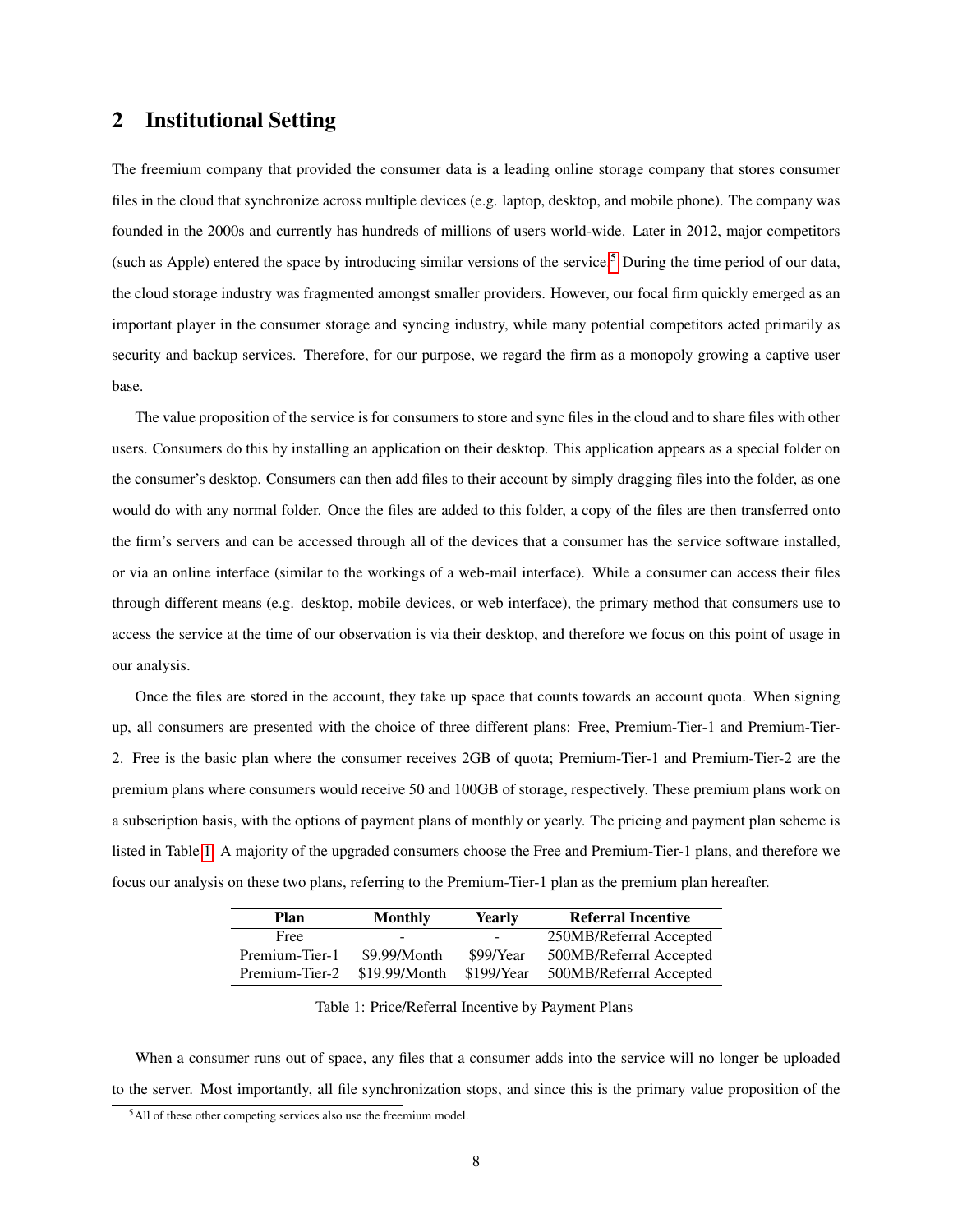## 2 Institutional Setting

The freemium company that provided the consumer data is a leading online storage company that stores consumer files in the cloud that synchronize across multiple devices (e.g. laptop, desktop, and mobile phone). The company was founded in the 2000s and currently has hundreds of millions of users world-wide. Later in 2012, major competitors (such as Apple) entered the space by introducing similar versions of the service.[5] During the time period of our data, the cloud storage industry was fragmented amongst smaller providers. However, our focal firm quickly emerged as an important player in the consumer storage and syncing industry, while many potential competitors acted primarily as security and backup services. Therefore, for our purpose, we regard the firm as a monopoly growing a captive user base.

The value proposition of the service is for consumers to store and sync files in the cloud and to share files with other users. Consumers do this by installing an application on their desktop. This application appears as a special folder on the consumer's desktop. Consumers can then add files to their account by simply dragging files into the folder, as one would do with any normal folder. Once the files are added to this folder, a copy of the files are then transferred onto the firm's servers and can be accessed through all of the devices that a consumer has the service software installed, or via an online interface (similar to the workings of a web-mail interface). While a consumer can access their files through different means (e.g. desktop, mobile devices, or web interface), the primary method that consumers use to access the service at the time of our observation is via their desktop, and therefore we focus on this point of usage in our analysis.

Once the files are stored in the account, they take up space that counts towards an account quota. When signing up, all consumers are presented with the choice of three different plans: Free, Premium-Tier-1 and Premium-Tier-2. Free is the basic plan where the consumer receives 2GB of quota; Premium-Tier-1 and Premium-Tier-2 are the premium plans where consumers would receive 50 and 100GB of storage, respectively. These premium plans work on a subscription basis, with the options of payment plans of monthly or yearly. The pricing and payment plan scheme is listed in Table 1. A majority of the upgraded consumers choose the Free and Premium-Tier-1 plans, and therefore we focus our analysis on these two plans, referring to the Premium-Tier-1 plan as the premium plan hereafter.

| Plan | Monthly | Yearly | Referral Incentive |
|---|---|---|---|
| Free | - | - | 250MB/Referral Accepted |
| Premium-Tier-1 | $9.99/Month | $99/Year | 500MB/Referral Accepted |
| Premium-Tier-2 | $19.99/Month | $199/Year | 500MB/Referral Accepted |

Table 1: Price/Referral Incentive by Payment Plans

When a consumer runs out of space, any files that a consumer adds into the service will no longer be uploaded to the server. Most importantly, all file synchronization stops, and since this is the primary value proposition of the

[5] All of these other competing services also use the freemium model.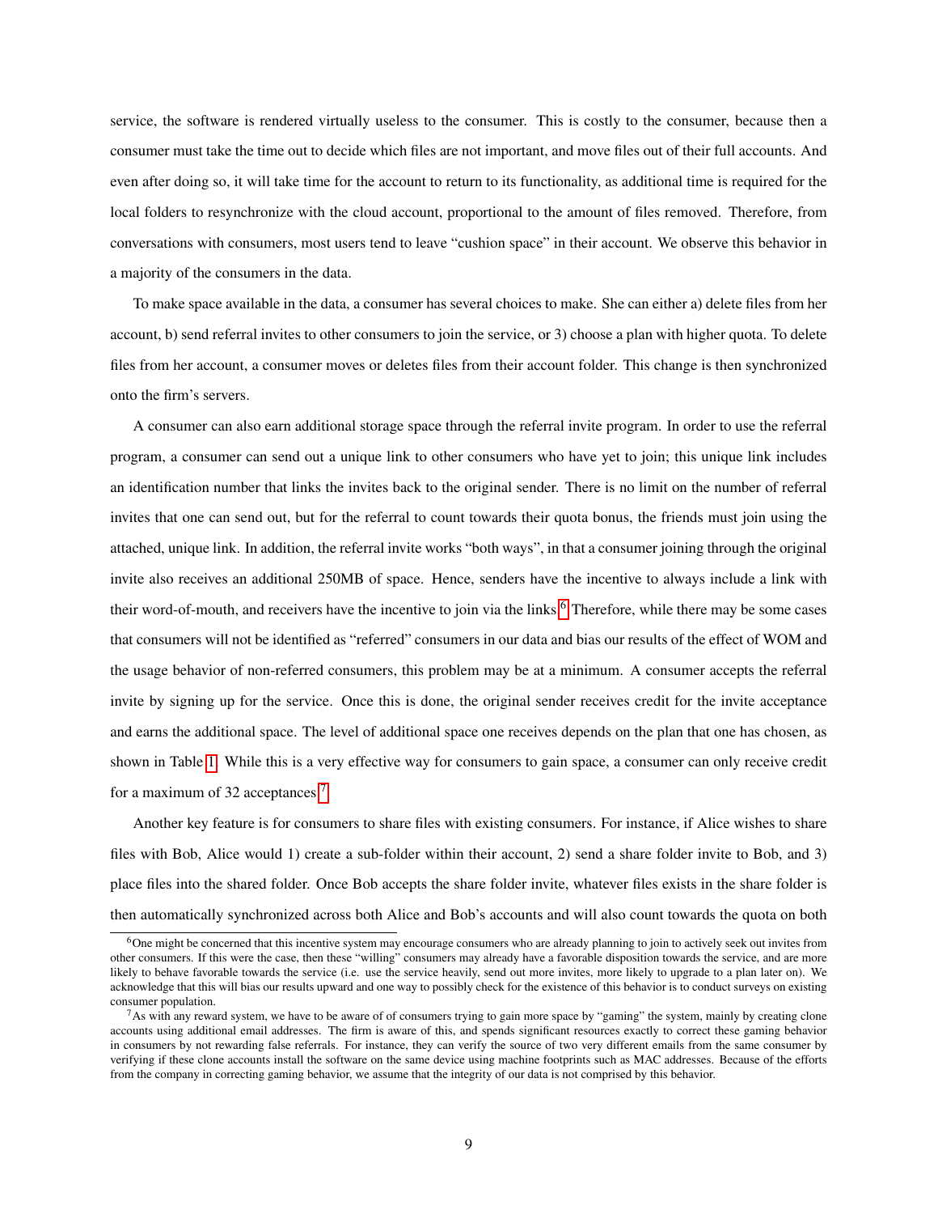service, the software is rendered virtually useless to the consumer. This is costly to the consumer, because then a consumer must take the time out to decide which files are not important, and move files out of their full accounts. And even after doing so, it will take time for the account to return to its functionality, as additional time is required for the local folders to resynchronize with the cloud account, proportional to the amount of files removed. Therefore, from conversations with consumers, most users tend to leave "cushion space" in their account. We observe this behavior in a majority of the consumers in the data.

To make space available in the data, a consumer has several choices to make. She can either a) delete files from her account, b) send referral invites to other consumers to join the service, or 3) choose a plan with higher quota. To delete files from her account, a consumer moves or deletes files from their account folder. This change is then synchronized onto the firm's servers.

A consumer can also earn additional storage space through the referral invite program. In order to use the referral program, a consumer can send out a unique link to other consumers who have yet to join; this unique link includes an identification number that links the invites back to the original sender. There is no limit on the number of referral invites that one can send out, but for the referral to count towards their quota bonus, the friends must join using the attached, unique link. In addition, the referral invite works "both ways", in that a consumer joining through the original invite also receives an additional 250MB of space. Hence, senders have the incentive to always include a link with their word-of-mouth, and receivers have the incentive to join via the links.[6] Therefore, while there may be some cases that consumers will not be identified as "referred" consumers in our data and bias our results of the effect of WOM and the usage behavior of non-referred consumers, this problem may be at a minimum. A consumer accepts the referral invite by signing up for the service. Once this is done, the original sender receives credit for the invite acceptance and earns the additional space. The level of additional space one receives depends on the plan that one has chosen, as shown in Table 1. While this is a very effective way for consumers to gain space, a consumer can only receive credit for a maximum of 32 acceptances.[7]

Another key feature is for consumers to share files with existing consumers. For instance, if Alice wishes to share files with Bob, Alice would 1) create a sub-folder within their account, 2) send a share folder invite to Bob, and 3) place files into the shared folder. Once Bob accepts the share folder invite, whatever files exists in the share folder is then automatically synchronized across both Alice and Bob's accounts and will also count towards the quota on both

---

[6] One might be concerned that this incentive system may encourage consumers who are already planning to join to actively seek out invites from other consumers. If this were the case, then these "willing" consumers may already have a favorable disposition towards the service, and are more likely to behave favorable towards the service (i.e. use the service heavily, send out more invites, more likely to upgrade to a plan later on). We acknowledge that this will bias our results upward and one way to possibly check for the existence of this behavior is to conduct surveys on existing consumer population.

[7] As with any reward system, we have to be aware of of consumers trying to gain more space by "gaming" the system, mainly by creating clone accounts using additional email addresses. The firm is aware of this, and spends significant resources exactly to correct these gaming behavior in consumers by not rewarding false referrals. For instance, they can verify the source of two very different emails from the same consumer by verifying if these clone accounts install the software on the same device using machine footprints such as MAC addresses. Because of the efforts from the company in correcting gaming behavior, we assume that the integrity of our data is not comprised by this behavior.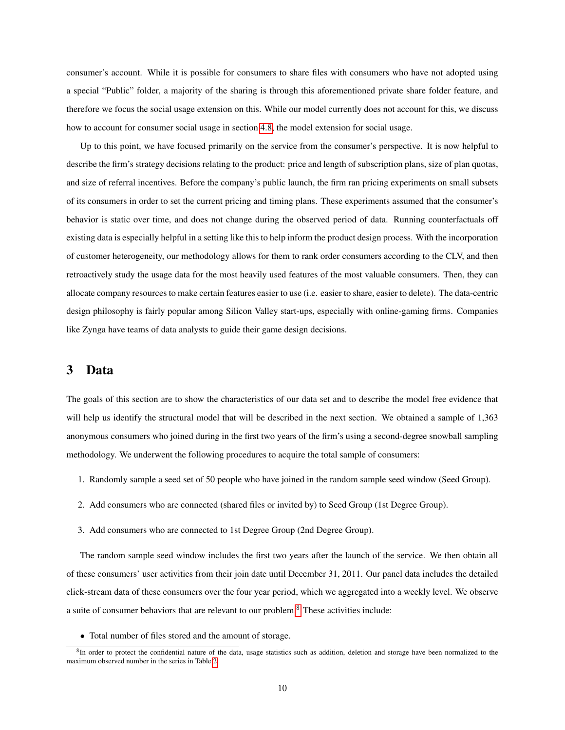consumer's account. While it is possible for consumers to share files with consumers who have not adopted using a special "Public" folder, a majority of the sharing is through this aforementioned private share folder feature, and therefore we focus the social usage extension on this. While our model currently does not account for this, we discuss how to account for consumer social usage in section 4.8, the model extension for social usage.

Up to this point, we have focused primarily on the service from the consumer's perspective. It is now helpful to describe the firm's strategy decisions relating to the product: price and length of subscription plans, size of plan quotas, and size of referral incentives. Before the company's public launch, the firm ran pricing experiments on small subsets of its consumers in order to set the current pricing and timing plans. These experiments assumed that the consumer's behavior is static over time, and does not change during the observed period of data. Running counterfactuals off existing data is especially helpful in a setting like this to help inform the product design process. With the incorporation of customer heterogeneity, our methodology allows for them to rank order consumers according to the CLV, and then retroactively study the usage data for the most heavily used features of the most valuable consumers. Then, they can allocate company resources to make certain features easier to use (i.e. easier to share, easier to delete). The data-centric design philosophy is fairly popular among Silicon Valley start-ups, especially with online-gaming firms. Companies like Zynga have teams of data analysts to guide their game design decisions.

# 3 Data

The goals of this section are to show the characteristics of our data set and to describe the model free evidence that will help us identify the structural model that will be described in the next section. We obtained a sample of 1,363 anonymous consumers who joined during in the first two years of the firm's using a second-degree snowball sampling methodology. We underwent the following procedures to acquire the total sample of consumers:

1. Randomly sample a seed set of 50 people who have joined in the random sample seed window (Seed Group).
2. Add consumers who are connected (shared files or invited by) to Seed Group (1st Degree Group).
3. Add consumers who are connected to 1st Degree Group (2nd Degree Group).

The random sample seed window includes the first two years after the launch of the service. We then obtain all of these consumers' user activities from their join date until December 31, 2011. Our panel data includes the detailed click-stream data of these consumers over the four year period, which we aggregated into a weekly level. We observe a suite of consumer behaviors that are relevant to our problem.[8] These activities include:

- Total number of files stored and the amount of storage.

[8] In order to protect the confidential nature of the data, usage statistics such as addition, deletion and storage have been normalized to the maximum observed number in the series in Table 2.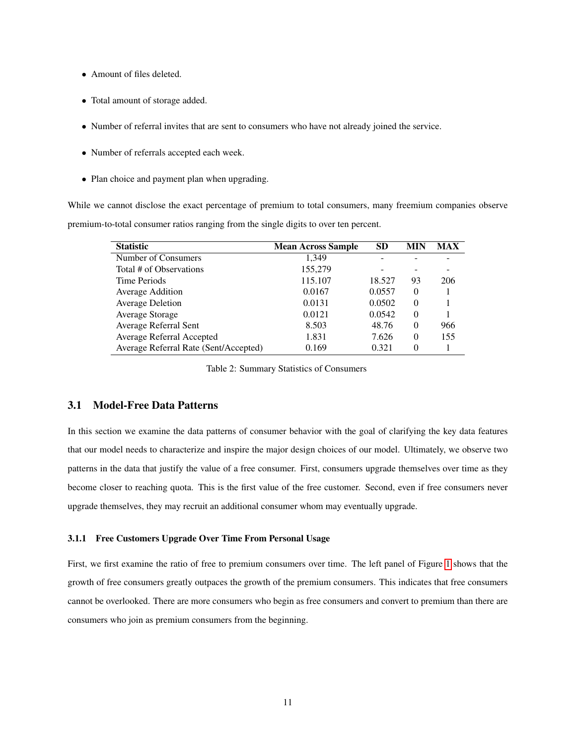- Amount of files deleted.
- Total amount of storage added.
- Number of referral invites that are sent to consumers who have not already joined the service.
- Number of referrals accepted each week.
- Plan choice and payment plan when upgrading.

While we cannot disclose the exact percentage of premium to total consumers, many freemium companies observe premium-to-total consumer ratios ranging from the single digits to over ten percent.

| Statistic | Mean Across Sample | SD | MIN | MAX |
|---|---|---|---|---|
| Number of Consumers | 1,349 | - | - | - |
| Total # of Observations | 155,279 | - | - | - |
| Time Periods | 115.107 | 18.527 | 93 | 206 |
| Average Addition | 0.0167 | 0.0557 | 0 | 1 |
| Average Deletion | 0.0131 | 0.0502 | 0 | 1 |
| Average Storage | 0.0121 | 0.0542 | 0 | 1 |
| Average Referral Sent | 8.503 | 48.76 | 0 | 966 |
| Average Referral Accepted | 1.831 | 7.626 | 0 | 155 |
| Average Referral Rate (Sent/Accepted) | 0.169 | 0.321 | 0 | 1 |

Table 2: Summary Statistics of Consumers

## 3.1 Model-Free Data Patterns

In this section we examine the data patterns of consumer behavior with the goal of clarifying the key data features that our model needs to characterize and inspire the major design choices of our model. Ultimately, we observe two patterns in the data that justify the value of a free consumer. First, consumers upgrade themselves over time as they become closer to reaching quota. This is the first value of the free customer. Second, even if free consumers never upgrade themselves, they may recruit an additional consumer whom may eventually upgrade.

### 3.1.1 Free Customers Upgrade Over Time From Personal Usage

First, we first examine the ratio of free to premium consumers over time. The left panel of Figure 1 shows that the growth of free consumers greatly outpaces the growth of the premium consumers. This indicates that free consumers cannot be overlooked. There are more consumers who begin as free consumers and convert to premium than there are consumers who join as premium consumers from the beginning.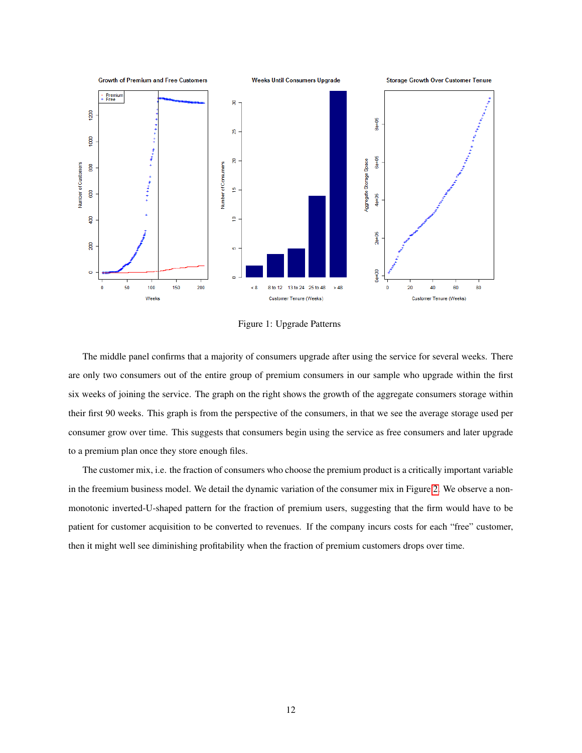Figure 1: Upgrade Patterns

The middle panel confirms that a majority of consumers upgrade after using the service for several weeks. There are only two consumers out of the entire group of premium consumers in our sample who upgrade within the first six weeks of joining the service. The graph on the right shows the growth of the aggregate consumers storage within their first 90 weeks. This graph is from the perspective of the consumers, in that we see the average storage used per consumer grow over time. This suggests that consumers begin using the service as free consumers and later upgrade to a premium plan once they store enough files.

The customer mix, i.e. the fraction of consumers who choose the premium product is a critically important variable in the freemium business model. We detail the dynamic variation of the consumer mix in Figure 2. We observe a non-monotonic inverted-U-shaped pattern for the fraction of premium users, suggesting that the firm would have to be patient for customer acquisition to be converted to revenues. If the company incurs costs for each "free" customer, then it might well see diminishing profitability when the fraction of premium customers drops over time.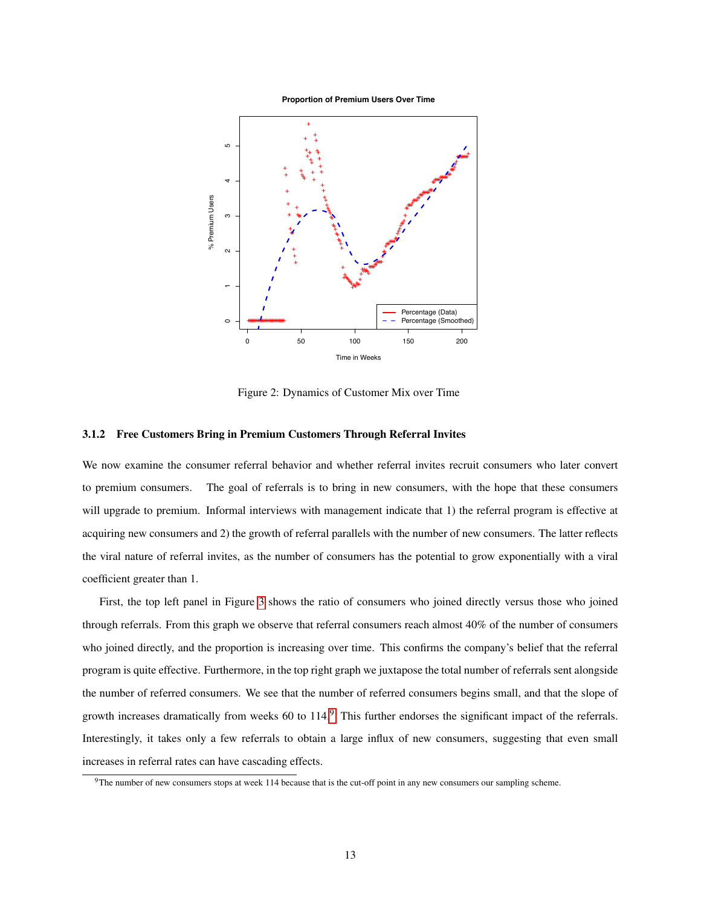Figure 2: Dynamics of Customer Mix over Time

### 3.1.2 Free Customers Bring in Premium Customers Through Referral Invites

We now examine the consumer referral behavior and whether referral invites recruit consumers who later convert to premium consumers. The goal of referrals is to bring in new consumers, with the hope that these consumers will upgrade to premium. Informal interviews with management indicate that 1) the referral program is effective at acquiring new consumers and 2) the growth of referral parallels with the number of new consumers. The latter reflects the viral nature of referral invites, as the number of consumers has the potential to grow exponentially with a viral coefficient greater than 1.

First, the top left panel in Figure 3 shows the ratio of consumers who joined directly versus those who joined through referrals. From this graph we observe that referral consumers reach almost 40% of the number of consumers who joined directly, and the proportion is increasing over time. This confirms the company's belief that the referral program is quite effective. Furthermore, in the top right graph we juxtapose the total number of referrals sent alongside the number of referred consumers. We see that the number of referred consumers begins small, and that the slope of growth increases dramatically from weeks 60 to 114.[9] This further endorses the significant impact of the referrals. Interestingly, it takes only a few referrals to obtain a large influx of new consumers, suggesting that even small increases in referral rates can have cascading effects.

[9]The number of new consumers stops at week 114 because that is the cut-off point in any new consumers our sampling scheme.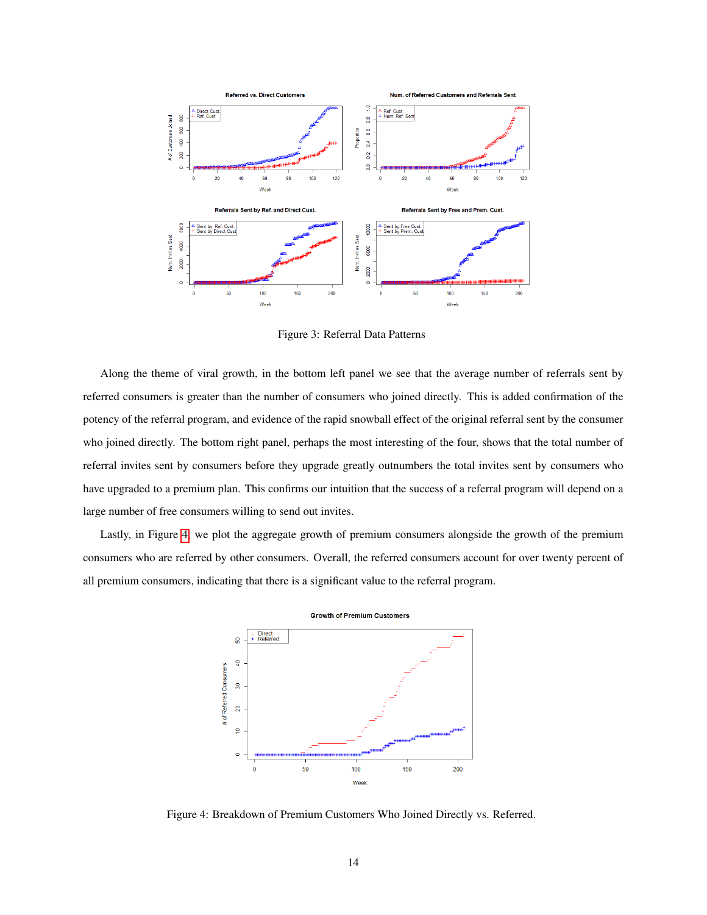Figure 3: Referral Data Patterns

Along the theme of viral growth, in the bottom left panel we see that the average number of referrals sent by referred consumers is greater than the number of consumers who joined directly. This is added confirmation of the potency of the referral program, and evidence of the rapid snowball effect of the original referral sent by the consumer who joined directly. The bottom right panel, perhaps the most interesting of the four, shows that the total number of referral invites sent by consumers before they upgrade greatly outnumbers the total invites sent by consumers who have upgraded to a premium plan. This confirms our intuition that the success of a referral program will depend on a large number of free consumers willing to send out invites.

Lastly, in Figure 4, we plot the aggregate growth of premium consumers alongside the growth of the premium consumers who are referred by other consumers. Overall, the referred consumers account for over twenty percent of all premium consumers, indicating that there is a significant value to the referral program.

Figure 4: Breakdown of Premium Customers Who Joined Directly vs. Referred.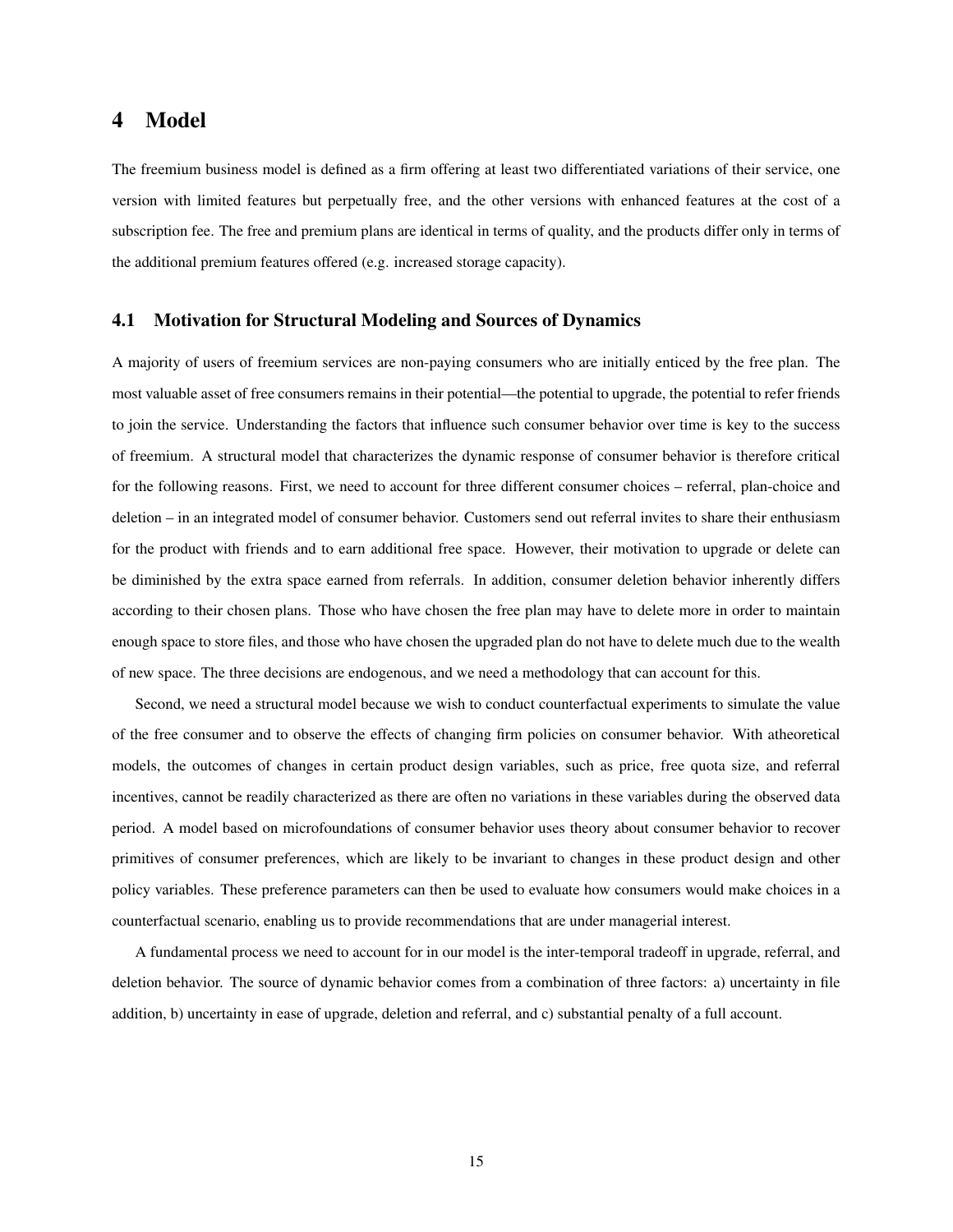# 4 Model

The freemium business model is defined as a firm offering at least two differentiated variations of their service, one version with limited features but perpetually free, and the other versions with enhanced features at the cost of a subscription fee. The free and premium plans are identical in terms of quality, and the products differ only in terms of the additional premium features offered (e.g. increased storage capacity).

## 4.1 Motivation for Structural Modeling and Sources of Dynamics

A majority of users of freemium services are non-paying consumers who are initially enticed by the free plan. The most valuable asset of free consumers remains in their potential—the potential to upgrade, the potential to refer friends to join the service. Understanding the factors that influence such consumer behavior over time is key to the success of freemium. A structural model that characterizes the dynamic response of consumer behavior is therefore critical for the following reasons. First, we need to account for three different consumer choices – referral, plan-choice and deletion – in an integrated model of consumer behavior. Customers send out referral invites to share their enthusiasm for the product with friends and to earn additional free space. However, their motivation to upgrade or delete can be diminished by the extra space earned from referrals. In addition, consumer deletion behavior inherently differs according to their chosen plans. Those who have chosen the free plan may have to delete more in order to maintain enough space to store files, and those who have chosen the upgraded plan do not have to delete much due to the wealth of new space. The three decisions are endogenous, and we need a methodology that can account for this.

Second, we need a structural model because we wish to conduct counterfactual experiments to simulate the value of the free consumer and to observe the effects of changing firm policies on consumer behavior. With atheoretical models, the outcomes of changes in certain product design variables, such as price, free quota size, and referral incentives, cannot be readily characterized as there are often no variations in these variables during the observed data period. A model based on microfoundations of consumer behavior uses theory about consumer behavior to recover primitives of consumer preferences, which are likely to be invariant to changes in these product design and other policy variables. These preference parameters can then be used to evaluate how consumers would make choices in a counterfactual scenario, enabling us to provide recommendations that are under managerial interest.

A fundamental process we need to account for in our model is the inter-temporal tradeoff in upgrade, referral, and deletion behavior. The source of dynamic behavior comes from a combination of three factors: a) uncertainty in file addition, b) uncertainty in ease of upgrade, deletion and referral, and c) substantial penalty of a full account.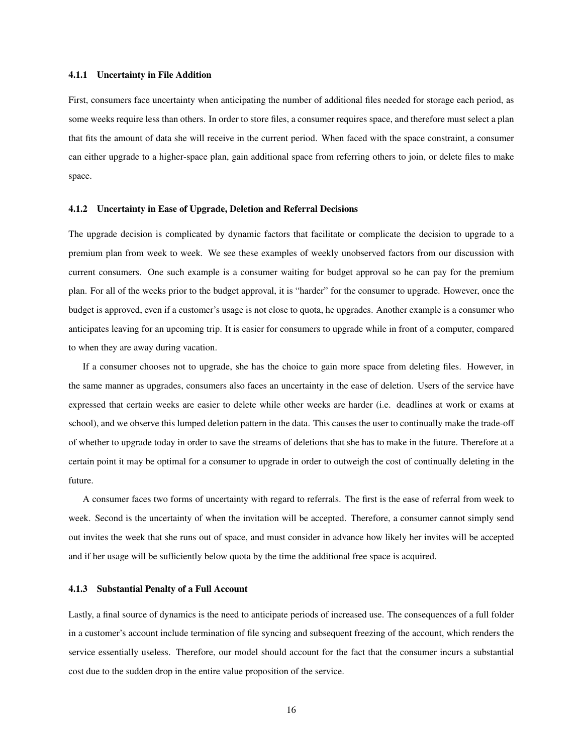#### 4.1.1 Uncertainty in File Addition

First, consumers face uncertainty when anticipating the number of additional files needed for storage each period, as some weeks require less than others. In order to store files, a consumer requires space, and therefore must select a plan that fits the amount of data she will receive in the current period. When faced with the space constraint, a consumer can either upgrade to a higher-space plan, gain additional space from referring others to join, or delete files to make space.

#### 4.1.2 Uncertainty in Ease of Upgrade, Deletion and Referral Decisions

The upgrade decision is complicated by dynamic factors that facilitate or complicate the decision to upgrade to a premium plan from week to week. We see these examples of weekly unobserved factors from our discussion with current consumers. One such example is a consumer waiting for budget approval so he can pay for the premium plan. For all of the weeks prior to the budget approval, it is "harder" for the consumer to upgrade. However, once the budget is approved, even if a customer's usage is not close to quota, he upgrades. Another example is a consumer who anticipates leaving for an upcoming trip. It is easier for consumers to upgrade while in front of a computer, compared to when they are away during vacation.

If a consumer chooses not to upgrade, she has the choice to gain more space from deleting files. However, in the same manner as upgrades, consumers also faces an uncertainty in the ease of deletion. Users of the service have expressed that certain weeks are easier to delete while other weeks are harder (i.e. deadlines at work or exams at school), and we observe this lumped deletion pattern in the data. This causes the user to continually make the trade-off of whether to upgrade today in order to save the streams of deletions that she has to make in the future. Therefore at a certain point it may be optimal for a consumer to upgrade in order to outweigh the cost of continually deleting in the future.

A consumer faces two forms of uncertainty with regard to referrals. The first is the ease of referral from week to week. Second is the uncertainty of when the invitation will be accepted. Therefore, a consumer cannot simply send out invites the week that she runs out of space, and must consider in advance how likely her invites will be accepted and if her usage will be sufficiently below quota by the time the additional free space is acquired.

#### 4.1.3 Substantial Penalty of a Full Account

Lastly, a final source of dynamics is the need to anticipate periods of increased use. The consequences of a full folder in a customer's account include termination of file syncing and subsequent freezing of the account, which renders the service essentially useless. Therefore, our model should account for the fact that the consumer incurs a substantial cost due to the sudden drop in the entire value proposition of the service.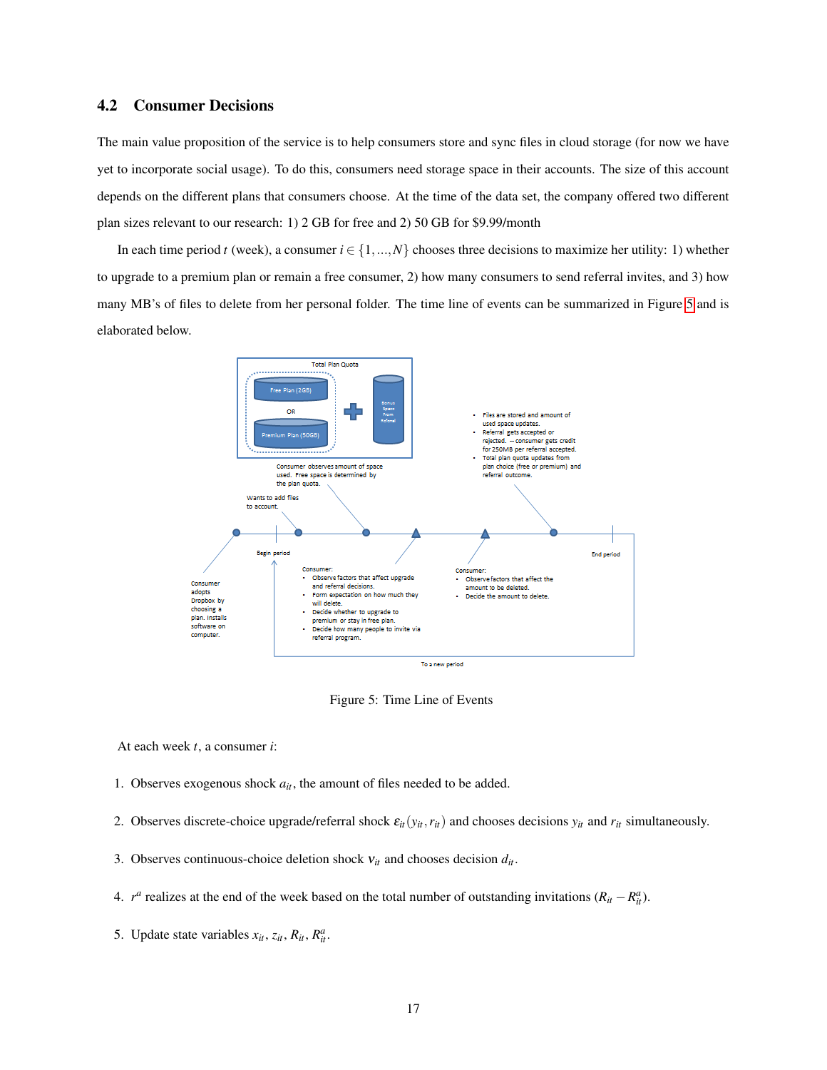## 4.2 Consumer Decisions

The main value proposition of the service is to help consumers store and sync files in cloud storage (for now we have yet to incorporate social usage). To do this, consumers need storage space in their accounts. The size of this account depends on the different plans that consumers choose. At the time of the data set, the company offered two different plan sizes relevant to our research: 1) 2 GB for free and 2) 50 GB for \$9.99/month

In each time period $t$ (week), a consumer $i \in \{1, \ldots, N\}$ chooses three decisions to maximize her utility: 1) whether to upgrade to a premium plan or remain a free consumer, 2) how many consumers to send referral invites, and 3) how many MB's of files to delete from her personal folder. The time line of events can be summarized in Figure 5 and is elaborated below.

Figure 5: Time Line of Events

At each week $t$, a consumer $i$:

1. Observes exogenous shock $a_{it}$, the amount of files needed to be added.

2. Observes discrete-choice upgrade/referral shock $\varepsilon_{it}(y_{it}, r_{it})$ and chooses decisions $y_{it}$ and $r_{it}$ simultaneously.

3. Observes continuous-choice deletion shock $\nu_{it}$ and chooses decision $d_{it}$.

4. $r^a$ realizes at the end of the week based on the total number of outstanding invitations $(R_{it} - R_{it}^a)$.

5. Update state variables $x_{it}$, $z_{it}$, $R_{it}$, $R_{it}^a$.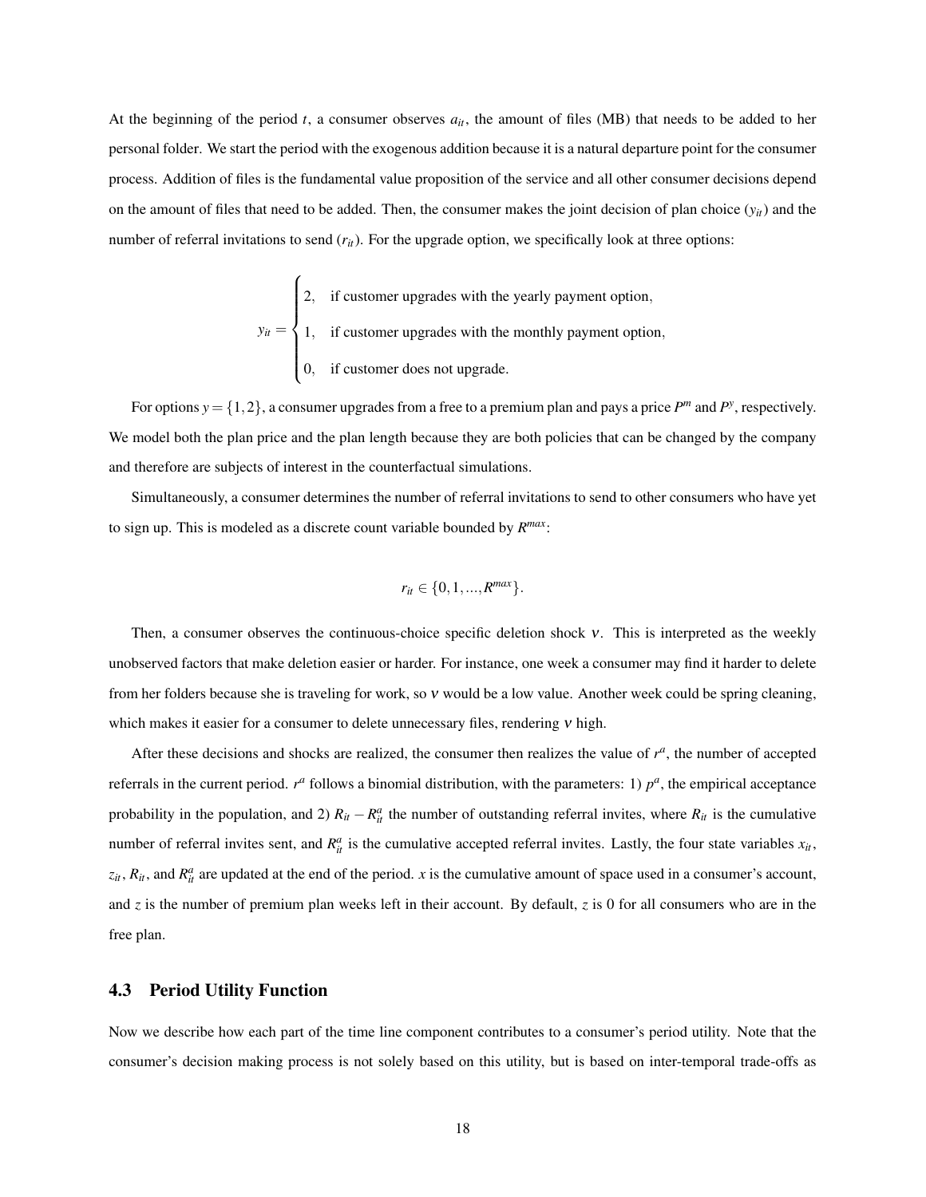At the beginning of the period $t$, a consumer observes $a_{it}$, the amount of files (MB) that needs to be added to her personal folder. We start the period with the exogenous addition because it is a natural departure point for the consumer process. Addition of files is the fundamental value proposition of the service and all other consumer decisions depend on the amount of files that need to be added. Then, the consumer makes the joint decision of plan choice ($y_{it}$) and the number of referral invitations to send ($r_{it}$). For the upgrade option, we specifically look at three options:

$$y_{it} = \begin{cases} 2, & \text{if customer upgrades with the yearly payment option,} \\ 1, & \text{if customer upgrades with the monthly payment option,} \\ 0, & \text{if customer does not upgrade.} \end{cases}$$

For options $y = \{1,2\}$, a consumer upgrades from a free to a premium plan and pays a price $P^m$ and $P^y$, respectively. We model both the plan price and the plan length because they are both policies that can be changed by the company and therefore are subjects of interest in the counterfactual simulations.

Simultaneously, a consumer determines the number of referral invitations to send to other consumers who have yet to sign up. This is modeled as a discrete count variable bounded by $R^{max}$:

$$r_{it} \in \{0, 1, ..., R^{max}\}.$$

Then, a consumer observes the continuous-choice specific deletion shock $\nu$. This is interpreted as the weekly unobserved factors that make deletion easier or harder. For instance, one week a consumer may find it harder to delete from her folders because she is traveling for work, so $\nu$ would be a low value. Another week could be spring cleaning, which makes it easier for a consumer to delete unnecessary files, rendering $\nu$ high.

After these decisions and shocks are realized, the consumer then realizes the value of $r^a$, the number of accepted referrals in the current period. $r^a$ follows a binomial distribution, with the parameters: 1) $p^a$, the empirical acceptance probability in the population, and 2) $R_{it} - R^a_{it}$ the number of outstanding referral invites, where $R_{it}$ is the cumulative number of referral invites sent, and $R^a_{it}$ is the cumulative accepted referral invites. Lastly, the four state variables $x_{it}$, $z_{it}$, $R_{it}$, and $R^a_{it}$ are updated at the end of the period. $x$ is the cumulative amount of space used in a consumer's account, and $z$ is the number of premium plan weeks left in their account. By default, $z$ is 0 for all consumers who are in the free plan.

### 4.3 Period Utility Function

Now we describe how each part of the time line component contributes to a consumer's period utility. Note that the consumer's decision making process is not solely based on this utility, but is based on inter-temporal trade-offs as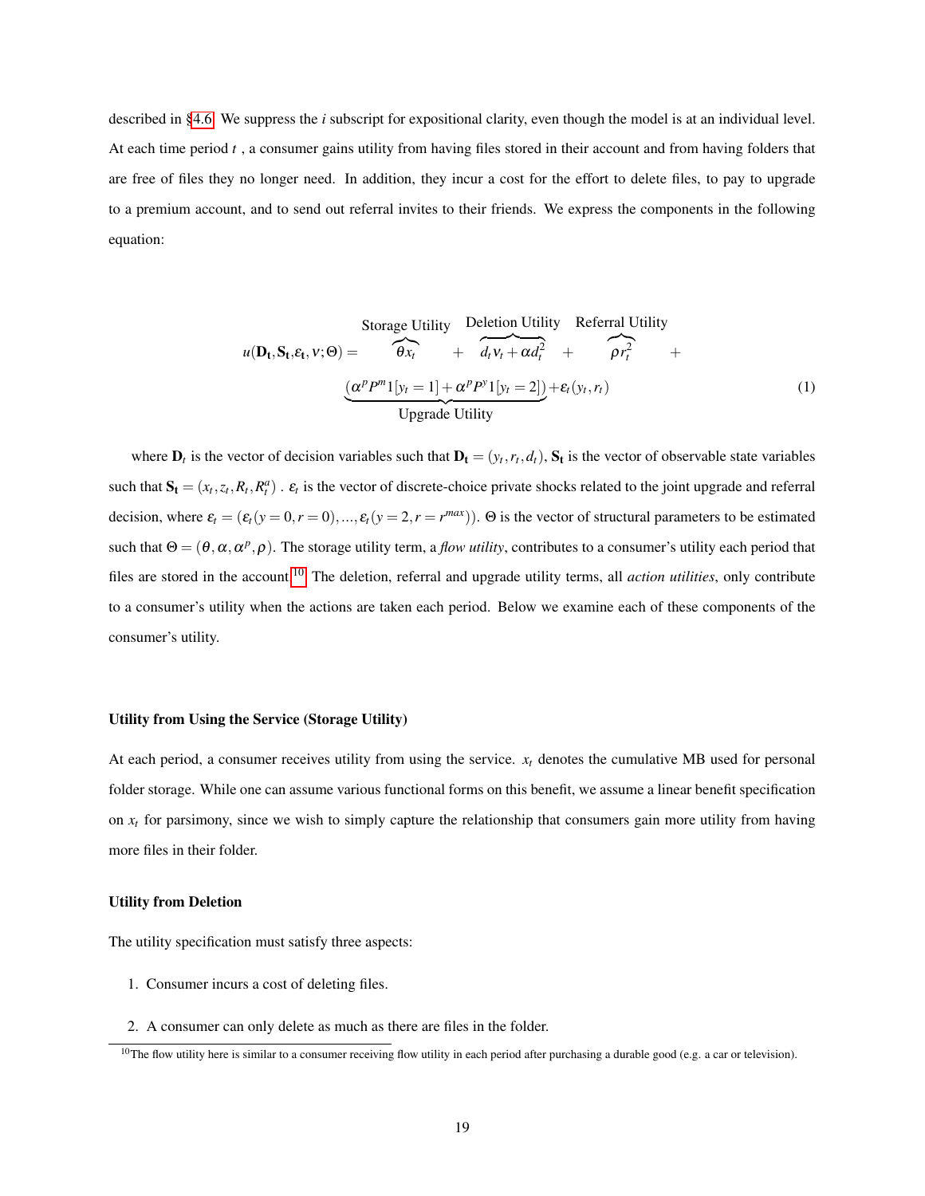described in §4.6. We suppress the $i$ subscript for expositional clarity, even though the model is at an individual level. At each time period $t$ , a consumer gains utility from having files stored in their account and from having folders that are free of files they no longer need. In addition, they incur a cost for the effort to delete files, to pay to upgrade to a premium account, and to send out referral invites to their friends. We express the components in the following equation:

$$u(\mathbf{D_t}, \mathbf{S_t}, \varepsilon_\mathbf{t}, v; \Theta) = \overbrace{\theta x_t}^{\text{Storage Utility}} + \overbrace{d_t v_t + \alpha d_t^2}^{\text{Deletion Utility}} + \overbrace{\rho r_t^2}^{\text{Referral Utility}} + \underbrace{(\alpha^p P^m 1[y_t = 1] + \alpha^p P^y 1[y_t = 2])}_{\text{Upgrade Utility}} + \varepsilon_t(y_t, r_t) \tag{1}$$

where $\mathbf{D}_t$ is the vector of decision variables such that $\mathbf{D_t} = (y_t, r_t, d_t)$, $\mathbf{S_t}$ is the vector of observable state variables such that $\mathbf{S_t} = (x_t, z_t, R_t, R_t^a)$ . $\varepsilon_t$ is the vector of discrete-choice private shocks related to the joint upgrade and referral decision, where $\varepsilon_t = (\varepsilon_t(y = 0, r = 0), ..., \varepsilon_t(y = 2, r = r^{max}))$. $\Theta$ is the vector of structural parameters to be estimated such that $\Theta = (\theta, \alpha, \alpha^p, \rho)$. The storage utility term, a *flow utility*, contributes to a consumer's utility each period that files are stored in the account.[10] The deletion, referral and upgrade utility terms, all *action utilities*, only contribute to a consumer's utility when the actions are taken each period. Below we examine each of these components of the consumer's utility.

### Utility from Using the Service (Storage Utility)

At each period, a consumer receives utility from using the service. $x_t$ denotes the cumulative MB used for personal folder storage. While one can assume various functional forms on this benefit, we assume a linear benefit specification on $x_t$ for parsimony, since we wish to simply capture the relationship that consumers gain more utility from having more files in their folder.

### Utility from Deletion

The utility specification must satisfy three aspects:

1. Consumer incurs a cost of deleting files.
2. A consumer can only delete as much as there are files in the folder.

[10] The flow utility here is similar to a consumer receiving flow utility in each period after purchasing a durable good (e.g. a car or television).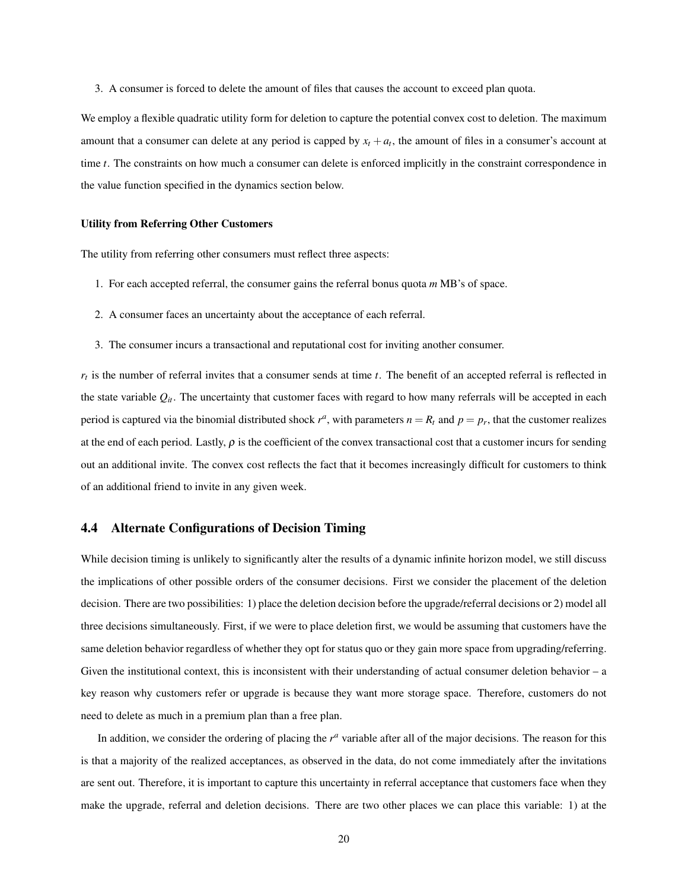3. A consumer is forced to delete the amount of files that causes the account to exceed plan quota.

We employ a flexible quadratic utility form for deletion to capture the potential convex cost to deletion. The maximum amount that a consumer can delete at any period is capped by $x_t + a_t$, the amount of files in a consumer's account at time $t$. The constraints on how much a consumer can delete is enforced implicitly in the constraint correspondence in the value function specified in the dynamics section below.

**Utility from Referring Other Customers**

The utility from referring other consumers must reflect three aspects:

1. For each accepted referral, the consumer gains the referral bonus quota $m$ MB's of space.
2. A consumer faces an uncertainty about the acceptance of each referral.
3. The consumer incurs a transactional and reputational cost for inviting another consumer.

$r_t$ is the number of referral invites that a consumer sends at time $t$. The benefit of an accepted referral is reflected in the state variable $Q_{it}$. The uncertainty that customer faces with regard to how many referrals will be accepted in each period is captured via the binomial distributed shock $r^a$, with parameters $n = R_t$ and $p = p_r$, that the customer realizes at the end of each period. Lastly, $\rho$ is the coefficient of the convex transactional cost that a customer incurs for sending out an additional invite. The convex cost reflects the fact that it becomes increasingly difficult for customers to think of an additional friend to invite in any given week.

## 4.4 Alternate Configurations of Decision Timing

While decision timing is unlikely to significantly alter the results of a dynamic infinite horizon model, we still discuss the implications of other possible orders of the consumer decisions. First we consider the placement of the deletion decision. There are two possibilities: 1) place the deletion decision before the upgrade/referral decisions or 2) model all three decisions simultaneously. First, if we were to place deletion first, we would be assuming that customers have the same deletion behavior regardless of whether they opt for status quo or they gain more space from upgrading/referring. Given the institutional context, this is inconsistent with their understanding of actual consumer deletion behavior – a key reason why customers refer or upgrade is because they want more storage space. Therefore, customers do not need to delete as much in a premium plan than a free plan.

In addition, we consider the ordering of placing the $r^a$ variable after all of the major decisions. The reason for this is that a majority of the realized acceptances, as observed in the data, do not come immediately after the invitations are sent out. Therefore, it is important to capture this uncertainty in referral acceptance that customers face when they make the upgrade, referral and deletion decisions. There are two other places we can place this variable: 1) at the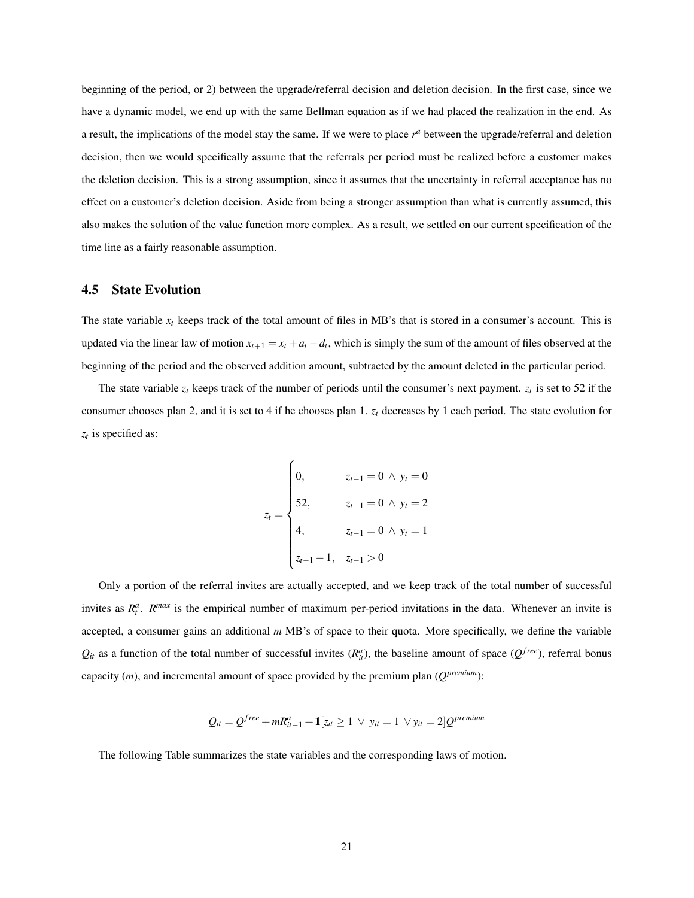beginning of the period, or 2) between the upgrade/referral decision and deletion decision. In the first case, since we have a dynamic model, we end up with the same Bellman equation as if we had placed the realization in the end. As a result, the implications of the model stay the same. If we were to place $r^a$ between the upgrade/referral and deletion decision, then we would specifically assume that the referrals per period must be realized before a customer makes the deletion decision. This is a strong assumption, since it assumes that the uncertainty in referral acceptance has no effect on a customer's deletion decision. Aside from being a stronger assumption than what is currently assumed, this also makes the solution of the value function more complex. As a result, we settled on our current specification of the time line as a fairly reasonable assumption.

### 4.5 State Evolution

The state variable $x_t$ keeps track of the total amount of files in MB's that is stored in a consumer's account. This is updated via the linear law of motion $x_{t+1} = x_t + a_t - d_t$, which is simply the sum of the amount of files observed at the beginning of the period and the observed addition amount, subtracted by the amount deleted in the particular period.

The state variable $z_t$ keeps track of the number of periods until the consumer's next payment. $z_t$ is set to 52 if the consumer chooses plan 2, and it is set to 4 if he chooses plan 1. $z_t$ decreases by 1 each period. The state evolution for $z_t$ is specified as:

$$
z_t = \begin{cases} 0, & z_{t-1} = 0 \wedge y_t = 0 \\ 52, & z_{t-1} = 0 \wedge y_t = 2 \\ 4, & z_{t-1} = 0 \wedge y_t = 1 \\ z_{t-1} - 1, & z_{t-1} > 0 \end{cases}
$$

Only a portion of the referral invites are actually accepted, and we keep track of the total number of successful invites as $R_t^a$. $R^{max}$ is the empirical number of maximum per-period invitations in the data. Whenever an invite is accepted, a consumer gains an additional $m$ MB's of space to their quota. More specifically, we define the variable $Q_{it}$ as a function of the total number of successful invites ($R_{it}^a$), the baseline amount of space ($Q^{free}$), referral bonus capacity ($m$), and incremental amount of space provided by the premium plan ($Q^{premium}$):

$$
Q_{it} = Q^{free} + mR_{it-1}^a + \mathbf{1}[z_{it} \geq 1 \vee y_{it} = 1 \vee y_{it} = 2] Q^{premium}
$$

The following Table summarizes the state variables and the corresponding laws of motion.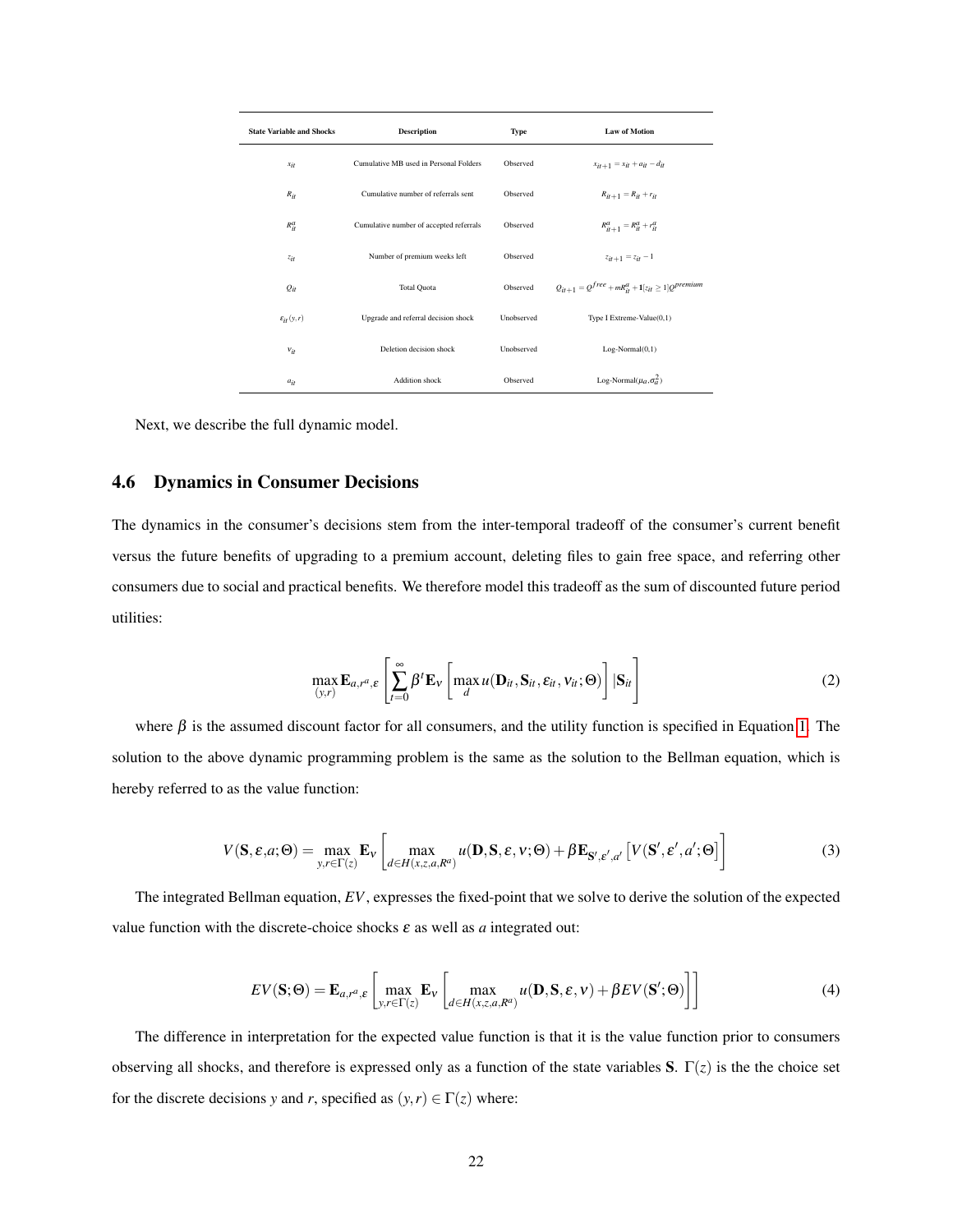| State Variable and Shocks | Description | Type | Law of Motion |
|---|---|---|---|
| $x_{it}$ | Cumulative MB used in Personal Folders | Observed | $x_{it+1} = x_{it} + a_{it} - d_{it}$ |
| $R_{it}$ | Cumulative number of referrals sent | Observed | $R_{it+1} = R_{it} + r_{it}$ |
| $R^a_{it}$ | Cumulative number of accepted referrals | Observed | $R^a_{it+1} = R^a_{it} + r^a_{it}$ |
| $z_{it}$ | Number of premium weeks left | Observed | $z_{it+1} = z_{it} - 1$ |
| $Q_{it}$ | Total Quota | Observed | $Q_{it+1} = Q^{free} + mR^a_{it} + \mathbf{1}[z_{it} \geq 1]Q^{premium}$ |
| $\varepsilon_{it}(y,r)$ | Upgrade and referral decision shock | Unobserved | Type I Extreme-Value(0,1) |
| $v_{it}$ | Deletion decision shock | Unobserved | Log-Normal(0,1) |
| $a_{it}$ | Addition shock | Observed | Log-Normal($\mu_a$,$\sigma_a^2$) |

Next, we describe the full dynamic model.

## 4.6 Dynamics in Consumer Decisions

The dynamics in the consumer's decisions stem from the inter-temporal tradeoff of the consumer's current benefit versus the future benefits of upgrading to a premium account, deleting files to gain free space, and referring other consumers due to social and practical benefits. We therefore model this tradeoff as the sum of discounted future period utilities:

$$\max_{(y,r)} \mathbf{E}_{a,r^a,\varepsilon} \left[ \sum_{t=0}^{\infty} \beta^t \mathbf{E}_v \left[ \max_d u(\mathbf{D}_{it}, \mathbf{S}_{it}, \varepsilon_{it}, v_{it}; \Theta) \right] | \mathbf{S}_{it} \right] \tag{2}$$

where $\beta$ is the assumed discount factor for all consumers, and the utility function is specified in Equation 1. The solution to the above dynamic programming problem is the same as the solution to the Bellman equation, which is hereby referred to as the value function:

$$V(\mathbf{S}, \varepsilon, a; \Theta) = \max_{y,r \in \Gamma(z)} \mathbf{E}_v \left[ \max_{d \in H(x,z,a,R^a)} u(\mathbf{D}, \mathbf{S}, \varepsilon, v; \Theta) + \beta \mathbf{E}_{\mathbf{S}', \varepsilon', a'} \left[ V(\mathbf{S}', \varepsilon', a'; \Theta) \right] \right] \tag{3}$$

The integrated Bellman equation, $EV$, expresses the fixed-point that we solve to derive the solution of the expected value function with the discrete-choice shocks $\varepsilon$ as well as $a$ integrated out:

$$EV(\mathbf{S}; \Theta) = \mathbf{E}_{a,r^a,\varepsilon} \left[ \max_{y,r \in \Gamma(z)} \mathbf{E}_v \left[ \max_{d \in H(x,z,a,R^a)} u(\mathbf{D}, \mathbf{S}, \varepsilon, v) + \beta EV(\mathbf{S}'; \Theta) \right] \right] \tag{4}$$

The difference in interpretation for the expected value function is that it is the value function prior to consumers observing all shocks, and therefore is expressed only as a function of the state variables $\mathbf{S}$. $\Gamma(z)$ is the the choice set for the discrete decisions $y$ and $r$, specified as $(y,r) \in \Gamma(z)$ where: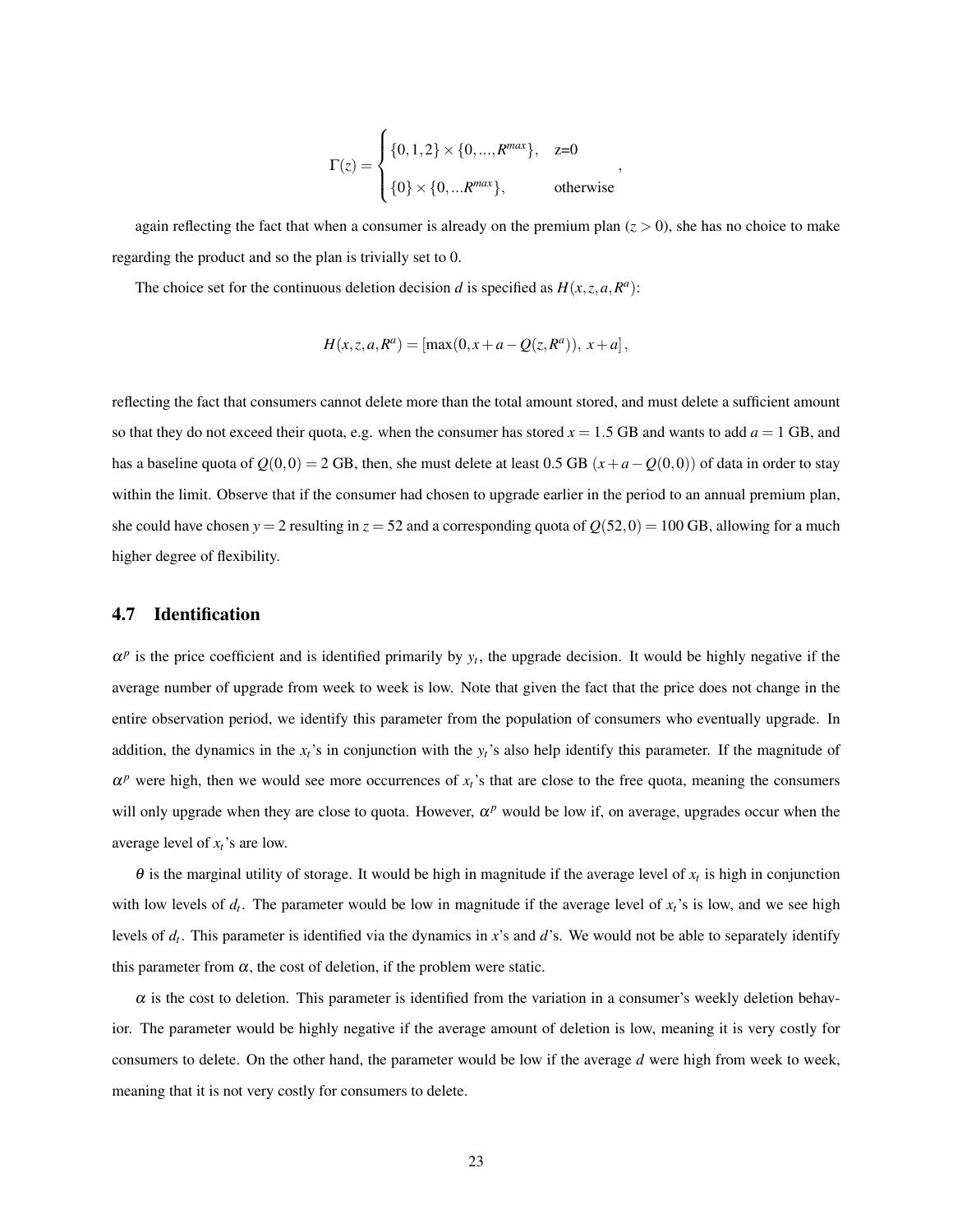$$
\Gamma(z) = \begin{cases} \{0,1,2\} \times \{0,...,R^{max}\}, & \text{z=0} \\ \{0\} \times \{0,...R^{max}\}, & \text{otherwise} \end{cases},
$$

again reflecting the fact that when a consumer is already on the premium plan ($z > 0$), she has no choice to make regarding the product and so the plan is trivially set to 0.

The choice set for the continuous deletion decision $d$ is specified as $H(x,z,a,R^a)$:

$$
H(x,z,a,R^a) = \left[\max(0, x+a-Q(z,R^a)),\ x+a\right],
$$

reflecting the fact that consumers cannot delete more than the total amount stored, and must delete a sufficient amount so that they do not exceed their quota, e.g. when the consumer has stored $x = 1.5$ GB and wants to add $a = 1$ GB, and has a baseline quota of $Q(0,0) = 2$ GB, then, she must delete at least 0.5 GB $(x+a-Q(0,0))$ of data in order to stay within the limit. Observe that if the consumer had chosen to upgrade earlier in the period to an annual premium plan, she could have chosen $y = 2$ resulting in $z = 52$ and a corresponding quota of $Q(52,0) = 100$ GB, allowing for a much higher degree of flexibility.

## 4.7 Identification

$\alpha^p$ is the price coefficient and is identified primarily by $y_t$, the upgrade decision. It would be highly negative if the average number of upgrade from week to week is low. Note that given the fact that the price does not change in the entire observation period, we identify this parameter from the population of consumers who eventually upgrade. In addition, the dynamics in the $x_t$'s in conjunction with the $y_t$'s also help identify this parameter. If the magnitude of $\alpha^p$ were high, then we would see more occurrences of $x_t$'s that are close to the free quota, meaning the consumers will only upgrade when they are close to quota. However, $\alpha^p$ would be low if, on average, upgrades occur when the average level of $x_t$'s are low.

$\theta$ is the marginal utility of storage. It would be high in magnitude if the average level of $x_t$ is high in conjunction with low levels of $d_t$. The parameter would be low in magnitude if the average level of $x_t$'s is low, and we see high levels of $d_t$. This parameter is identified via the dynamics in $x$'s and $d$'s. We would not be able to separately identify this parameter from $\alpha$, the cost of deletion, if the problem were static.

$\alpha$ is the cost to deletion. This parameter is identified from the variation in a consumer's weekly deletion behavior. The parameter would be highly negative if the average amount of deletion is low, meaning it is very costly for consumers to delete. On the other hand, the parameter would be low if the average $d$ were high from week to week, meaning that it is not very costly for consumers to delete.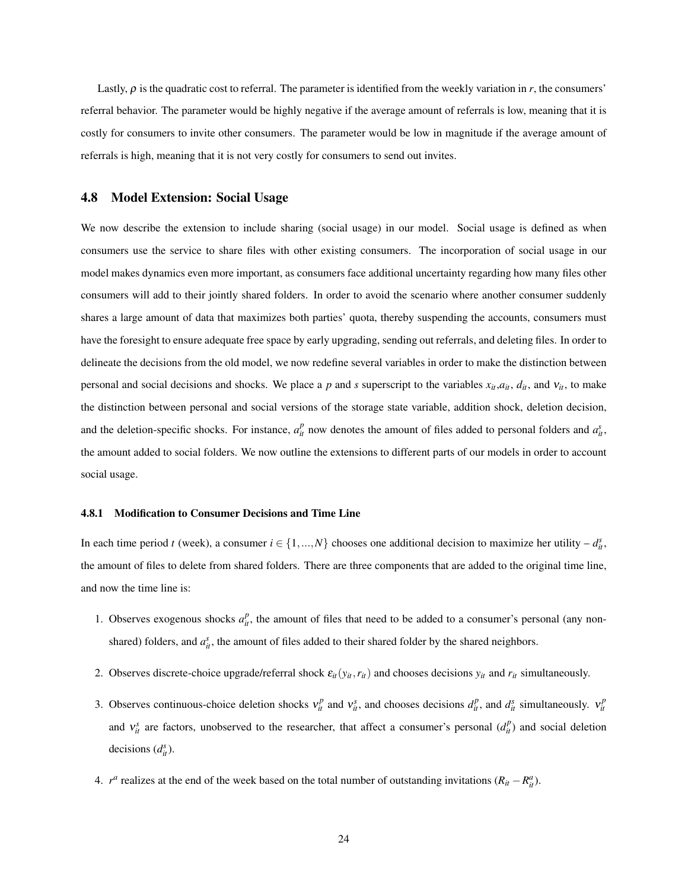Lastly, $\rho$ is the quadratic cost to referral. The parameter is identified from the weekly variation in $r$, the consumers' referral behavior. The parameter would be highly negative if the average amount of referrals is low, meaning that it is costly for consumers to invite other consumers. The parameter would be low in magnitude if the average amount of referrals is high, meaning that it is not very costly for consumers to send out invites.

## 4.8 Model Extension: Social Usage

We now describe the extension to include sharing (social usage) in our model. Social usage is defined as when consumers use the service to share files with other existing consumers. The incorporation of social usage in our model makes dynamics even more important, as consumers face additional uncertainty regarding how many files other consumers will add to their jointly shared folders. In order to avoid the scenario where another consumer suddenly shares a large amount of data that maximizes both parties' quota, thereby suspending the accounts, consumers must have the foresight to ensure adequate free space by early upgrading, sending out referrals, and deleting files. In order to delineate the decisions from the old model, we now redefine several variables in order to make the distinction between personal and social decisions and shocks. We place a $p$ and $s$ superscript to the variables $x_{it}$,$a_{it}$, $d_{it}$, and $\nu_{it}$, to make the distinction between personal and social versions of the storage state variable, addition shock, deletion decision, and the deletion-specific shocks. For instance, $a_{it}^{p}$ now denotes the amount of files added to personal folders and $a_{it}^{s}$, the amount added to social folders. We now outline the extensions to different parts of our models in order to account social usage.

### 4.8.1 Modification to Consumer Decisions and Time Line

In each time period $t$ (week), a consumer $i \in \{1,...,N\}$ chooses one additional decision to maximize her utility – $d_{it}^{s}$, the amount of files to delete from shared folders. There are three components that are added to the original time line, and now the time line is:

1. Observes exogenous shocks $a_{it}^{p}$, the amount of files that need to be added to a consumer's personal (any non-shared) folders, and $a_{it}^{s}$, the amount of files added to their shared folder by the shared neighbors.
2. Observes discrete-choice upgrade/referral shock $\varepsilon_{it}(y_{it}, r_{it})$ and chooses decisions $y_{it}$ and $r_{it}$ simultaneously.
3. Observes continuous-choice deletion shocks $\nu_{it}^{p}$ and $\nu_{it}^{s}$, and chooses decisions $d_{it}^{p}$, and $d_{it}^{s}$ simultaneously. $\nu_{it}^{p}$ and $\nu_{it}^{s}$ are factors, unobserved to the researcher, that affect a consumer's personal ($d_{it}^{p}$) and social deletion decisions ($d_{it}^{s}$).
4. $r^{a}$ realizes at the end of the week based on the total number of outstanding invitations ($R_{it} - R_{it}^{a}$).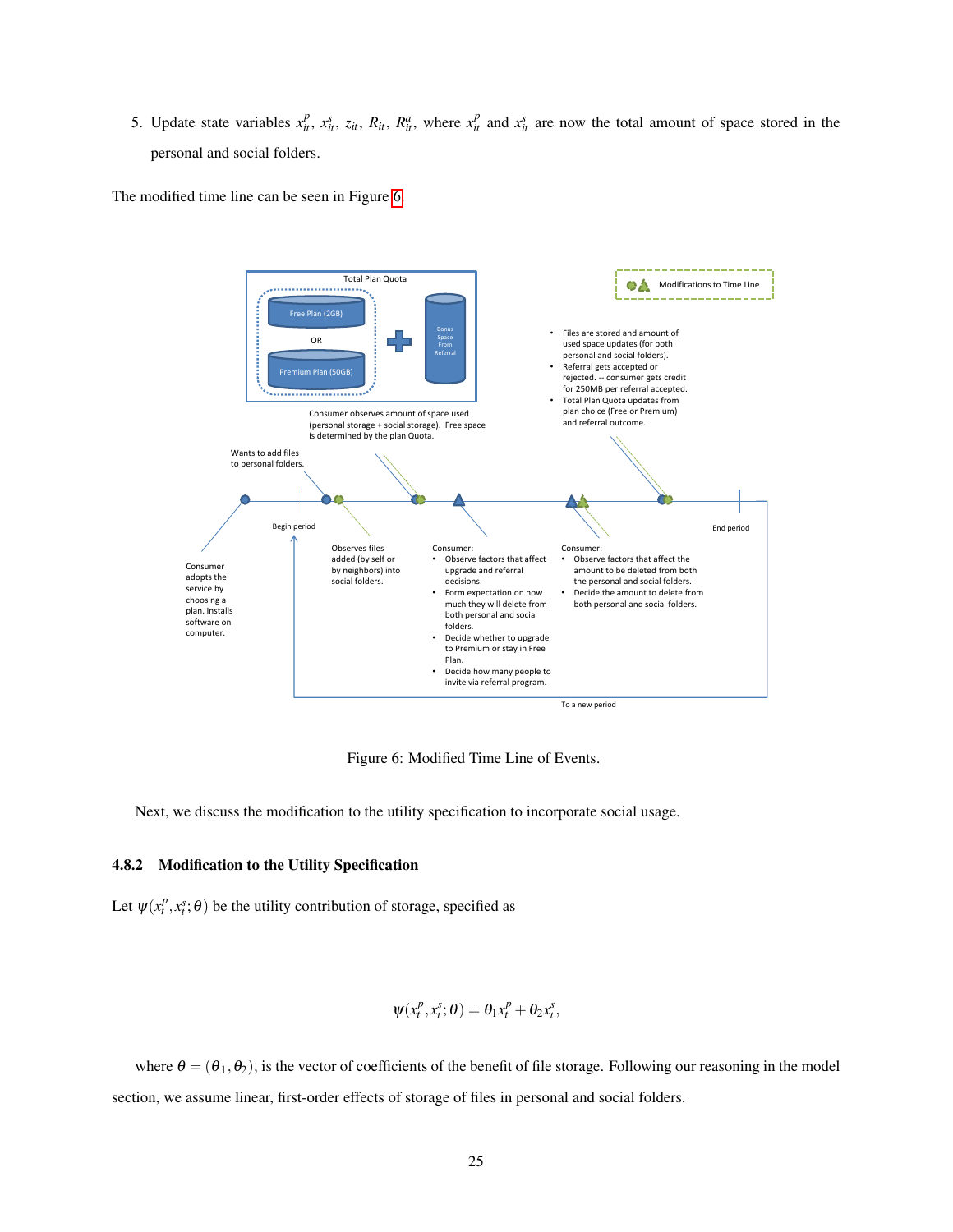5. Update state variables $x_{it}^p$, $x_{it}^s$, $z_{it}$, $R_{it}$, $R_{it}^a$, where $x_{it}^p$ and $x_{it}^s$ are now the total amount of space stored in the personal and social folders.

The modified time line can be seen in Figure 6.

Figure 6: Modified Time Line of Events.

Next, we discuss the modification to the utility specification to incorporate social usage.

### 4.8.2 Modification to the Utility Specification

Let $\psi(x_t^p, x_t^s; \theta)$ be the utility contribution of storage, specified as

$$\psi(x_t^p, x_t^s; \theta) = \theta_1 x_t^p + \theta_2 x_t^s,$$

where $\theta = (\theta_1, \theta_2)$, is the vector of coefficients of the benefit of file storage. Following our reasoning in the model section, we assume linear, first-order effects of storage of files in personal and social folders.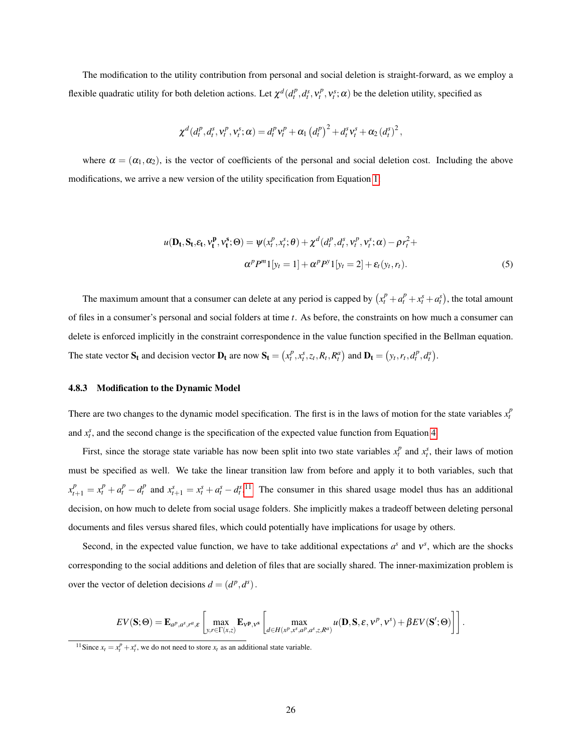The modification to the utility contribution from personal and social deletion is straight-forward, as we employ a flexible quadratic utility for both deletion actions. Let $\chi^d(d_t^p, d_t^s, \nu_t^p, \nu_t^s; \alpha)$ be the deletion utility, specified as

$$\chi^d(d_t^p, d_t^s, \nu_t^p, \nu_t^s; \alpha) = d_t^p \nu_t^p + \alpha_1 \left(d_t^p\right)^2 + d_t^s \nu_t^s + \alpha_2 \left(d_t^s\right)^2,$$

where $\alpha = (\alpha_1, \alpha_2)$, is the vector of coefficients of the personal and social deletion cost. Including the above modifications, we arrive a new version of the utility specification from Equation 1.

$$\begin{aligned} u(\mathbf{D_t}, \mathbf{S_t}, \varepsilon_t, \nu_\mathbf{t}^\mathbf{p}, \nu_\mathbf{t}^\mathbf{s}; \Theta) = \psi(x_t^p, x_t^s; \theta) + \chi^d(d_t^p, d_t^s, \nu_t^p, \nu_t^s; \alpha) - \rho r_t^2 + \\ \alpha^p P^m 1[y_t = 1] + \alpha^p P^y 1[y_t = 2] + \varepsilon_t(y_t, r_t). \end{aligned} \tag{5}$$

The maximum amount that a consumer can delete at any period is capped by $\left(x_t^p + a_t^p + x_t^s + a_t^s\right)$, the total amount of files in a consumer's personal and social folders at time $t$. As before, the constraints on how much a consumer can delete is enforced implicitly in the constraint correspondence in the value function specified in the Bellman equation. The state vector $\mathbf{S_t}$ and decision vector $\mathbf{D_t}$ are now $\mathbf{S_t} = \left(x_t^p, x_t^s, z_t, R_t, R_t^a\right)$ and $\mathbf{D_t} = \left(y_t, r_t, d_t^p, d_t^s\right)$.

### 4.8.3 Modification to the Dynamic Model

There are two changes to the dynamic model specification. The first is in the laws of motion for the state variables $x_t^p$ and $x_t^s$, and the second change is the specification of the expected value function from Equation 4.

First, since the storage state variable has now been split into two state variables $x_t^p$ and $x_t^s$, their laws of motion must be specified as well. We take the linear transition law from before and apply it to both variables, such that $x_{t+1}^p = x_t^p + a_t^p - d_t^p$ and $x_{t+1}^s = x_t^s + a_t^s - d_t^s$.[11] The consumer in this shared usage model thus has an additional decision, on how much to delete from social usage folders. She implicitly makes a tradeoff between deleting personal documents and files versus shared files, which could potentially have implications for usage by others.

Second, in the expected value function, we have to take additional expectations $a^s$ and $\nu^s$, which are the shocks corresponding to the social additions and deletion of files that are socially shared. The inner-maximization problem is over the vector of deletion decisions $d = (d^p, d^s)$.

$$EV(\mathbf{S}; \Theta) = \mathbf{E}_{a^p, a^s, r^a, \varepsilon}\left[\max_{y, r \in \Gamma(x,z)} \mathbf{E}_{\nu^\mathbf{p}, \nu^\mathbf{s}}\left[\max_{d \in H(x^p, x^s, a^p, a^s, z, R^a)} u(\mathbf{D}, \mathbf{S}, \varepsilon, \nu^p, \nu^s) + \beta EV(\mathbf{S}'; \Theta)\right]\right].$$

[11] Since $x_t = x_t^p + x_t^s$, we do not need to store $x_t$ as an additional state variable.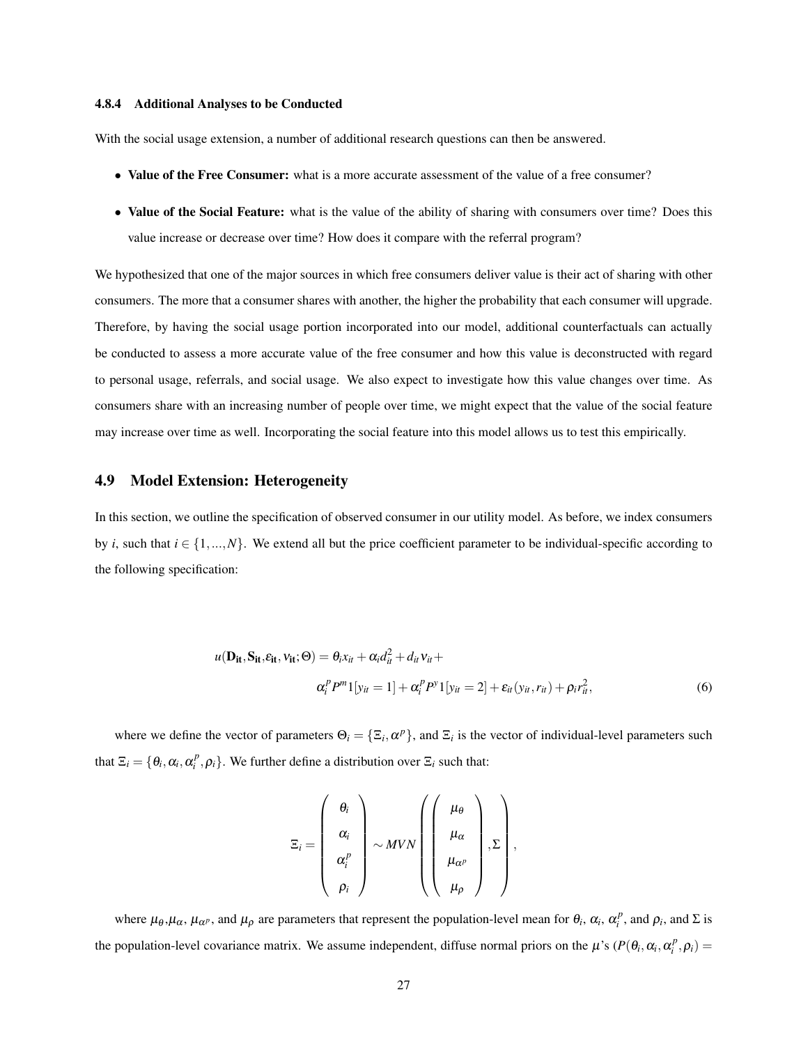#### 4.8.4 Additional Analyses to be Conducted

With the social usage extension, a number of additional research questions can then be answered.

- **Value of the Free Consumer:** what is a more accurate assessment of the value of a free consumer?
- **Value of the Social Feature:** what is the value of the ability of sharing with consumers over time? Does this value increase or decrease over time? How does it compare with the referral program?

We hypothesized that one of the major sources in which free consumers deliver value is their act of sharing with other consumers. The more that a consumer shares with another, the higher the probability that each consumer will upgrade. Therefore, by having the social usage portion incorporated into our model, additional counterfactuals can actually be conducted to assess a more accurate value of the free consumer and how this value is deconstructed with regard to personal usage, referrals, and social usage. We also expect to investigate how this value changes over time. As consumers share with an increasing number of people over time, we might expect that the value of the social feature may increase over time as well. Incorporating the social feature into this model allows us to test this empirically.

## 4.9 Model Extension: Heterogeneity

In this section, we outline the specification of observed consumer in our utility model. As before, we index consumers by $i$, such that $i \in \{1,...,N\}$. We extend all but the price coefficient parameter to be individual-specific according to the following specification:

$$
\begin{aligned}
u(\mathbf{D_{it}}, \mathbf{S_{it}}, \varepsilon_{\mathbf{it}}, \nu_{\mathbf{it}}; \Theta) = {} & \theta_i x_{it} + \alpha_i d_{it}^2 + d_{it}\nu_{it} + \\
& \alpha_i^p P^m 1[y_{it} = 1] + \alpha_i^p P^y 1[y_{it} = 2] + \varepsilon_{it}(y_{it}, r_{it}) + \rho_i r_{it}^2, \qquad (6)
\end{aligned}
$$

where we define the vector of parameters $\Theta_i = \{\Xi_i, \alpha^p\}$, and $\Xi_i$ is the vector of individual-level parameters such that $\Xi_i = \{\theta_i, \alpha_i, \alpha_i^p, \rho_i\}$. We further define a distribution over $\Xi_i$ such that:

$$
\Xi_i = \begin{pmatrix} \theta_i \\ \alpha_i \\ \alpha_i^p \\ \rho_i \end{pmatrix} \sim MVN \left( \begin{pmatrix} \mu_\theta \\ \mu_\alpha \\ \mu_{\alpha^p} \\ \mu_\rho \end{pmatrix}, \Sigma \right),
$$

where $\mu_\theta$,$\mu_\alpha$, $\mu_{\alpha^p}$, and $\mu_\rho$ are parameters that represent the population-level mean for $\theta_i$, $\alpha_i$, $\alpha_i^p$, and $\rho_i$, and $\Sigma$ is the population-level covariance matrix. We assume independent, diffuse normal priors on the $\mu$'s ($P(\theta_i, \alpha_i, \alpha_i^p, \rho_i) =$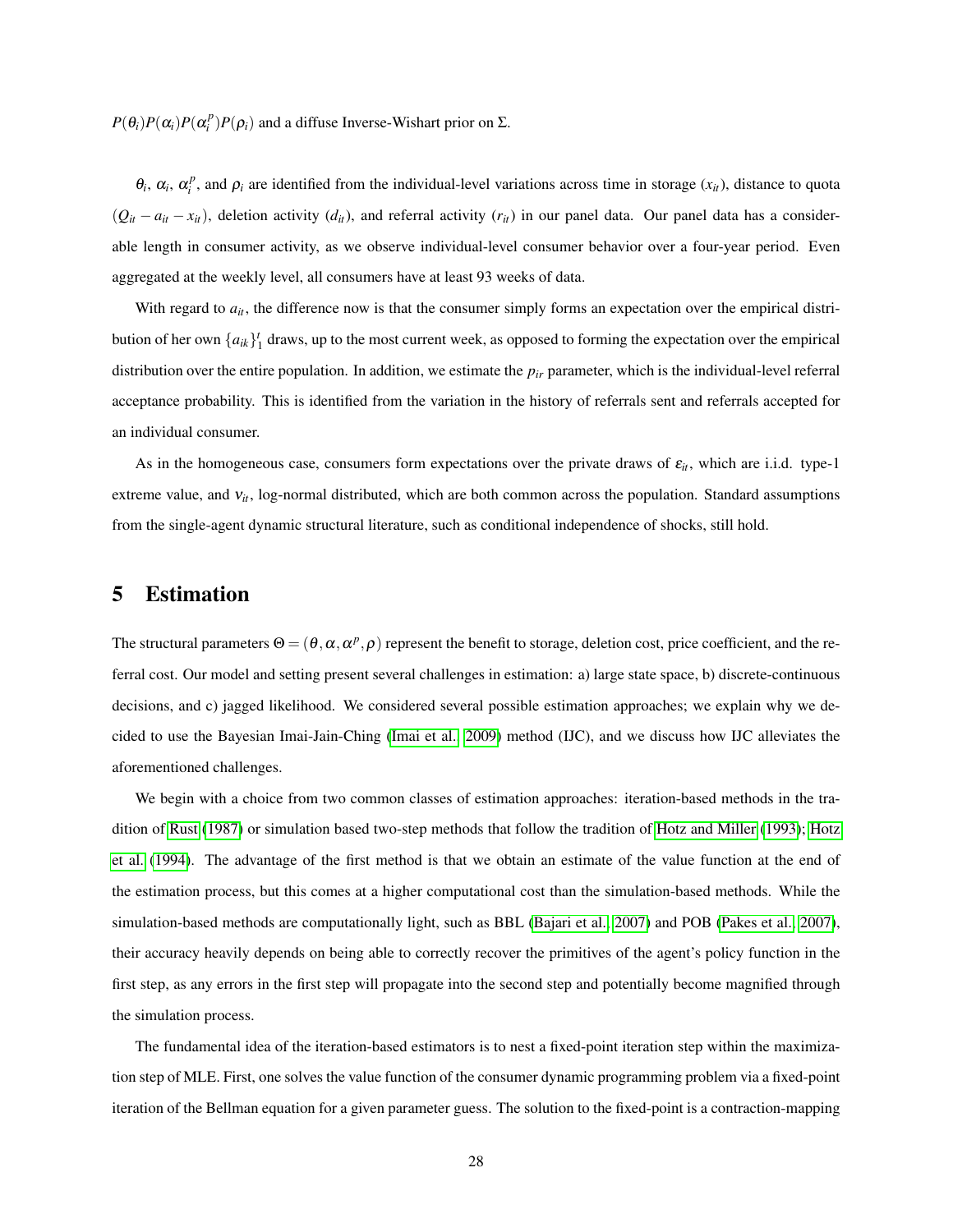$P(\theta_i)P(\alpha_i)P(\alpha_i^p)P(\rho_i)$ and a diffuse Inverse-Wishart prior on $\Sigma$.

$\theta_i$, $\alpha_i$, $\alpha_i^p$, and $\rho_i$ are identified from the individual-level variations across time in storage ($x_{it}$), distance to quota ($Q_{it} - a_{it} - x_{it}$), deletion activity ($d_{it}$), and referral activity ($r_{it}$) in our panel data. Our panel data has a considerable length in consumer activity, as we observe individual-level consumer behavior over a four-year period. Even aggregated at the weekly level, all consumers have at least 93 weeks of data.

With regard to $a_{it}$, the difference now is that the consumer simply forms an expectation over the empirical distribution of her own $\{a_{ik}\}_1^t$ draws, up to the most current week, as opposed to forming the expectation over the empirical distribution over the entire population. In addition, we estimate the $p_{ir}$ parameter, which is the individual-level referral acceptance probability. This is identified from the variation in the history of referrals sent and referrals accepted for an individual consumer.

As in the homogeneous case, consumers form expectations over the private draws of $\varepsilon_{it}$, which are i.i.d. type-1 extreme value, and $\nu_{it}$, log-normal distributed, which are both common across the population. Standard assumptions from the single-agent dynamic structural literature, such as conditional independence of shocks, still hold.

# 5 Estimation

The structural parameters $\Theta = (\theta, \alpha, \alpha^p, \rho)$ represent the benefit to storage, deletion cost, price coefficient, and the referral cost. Our model and setting present several challenges in estimation: a) large state space, b) discrete-continuous decisions, and c) jagged likelihood. We considered several possible estimation approaches; we explain why we decided to use the Bayesian Imai-Jain-Ching (Imai et al., 2009) method (IJC), and we discuss how IJC alleviates the aforementioned challenges.

We begin with a choice from two common classes of estimation approaches: iteration-based methods in the tradition of Rust (1987) or simulation based two-step methods that follow the tradition of Hotz and Miller (1993); Hotz et al. (1994). The advantage of the first method is that we obtain an estimate of the value function at the end of the estimation process, but this comes at a higher computational cost than the simulation-based methods. While the simulation-based methods are computationally light, such as BBL (Bajari et al., 2007) and POB (Pakes et al., 2007), their accuracy heavily depends on being able to correctly recover the primitives of the agent's policy function in the first step, as any errors in the first step will propagate into the second step and potentially become magnified through the simulation process.

The fundamental idea of the iteration-based estimators is to nest a fixed-point iteration step within the maximization step of MLE. First, one solves the value function of the consumer dynamic programming problem via a fixed-point iteration of the Bellman equation for a given parameter guess. The solution to the fixed-point is a contraction-mapping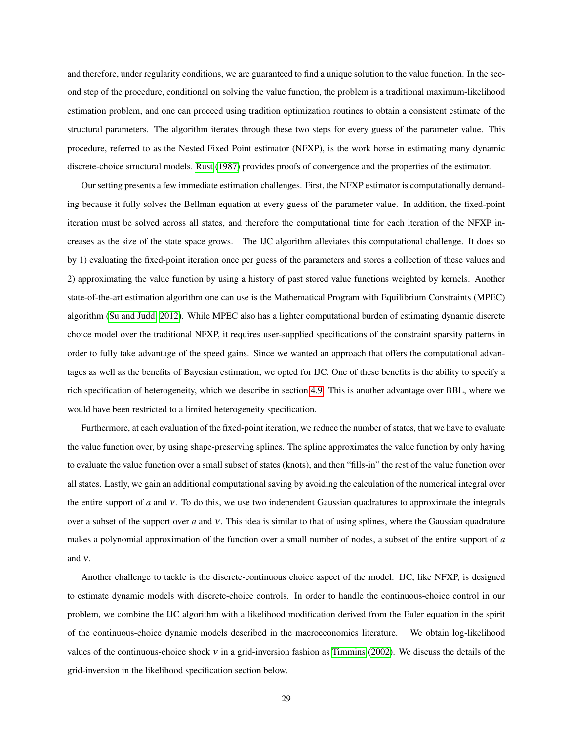and therefore, under regularity conditions, we are guaranteed to find a unique solution to the value function. In the second step of the procedure, conditional on solving the value function, the problem is a traditional maximum-likelihood estimation problem, and one can proceed using tradition optimization routines to obtain a consistent estimate of the structural parameters. The algorithm iterates through these two steps for every guess of the parameter value. This procedure, referred to as the Nested Fixed Point estimator (NFXP), is the work horse in estimating many dynamic discrete-choice structural models. Rust (1987) provides proofs of convergence and the properties of the estimator.

Our setting presents a few immediate estimation challenges. First, the NFXP estimator is computationally demanding because it fully solves the Bellman equation at every guess of the parameter value. In addition, the fixed-point iteration must be solved across all states, and therefore the computational time for each iteration of the NFXP increases as the size of the state space grows. The IJC algorithm alleviates this computational challenge. It does so by 1) evaluating the fixed-point iteration once per guess of the parameters and stores a collection of these values and 2) approximating the value function by using a history of past stored value functions weighted by kernels. Another state-of-the-art estimation algorithm one can use is the Mathematical Program with Equilibrium Constraints (MPEC) algorithm (Su and Judd, 2012). While MPEC also has a lighter computational burden of estimating dynamic discrete choice model over the traditional NFXP, it requires user-supplied specifications of the constraint sparsity patterns in order to fully take advantage of the speed gains. Since we wanted an approach that offers the computational advantages as well as the benefits of Bayesian estimation, we opted for IJC. One of these benefits is the ability to specify a rich specification of heterogeneity, which we describe in section 4.9. This is another advantage over BBL, where we would have been restricted to a limited heterogeneity specification.

Furthermore, at each evaluation of the fixed-point iteration, we reduce the number of states, that we have to evaluate the value function over, by using shape-preserving splines. The spline approximates the value function by only having to evaluate the value function over a small subset of states (knots), and then "fills-in" the rest of the value function over all states. Lastly, we gain an additional computational saving by avoiding the calculation of the numerical integral over the entire support of $a$ and $\nu$. To do this, we use two independent Gaussian quadratures to approximate the integrals over a subset of the support over $a$ and $\nu$. This idea is similar to that of using splines, where the Gaussian quadrature makes a polynomial approximation of the function over a small number of nodes, a subset of the entire support of $a$ and $\nu$.

Another challenge to tackle is the discrete-continuous choice aspect of the model. IJC, like NFXP, is designed to estimate dynamic models with discrete-choice controls. In order to handle the continuous-choice control in our problem, we combine the IJC algorithm with a likelihood modification derived from the Euler equation in the spirit of the continuous-choice dynamic models described in the macroeconomics literature. We obtain log-likelihood values of the continuous-choice shock $\nu$ in a grid-inversion fashion as Timmins (2002). We discuss the details of the grid-inversion in the likelihood specification section below.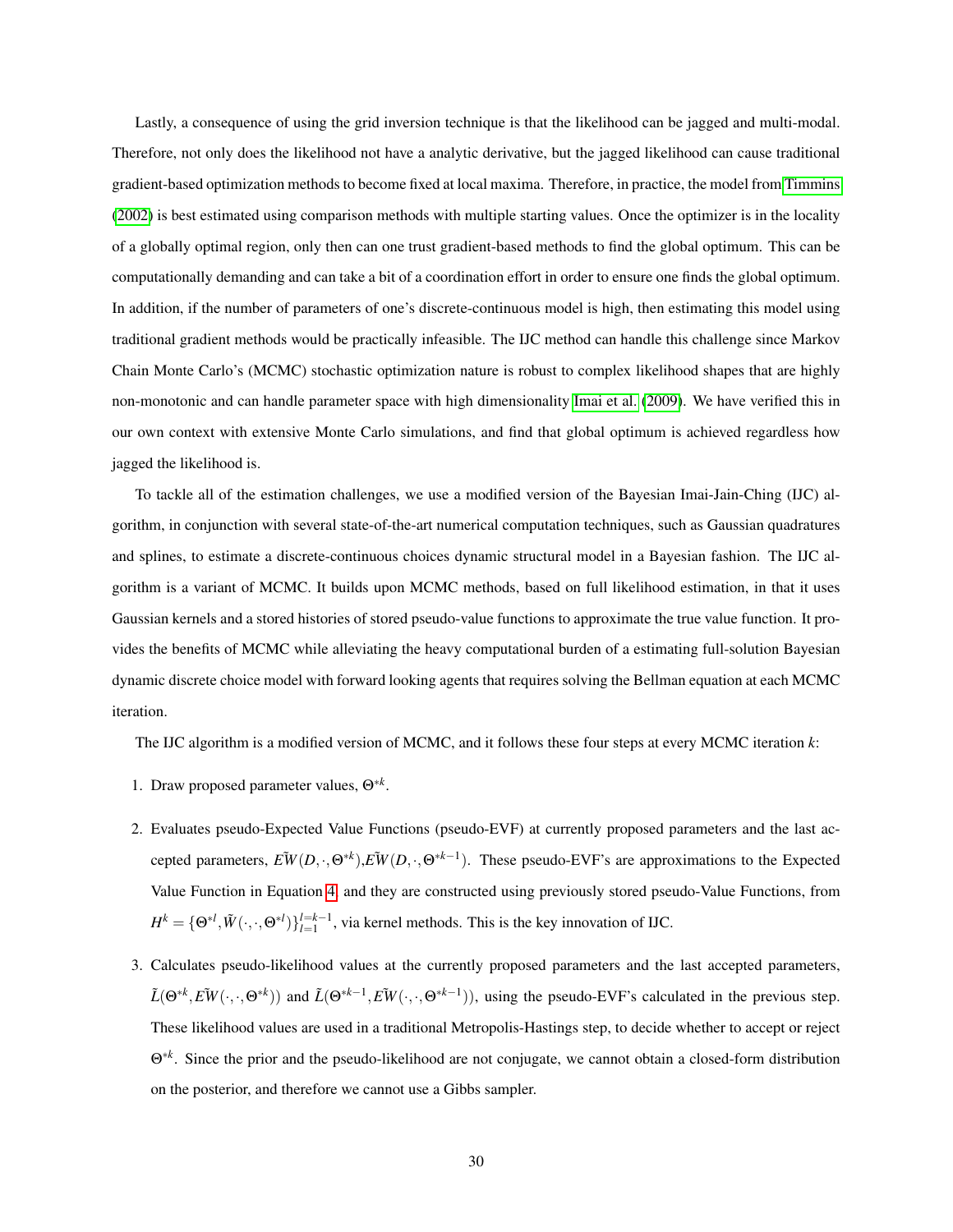Lastly, a consequence of using the grid inversion technique is that the likelihood can be jagged and multi-modal. Therefore, not only does the likelihood not have a analytic derivative, but the jagged likelihood can cause traditional gradient-based optimization methods to become fixed at local maxima. Therefore, in practice, the model from Timmins (2002) is best estimated using comparison methods with multiple starting values. Once the optimizer is in the locality of a globally optimal region, only then can one trust gradient-based methods to find the global optimum. This can be computationally demanding and can take a bit of a coordination effort in order to ensure one finds the global optimum. In addition, if the number of parameters of one's discrete-continuous model is high, then estimating this model using traditional gradient methods would be practically infeasible. The IJC method can handle this challenge since Markov Chain Monte Carlo's (MCMC) stochastic optimization nature is robust to complex likelihood shapes that are highly non-monotonic and can handle parameter space with high dimensionality Imai et al. (2009). We have verified this in our own context with extensive Monte Carlo simulations, and find that global optimum is achieved regardless how jagged the likelihood is.

To tackle all of the estimation challenges, we use a modified version of the Bayesian Imai-Jain-Ching (IJC) algorithm, in conjunction with several state-of-the-art numerical computation techniques, such as Gaussian quadratures and splines, to estimate a discrete-continuous choices dynamic structural model in a Bayesian fashion. The IJC algorithm is a variant of MCMC. It builds upon MCMC methods, based on full likelihood estimation, in that it uses Gaussian kernels and a stored histories of stored pseudo-value functions to approximate the true value function. It provides the benefits of MCMC while alleviating the heavy computational burden of a estimating full-solution Bayesian dynamic discrete choice model with forward looking agents that requires solving the Bellman equation at each MCMC iteration.

The IJC algorithm is a modified version of MCMC, and it follows these four steps at every MCMC iteration $k$:

1. Draw proposed parameter values, $\Theta^{*k}$.
2. Evaluates pseudo-Expected Value Functions (pseudo-EVF) at currently proposed parameters and the last accepted parameters, $E\tilde{W}(D,\cdot,\Theta^{*k})$,$E\tilde{W}(D,\cdot,\Theta^{*k-1})$. These pseudo-EVF's are approximations to the Expected Value Function in Equation 4, and they are constructed using previously stored pseudo-Value Functions, from $H^k = \{\Theta^{*l}, \tilde{W}(\cdot,\cdot,\Theta^{*l})\}_{l=1}^{l=k-1}$, via kernel methods. This is the key innovation of IJC.
3. Calculates pseudo-likelihood values at the currently proposed parameters and the last accepted parameters, $\tilde{L}(\Theta^{*k}, E\tilde{W}(\cdot,\cdot,\Theta^{*k}))$ and $\tilde{L}(\Theta^{*k-1}, E\tilde{W}(\cdot,\cdot,\Theta^{*k-1}))$, using the pseudo-EVF's calculated in the previous step. These likelihood values are used in a traditional Metropolis-Hastings step, to decide whether to accept or reject $\Theta^{*k}$. Since the prior and the pseudo-likelihood are not conjugate, we cannot obtain a closed-form distribution on the posterior, and therefore we cannot use a Gibbs sampler.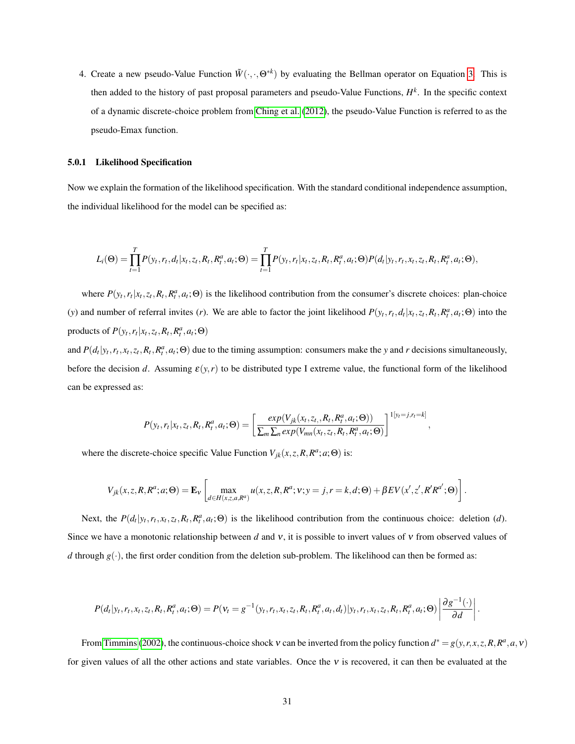4. Create a new pseudo-Value Function $\tilde{W}(\cdot,\cdot,\Theta^{*k})$ by evaluating the Bellman operator on Equation 3. This is then added to the history of past proposal parameters and pseudo-Value Functions, $H^k$. In the specific context of a dynamic discrete-choice problem from Ching et al. (2012), the pseudo-Value Function is referred to as the pseudo-Emax function.

#### 5.0.1 Likelihood Specification

Now we explain the formation of the likelihood specification. With the standard conditional independence assumption, the individual likelihood for the model can be specified as:

$$L_i(\Theta) = \prod_{t=1}^{T} P(y_t, r_t, d_t | x_t, z_t, R_t, R_t^a, a_t; \Theta) = \prod_{t=1}^{T} P(y_t, r_t | x_t, z_t, R_t, R_t^a, a_t; \Theta) P(d_t | y_t, r_t, x_t, z_t, R_t, R_t^a, a_t; \Theta),$$

where $P(y_t, r_t | x_t, z_t, R_t, R_t^a, a_t; \Theta)$ is the likelihood contribution from the consumer's discrete choices: plan-choice ($y$) and number of referral invites ($r$). We are able to factor the joint likelihood $P(y_t, r_t, d_t | x_t, z_t, R_t, R_t^a, a_t; \Theta)$ into the products of $P(y_t, r_t | x_t, z_t, R_t, R_t^a, a_t; \Theta)$
and $P(d_t | y_t, r_t, x_t, z_t, R_t, R_t^a, a_t; \Theta)$ due to the timing assumption: consumers make the $y$ and $r$ decisions simultaneously, before the decision $d$. Assuming $\varepsilon(y, r)$ to be distributed type I extreme value, the functional form of the likelihood can be expressed as:

$$P(y_t, r_t | x_t, z_t, R_t, R_t^a, a_t; \Theta) = \left[ \frac{exp(V_{jk}(x_t, z_{t,}, R_t, R_t^a, a_t; \Theta))}{\sum_m \sum_n exp(V_{mn}(x_t, z_t, R_t, R_t^a, a_t; \Theta)} \right]^{1[y_t = j, r_t = k]},$$

where the discrete-choice specific Value Function $V_{jk}(x, z, R, R^a; a; \Theta)$ is:

$$V_{jk}(x, z, R, R^a; a; \Theta) = \mathbf{E}_{\nu} \left[ \max_{d \in H(x,z,a,R^a)} u(x, z, R, R^a; \nu; y = j, r = k, d; \Theta) + \beta EV(x', z', R' R^{a'}; \Theta) \right].$$

Next, the $P(d_t | y_t, r_t, x_t, z_t, R_t, R_t^a, a_t; \Theta)$ is the likelihood contribution from the continuous choice: deletion ($d$). Since we have a monotonic relationship between $d$ and $\nu$, it is possible to invert values of $\nu$ from observed values of $d$ through $g(\cdot)$, the first order condition from the deletion sub-problem. The likelihood can then be formed as:

$$P(d_t | y_t, r_t, x_t, z_t, R_t, R_t^a, a_t; \Theta) = P(\nu_t = g^{-1}(y_t, r_t, x_t, z_t, R_t, R_t^a, a_t, d_t) | y_t, r_t, x_t, z_t, R_t, R_t^a, a_t; \Theta) \left| \frac{\partial g^{-1}(\cdot)}{\partial d} \right|.$$

From Timmins (2002), the continuous-choice shock $\nu$ can be inverted from the policy function $d^* = g(y, r, x, z, R, R^a, a, \nu)$ for given values of all the other actions and state variables. Once the $\nu$ is recovered, it can then be evaluated at the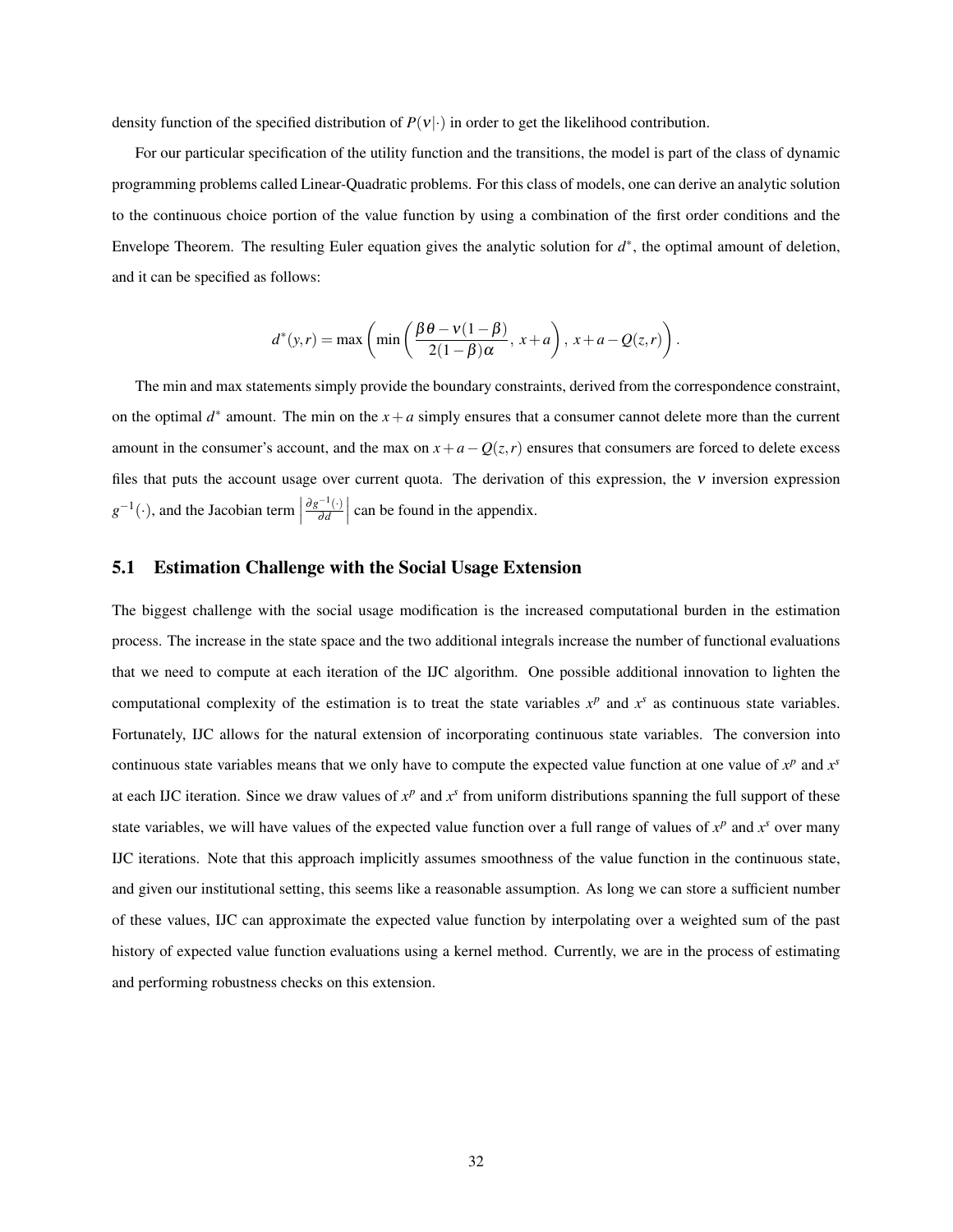density function of the specified distribution of $P(\nu|\cdot)$ in order to get the likelihood contribution.

For our particular specification of the utility function and the transitions, the model is part of the class of dynamic programming problems called Linear-Quadratic problems. For this class of models, one can derive an analytic solution to the continuous choice portion of the value function by using a combination of the first order conditions and the Envelope Theorem. The resulting Euler equation gives the analytic solution for $d^*$, the optimal amount of deletion, and it can be specified as follows:

$$d^*(y,r) = \max\left(\min\left(\frac{\beta\theta - \nu(1-\beta)}{2(1-\beta)\alpha},\, x+a\right),\, x+a-Q(z,r)\right).$$

The min and max statements simply provide the boundary constraints, derived from the correspondence constraint, on the optimal $d^*$ amount. The min on the $x+a$ simply ensures that a consumer cannot delete more than the current amount in the consumer's account, and the max on $x+a-Q(z,r)$ ensures that consumers are forced to delete excess files that puts the account usage over current quota. The derivation of this expression, the $\nu$ inversion expression $g^{-1}(\cdot)$, and the Jacobian term $\left|\frac{\partial g^{-1}(\cdot)}{\partial d}\right|$ can be found in the appendix.

## 5.1 Estimation Challenge with the Social Usage Extension

The biggest challenge with the social usage modification is the increased computational burden in the estimation process. The increase in the state space and the two additional integrals increase the number of functional evaluations that we need to compute at each iteration of the IJC algorithm. One possible additional innovation to lighten the computational complexity of the estimation is to treat the state variables $x^p$ and $x^s$ as continuous state variables. Fortunately, IJC allows for the natural extension of incorporating continuous state variables. The conversion into continuous state variables means that we only have to compute the expected value function at one value of $x^p$ and $x^s$ at each IJC iteration. Since we draw values of $x^p$ and $x^s$ from uniform distributions spanning the full support of these state variables, we will have values of the expected value function over a full range of values of $x^p$ and $x^s$ over many IJC iterations. Note that this approach implicitly assumes smoothness of the value function in the continuous state, and given our institutional setting, this seems like a reasonable assumption. As long we can store a sufficient number of these values, IJC can approximate the expected value function by interpolating over a weighted sum of the past history of expected value function evaluations using a kernel method. Currently, we are in the process of estimating and performing robustness checks on this extension.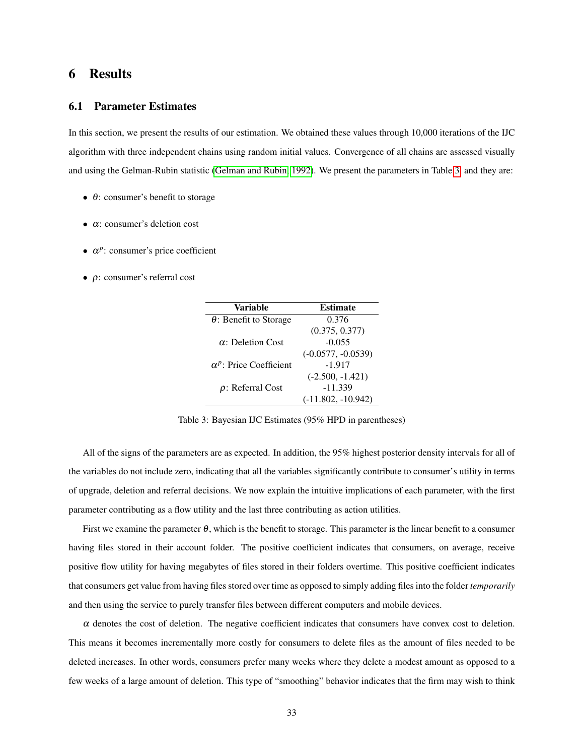# 6 Results

## 6.1 Parameter Estimates

In this section, we present the results of our estimation. We obtained these values through 10,000 iterations of the IJC algorithm with three independent chains using random initial values. Convergence of all chains are assessed visually and using the Gelman-Rubin statistic (Gelman and Rubin, 1992). We present the parameters in Table 3 and they are:

- $\theta$: consumer's benefit to storage
- $\alpha$: consumer's deletion cost
- $\alpha^p$: consumer's price coefficient
- $\rho$: consumer's referral cost

| Variable | Estimate |
|---|---|
| $\theta$: Benefit to Storage | 0.376 |
| | (0.375, 0.377) |
| $\alpha$: Deletion Cost | -0.055 |
| | (-0.0577, -0.0539) |
| $\alpha^p$: Price Coefficient | -1.917 |
| | (-2.500, -1.421) |
| $\rho$: Referral Cost | -11.339 |
| | (-11.802, -10.942) |

Table 3: Bayesian IJC Estimates (95% HPD in parentheses)

All of the signs of the parameters are as expected. In addition, the 95% highest posterior density intervals for all of the variables do not include zero, indicating that all the variables significantly contribute to consumer's utility in terms of upgrade, deletion and referral decisions. We now explain the intuitive implications of each parameter, with the first parameter contributing as a flow utility and the last three contributing as action utilities.

First we examine the parameter $\theta$, which is the benefit to storage. This parameter is the linear benefit to a consumer having files stored in their account folder. The positive coefficient indicates that consumers, on average, receive positive flow utility for having megabytes of files stored in their folders overtime. This positive coefficient indicates that consumers get value from having files stored over time as opposed to simply adding files into the folder *temporarily* and then using the service to purely transfer files between different computers and mobile devices.

$\alpha$ denotes the cost of deletion. The negative coefficient indicates that consumers have convex cost to deletion. This means it becomes incrementally more costly for consumers to delete files as the amount of files needed to be deleted increases. In other words, consumers prefer many weeks where they delete a modest amount as opposed to a few weeks of a large amount of deletion. This type of "smoothing" behavior indicates that the firm may wish to think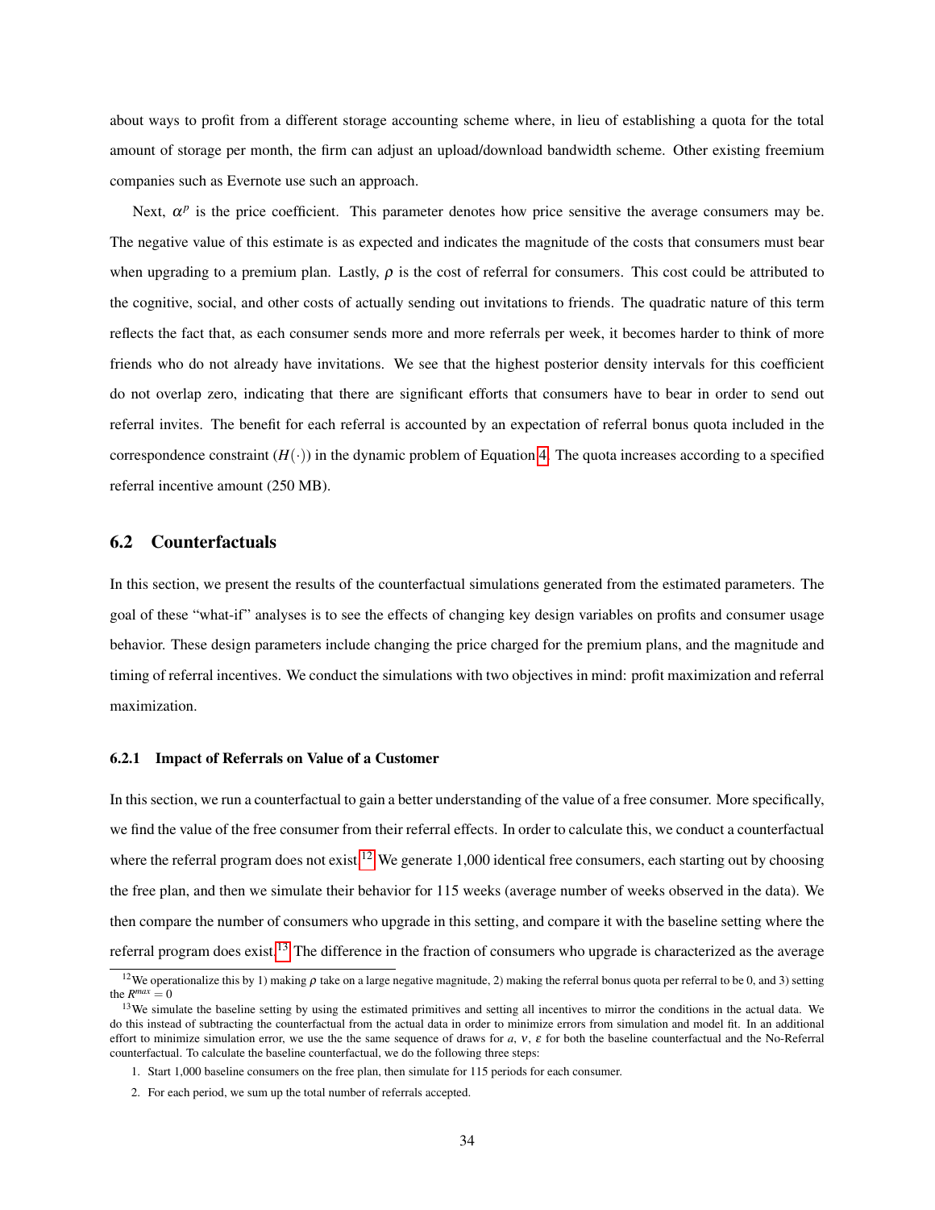about ways to profit from a different storage accounting scheme where, in lieu of establishing a quota for the total amount of storage per month, the firm can adjust an upload/download bandwidth scheme. Other existing freemium companies such as Evernote use such an approach.

Next, $\alpha^p$ is the price coefficient. This parameter denotes how price sensitive the average consumers may be. The negative value of this estimate is as expected and indicates the magnitude of the costs that consumers must bear when upgrading to a premium plan. Lastly, $\rho$ is the cost of referral for consumers. This cost could be attributed to the cognitive, social, and other costs of actually sending out invitations to friends. The quadratic nature of this term reflects the fact that, as each consumer sends more and more referrals per week, it becomes harder to think of more friends who do not already have invitations. We see that the highest posterior density intervals for this coefficient do not overlap zero, indicating that there are significant efforts that consumers have to bear in order to send out referral invites. The benefit for each referral is accounted by an expectation of referral bonus quota included in the correspondence constraint ($H(\cdot)$) in the dynamic problem of Equation 4. The quota increases according to a specified referral incentive amount (250 MB).

## 6.2 Counterfactuals

In this section, we present the results of the counterfactual simulations generated from the estimated parameters. The goal of these "what-if" analyses is to see the effects of changing key design variables on profits and consumer usage behavior. These design parameters include changing the price charged for the premium plans, and the magnitude and timing of referral incentives. We conduct the simulations with two objectives in mind: profit maximization and referral maximization.

### 6.2.1 Impact of Referrals on Value of a Customer

In this section, we run a counterfactual to gain a better understanding of the value of a free consumer. More specifically, we find the value of the free consumer from their referral effects. In order to calculate this, we conduct a counterfactual where the referral program does not exist.[12] We generate 1,000 identical free consumers, each starting out by choosing the free plan, and then we simulate their behavior for 115 weeks (average number of weeks observed in the data). We then compare the number of consumers who upgrade in this setting, and compare it with the baseline setting where the referral program does exist.[13] The difference in the fraction of consumers who upgrade is characterized as the average

[12] We operationalize this by 1) making $\rho$ take on a large negative magnitude, 2) making the referral bonus quota per referral to be 0, and 3) setting the $R^{max} = 0$

[13] We simulate the baseline setting by using the estimated primitives and setting all incentives to mirror the conditions in the actual data. We do this instead of subtracting the counterfactual from the actual data in order to minimize errors from simulation and model fit. In an additional effort to minimize simulation error, we use the the same sequence of draws for $a$, $v$, $\varepsilon$ for both the baseline counterfactual and the No-Referral counterfactual. To calculate the baseline counterfactual, we do the following three steps:

1. Start 1,000 baseline consumers on the free plan, then simulate for 115 periods for each consumer.
2. For each period, we sum up the total number of referrals accepted.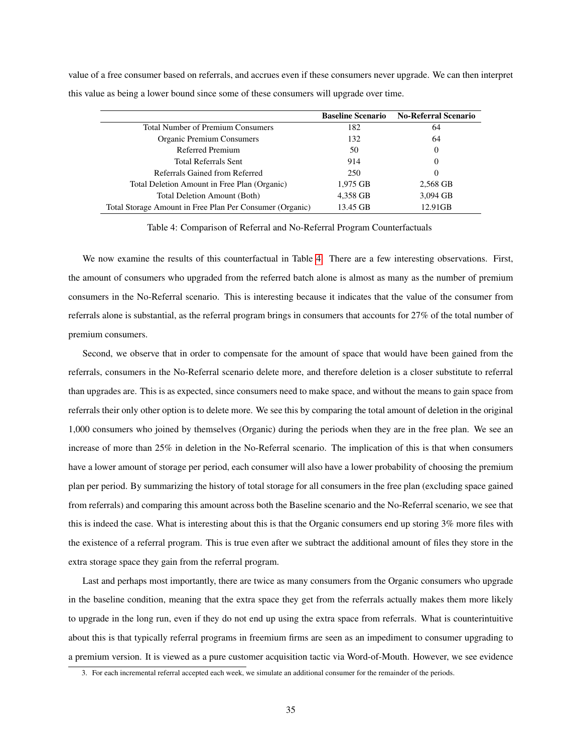value of a free consumer based on referrals, and accrues even if these consumers never upgrade. We can then interpret this value as being a lower bound since some of these consumers will upgrade over time.

| | Baseline Scenario | No-Referral Scenario |
|---|---|---|
| Total Number of Premium Consumers | 182 | 64 |
| Organic Premium Consumers | 132 | 64 |
| Referred Premium | 50 | 0 |
| Total Referrals Sent | 914 | 0 |
| Referrals Gained from Referred | 250 | 0 |
| Total Deletion Amount in Free Plan (Organic) | 1,975 GB | 2,568 GB |
| Total Deletion Amount (Both) | 4,358 GB | 3,094 GB |
| Total Storage Amount in Free Plan Per Consumer (Organic) | 13.45 GB | 12.91GB |

Table 4: Comparison of Referral and No-Referral Program Counterfactuals

We now examine the results of this counterfactual in Table 4. There are a few interesting observations. First, the amount of consumers who upgraded from the referred batch alone is almost as many as the number of premium consumers in the No-Referral scenario. This is interesting because it indicates that the value of the consumer from referrals alone is substantial, as the referral program brings in consumers that accounts for 27% of the total number of premium consumers.

Second, we observe that in order to compensate for the amount of space that would have been gained from the referrals, consumers in the No-Referral scenario delete more, and therefore deletion is a closer substitute to referral than upgrades are. This is as expected, since consumers need to make space, and without the means to gain space from referrals their only other option is to delete more. We see this by comparing the total amount of deletion in the original 1,000 consumers who joined by themselves (Organic) during the periods when they are in the free plan. We see an increase of more than 25% in deletion in the No-Referral scenario. The implication of this is that when consumers have a lower amount of storage per period, each consumer will also have a lower probability of choosing the premium plan per period. By summarizing the history of total storage for all consumers in the free plan (excluding space gained from referrals) and comparing this amount across both the Baseline scenario and the No-Referral scenario, we see that this is indeed the case. What is interesting about this is that the Organic consumers end up storing 3% more files with the existence of a referral program. This is true even after we subtract the additional amount of files they store in the extra storage space they gain from the referral program.

Last and perhaps most importantly, there are twice as many consumers from the Organic consumers who upgrade in the baseline condition, meaning that the extra space they get from the referrals actually makes them more likely to upgrade in the long run, even if they do not end up using the extra space from referrals. What is counterintuitive about this is that typically referral programs in freemium firms are seen as an impediment to consumer upgrading to a premium version. It is viewed as a pure customer acquisition tactic via Word-of-Mouth. However, we see evidence

3. For each incremental referral accepted each week, we simulate an additional consumer for the remainder of the periods.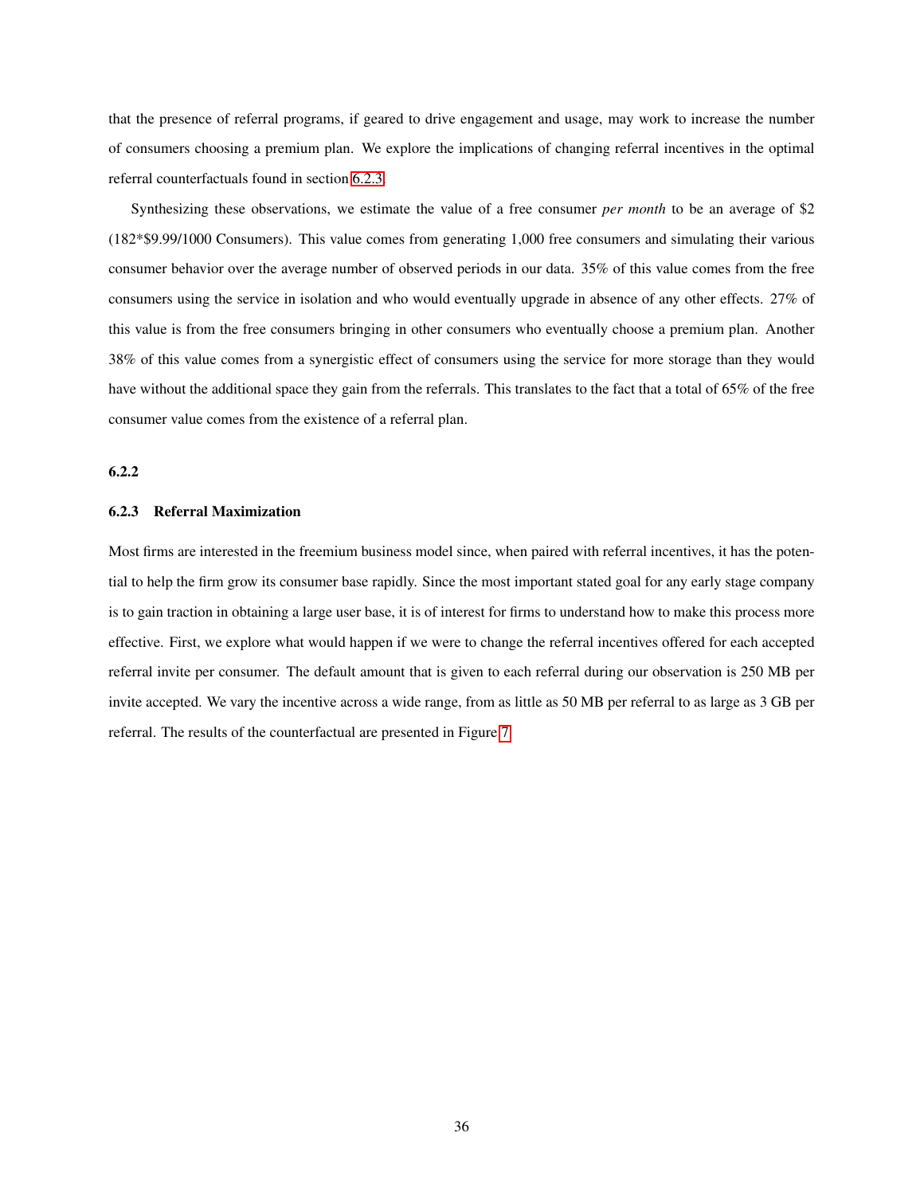that the presence of referral programs, if geared to drive engagement and usage, may work to increase the number of consumers choosing a premium plan. We explore the implications of changing referral incentives in the optimal referral counterfactuals found in section 6.2.3.

Synthesizing these observations, we estimate the value of a free consumer *per month* to be an average of $2 (182*$9.99/1000 Consumers). This value comes from generating 1,000 free consumers and simulating their various consumer behavior over the average number of observed periods in our data. 35% of this value comes from the free consumers using the service in isolation and who would eventually upgrade in absence of any other effects. 27% of this value is from the free consumers bringing in other consumers who eventually choose a premium plan. Another 38% of this value comes from a synergistic effect of consumers using the service for more storage than they would have without the additional space they gain from the referrals. This translates to the fact that a total of 65% of the free consumer value comes from the existence of a referral plan.

#### 6.2.2

#### 6.2.3 Referral Maximization

Most firms are interested in the freemium business model since, when paired with referral incentives, it has the potential to help the firm grow its consumer base rapidly. Since the most important stated goal for any early stage company is to gain traction in obtaining a large user base, it is of interest for firms to understand how to make this process more effective. First, we explore what would happen if we were to change the referral incentives offered for each accepted referral invite per consumer. The default amount that is given to each referral during our observation is 250 MB per invite accepted. We vary the incentive across a wide range, from as little as 50 MB per referral to as large as 3 GB per referral. The results of the counterfactual are presented in Figure 7.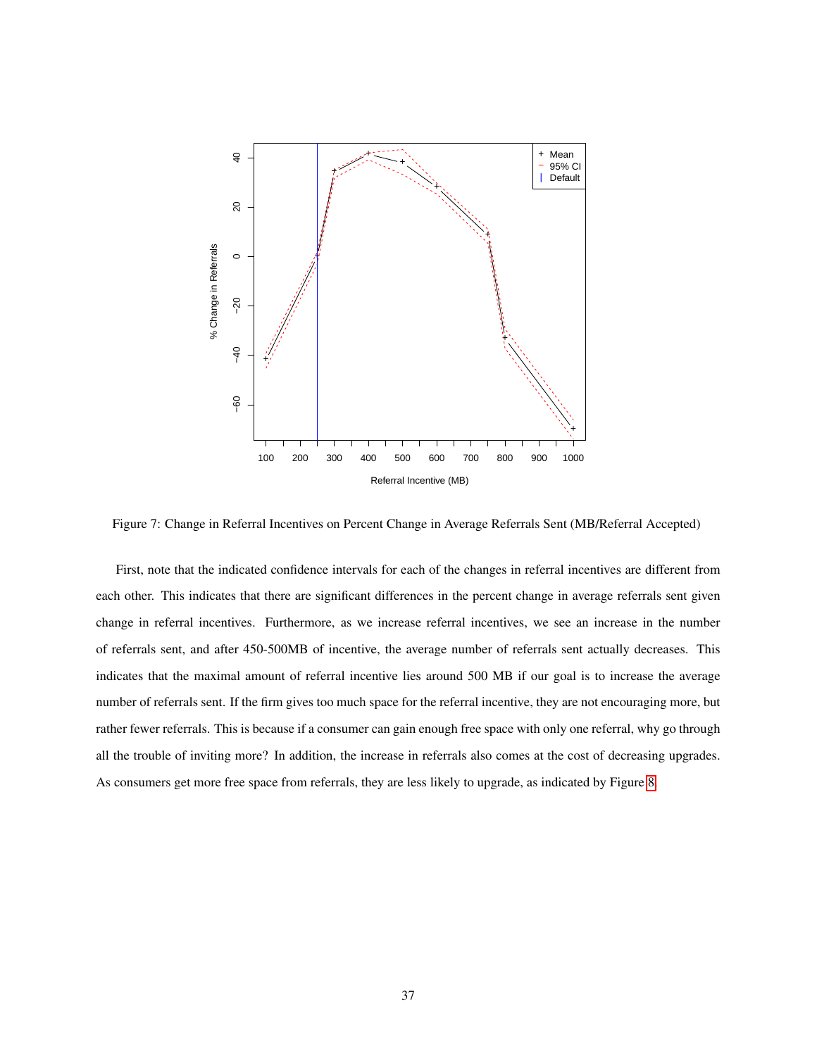Figure 7: Change in Referral Incentives on Percent Change in Average Referrals Sent (MB/Referral Accepted)

First, note that the indicated confidence intervals for each of the changes in referral incentives are different from each other. This indicates that there are significant differences in the percent change in average referrals sent given change in referral incentives. Furthermore, as we increase referral incentives, we see an increase in the number of referrals sent, and after 450-500MB of incentive, the average number of referrals sent actually decreases. This indicates that the maximal amount of referral incentive lies around 500 MB if our goal is to increase the average number of referrals sent. If the firm gives too much space for the referral incentive, they are not encouraging more, but rather fewer referrals. This is because if a consumer can gain enough free space with only one referral, why go through all the trouble of inviting more? In addition, the increase in referrals also comes at the cost of decreasing upgrades. As consumers get more free space from referrals, they are less likely to upgrade, as indicated by Figure 8.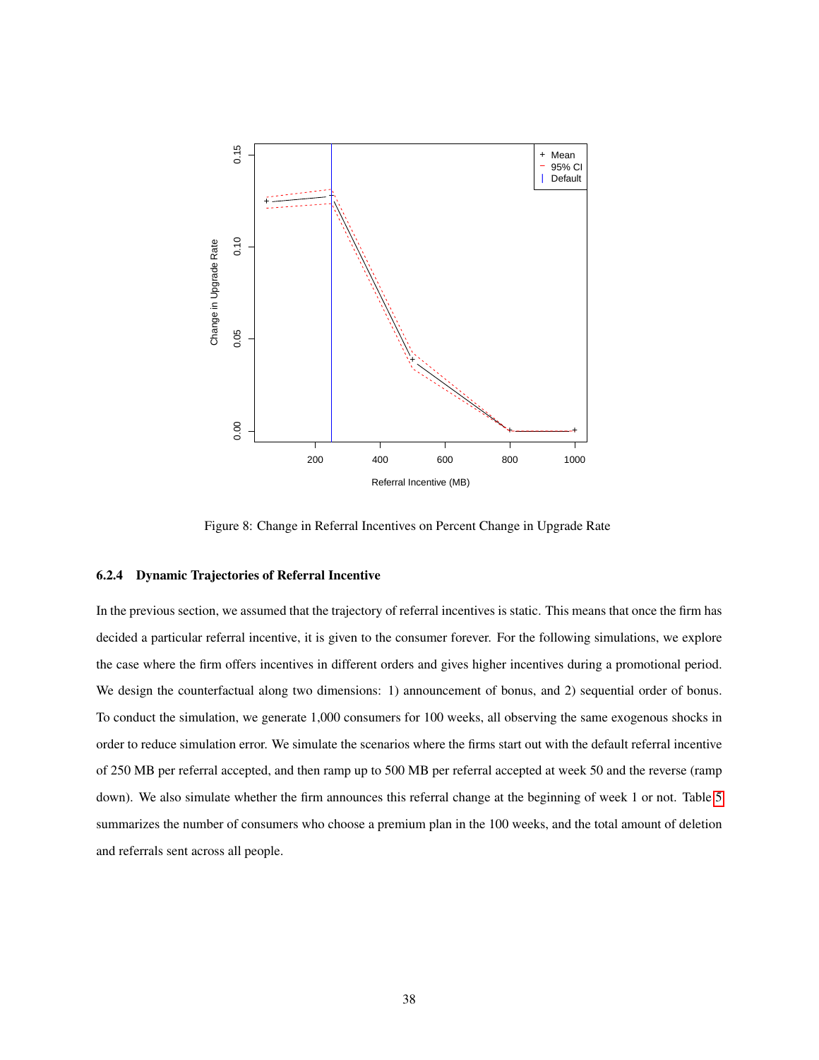Figure 8: Change in Referral Incentives on Percent Change in Upgrade Rate

#### 6.2.4 Dynamic Trajectories of Referral Incentive

In the previous section, we assumed that the trajectory of referral incentives is static. This means that once the firm has decided a particular referral incentive, it is given to the consumer forever. For the following simulations, we explore the case where the firm offers incentives in different orders and gives higher incentives during a promotional period. We design the counterfactual along two dimensions: 1) announcement of bonus, and 2) sequential order of bonus. To conduct the simulation, we generate 1,000 consumers for 100 weeks, all observing the same exogenous shocks in order to reduce simulation error. We simulate the scenarios where the firms start out with the default referral incentive of 250 MB per referral accepted, and then ramp up to 500 MB per referral accepted at week 50 and the reverse (ramp down). We also simulate whether the firm announces this referral change at the beginning of week 1 or not. Table 5 summarizes the number of consumers who choose a premium plan in the 100 weeks, and the total amount of deletion and referrals sent across all people.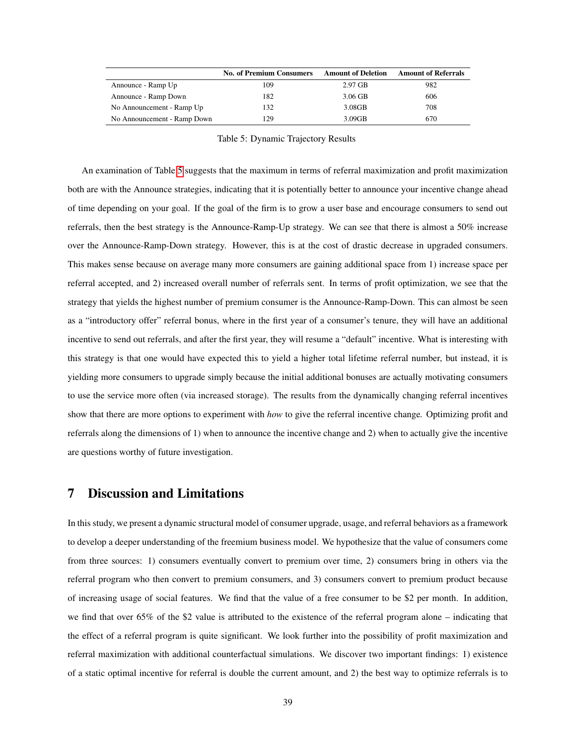| | No. of Premium Consumers | Amount of Deletion | Amount of Referrals |
|---|---|---|---|
| Announce - Ramp Up | 109 | 2.97 GB | 982 |
| Announce - Ramp Down | 182 | 3.06 GB | 606 |
| No Announcement - Ramp Up | 132 | 3.08GB | 708 |
| No Announcement - Ramp Down | 129 | 3.09GB | 670 |

Table 5: Dynamic Trajectory Results

An examination of Table 5 suggests that the maximum in terms of referral maximization and profit maximization both are with the Announce strategies, indicating that it is potentially better to announce your incentive change ahead of time depending on your goal. If the goal of the firm is to grow a user base and encourage consumers to send out referrals, then the best strategy is the Announce-Ramp-Up strategy. We can see that there is almost a 50% increase over the Announce-Ramp-Down strategy. However, this is at the cost of drastic decrease in upgraded consumers. This makes sense because on average many more consumers are gaining additional space from 1) increase space per referral accepted, and 2) increased overall number of referrals sent. In terms of profit optimization, we see that the strategy that yields the highest number of premium consumer is the Announce-Ramp-Down. This can almost be seen as a "introductory offer" referral bonus, where in the first year of a consumer's tenure, they will have an additional incentive to send out referrals, and after the first year, they will resume a "default" incentive. What is interesting with this strategy is that one would have expected this to yield a higher total lifetime referral number, but instead, it is yielding more consumers to upgrade simply because the initial additional bonuses are actually motivating consumers to use the service more often (via increased storage). The results from the dynamically changing referral incentives show that there are more options to experiment with *how* to give the referral incentive change. Optimizing profit and referrals along the dimensions of 1) when to announce the incentive change and 2) when to actually give the incentive are questions worthy of future investigation.

# 7 Discussion and Limitations

In this study, we present a dynamic structural model of consumer upgrade, usage, and referral behaviors as a framework to develop a deeper understanding of the freemium business model. We hypothesize that the value of consumers come from three sources: 1) consumers eventually convert to premium over time, 2) consumers bring in others via the referral program who then convert to premium consumers, and 3) consumers convert to premium product because of increasing usage of social features. We find that the value of a free consumer to be \$2 per month. In addition, we find that over 65% of the \$2 value is attributed to the existence of the referral program alone – indicating that the effect of a referral program is quite significant. We look further into the possibility of profit maximization and referral maximization with additional counterfactual simulations. We discover two important findings: 1) existence of a static optimal incentive for referral is double the current amount, and 2) the best way to optimize referrals is to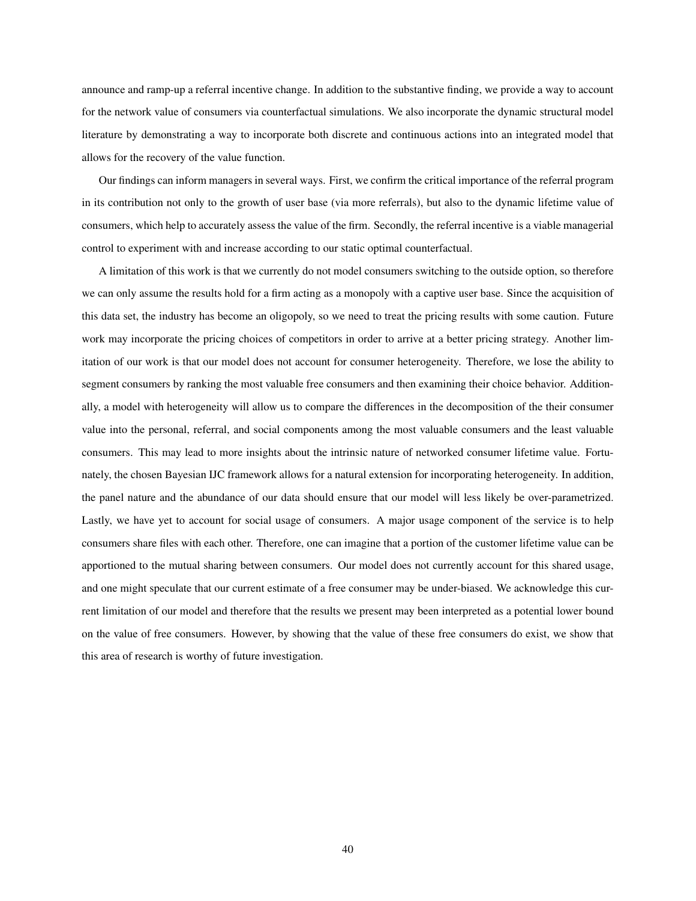announce and ramp-up a referral incentive change. In addition to the substantive finding, we provide a way to account for the network value of consumers via counterfactual simulations. We also incorporate the dynamic structural model literature by demonstrating a way to incorporate both discrete and continuous actions into an integrated model that allows for the recovery of the value function.

Our findings can inform managers in several ways. First, we confirm the critical importance of the referral program in its contribution not only to the growth of user base (via more referrals), but also to the dynamic lifetime value of consumers, which help to accurately assess the value of the firm. Secondly, the referral incentive is a viable managerial control to experiment with and increase according to our static optimal counterfactual.

A limitation of this work is that we currently do not model consumers switching to the outside option, so therefore we can only assume the results hold for a firm acting as a monopoly with a captive user base. Since the acquisition of this data set, the industry has become an oligopoly, so we need to treat the pricing results with some caution. Future work may incorporate the pricing choices of competitors in order to arrive at a better pricing strategy. Another limitation of our work is that our model does not account for consumer heterogeneity. Therefore, we lose the ability to segment consumers by ranking the most valuable free consumers and then examining their choice behavior. Additionally, a model with heterogeneity will allow us to compare the differences in the decomposition of the their consumer value into the personal, referral, and social components among the most valuable consumers and the least valuable consumers. This may lead to more insights about the intrinsic nature of networked consumer lifetime value. Fortunately, the chosen Bayesian IJC framework allows for a natural extension for incorporating heterogeneity. In addition, the panel nature and the abundance of our data should ensure that our model will less likely be over-parametrized. Lastly, we have yet to account for social usage of consumers. A major usage component of the service is to help consumers share files with each other. Therefore, one can imagine that a portion of the customer lifetime value can be apportioned to the mutual sharing between consumers. Our model does not currently account for this shared usage, and one might speculate that our current estimate of a free consumer may be under-biased. We acknowledge this current limitation of our model and therefore that the results we present may been interpreted as a potential lower bound on the value of free consumers. However, by showing that the value of these free consumers do exist, we show that this area of research is worthy of future investigation.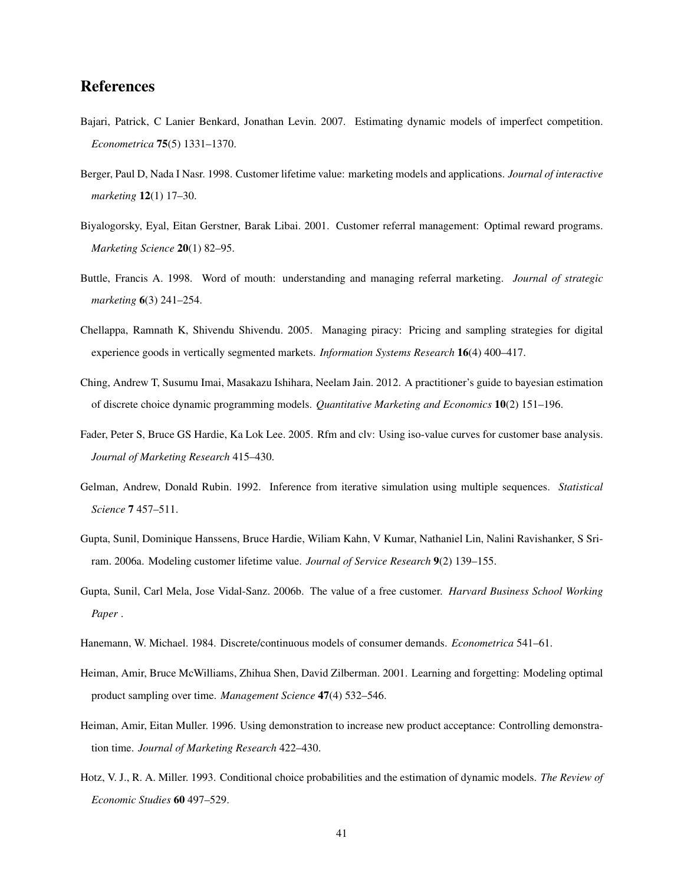## References

Bajari, Patrick, C Lanier Benkard, Jonathan Levin. 2007. Estimating dynamic models of imperfect competition. *Econometrica* **75**(5) 1331–1370.

Berger, Paul D, Nada I Nasr. 1998. Customer lifetime value: marketing models and applications. *Journal of interactive marketing* **12**(1) 17–30.

Biyalogorsky, Eyal, Eitan Gerstner, Barak Libai. 2001. Customer referral management: Optimal reward programs. *Marketing Science* **20**(1) 82–95.

Buttle, Francis A. 1998. Word of mouth: understanding and managing referral marketing. *Journal of strategic marketing* **6**(3) 241–254.

Chellappa, Ramnath K, Shivendu Shivendu. 2005. Managing piracy: Pricing and sampling strategies for digital experience goods in vertically segmented markets. *Information Systems Research* **16**(4) 400–417.

Ching, Andrew T, Susumu Imai, Masakazu Ishihara, Neelam Jain. 2012. A practitioner's guide to bayesian estimation of discrete choice dynamic programming models. *Quantitative Marketing and Economics* **10**(2) 151–196.

Fader, Peter S, Bruce GS Hardie, Ka Lok Lee. 2005. Rfm and clv: Using iso-value curves for customer base analysis. *Journal of Marketing Research* 415–430.

Gelman, Andrew, Donald Rubin. 1992. Inference from iterative simulation using multiple sequences. *Statistical Science* **7** 457–511.

Gupta, Sunil, Dominique Hanssens, Bruce Hardie, Wiliam Kahn, V Kumar, Nathaniel Lin, Nalini Ravishanker, S Sriram. 2006a. Modeling customer lifetime value. *Journal of Service Research* **9**(2) 139–155.

Gupta, Sunil, Carl Mela, Jose Vidal-Sanz. 2006b. The value of a free customer. *Harvard Business School Working Paper* .

Hanemann, W. Michael. 1984. Discrete/continuous models of consumer demands. *Econometrica* 541–61.

Heiman, Amir, Bruce McWilliams, Zhihua Shen, David Zilberman. 2001. Learning and forgetting: Modeling optimal product sampling over time. *Management Science* **47**(4) 532–546.

Heiman, Amir, Eitan Muller. 1996. Using demonstration to increase new product acceptance: Controlling demonstration time. *Journal of Marketing Research* 422–430.

Hotz, V. J., R. A. Miller. 1993. Conditional choice probabilities and the estimation of dynamic models. *The Review of Economic Studies* **60** 497–529.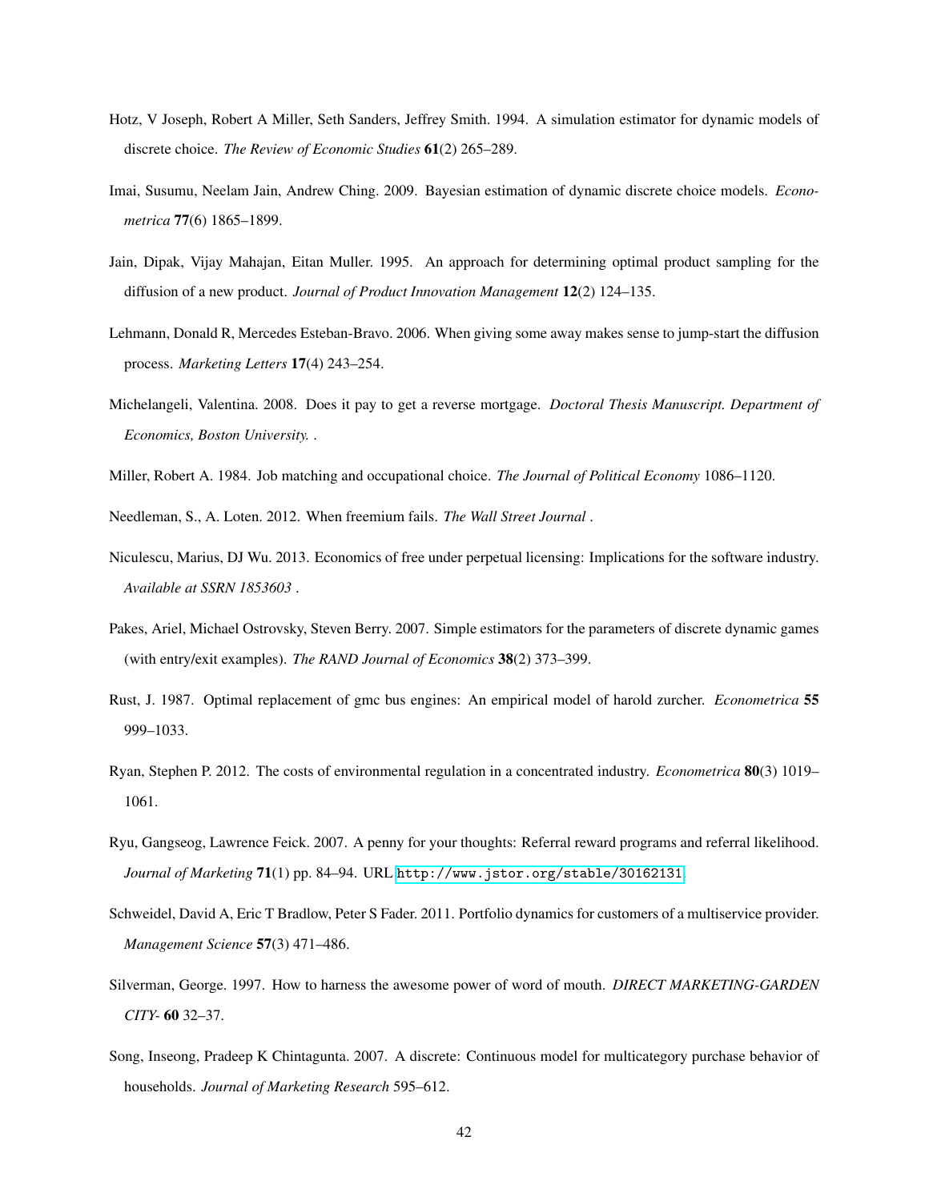Hotz, V Joseph, Robert A Miller, Seth Sanders, Jeffrey Smith. 1994. A simulation estimator for dynamic models of discrete choice. *The Review of Economic Studies* **61**(2) 265–289.

Imai, Susumu, Neelam Jain, Andrew Ching. 2009. Bayesian estimation of dynamic discrete choice models. *Econometrica* **77**(6) 1865–1899.

Jain, Dipak, Vijay Mahajan, Eitan Muller. 1995. An approach for determining optimal product sampling for the diffusion of a new product. *Journal of Product Innovation Management* **12**(2) 124–135.

Lehmann, Donald R, Mercedes Esteban-Bravo. 2006. When giving some away makes sense to jump-start the diffusion process. *Marketing Letters* **17**(4) 243–254.

Michelangeli, Valentina. 2008. Does it pay to get a reverse mortgage. *Doctoral Thesis Manuscript. Department of Economics, Boston University.* .

Miller, Robert A. 1984. Job matching and occupational choice. *The Journal of Political Economy* 1086–1120.

Needleman, S., A. Loten. 2012. When freemium fails. *The Wall Street Journal* .

Niculescu, Marius, DJ Wu. 2013. Economics of free under perpetual licensing: Implications for the software industry. *Available at SSRN 1853603* .

Pakes, Ariel, Michael Ostrovsky, Steven Berry. 2007. Simple estimators for the parameters of discrete dynamic games (with entry/exit examples). *The RAND Journal of Economics* **38**(2) 373–399.

Rust, J. 1987. Optimal replacement of gmc bus engines: An empirical model of harold zurcher. *Econometrica* **55** 999–1033.

Ryan, Stephen P. 2012. The costs of environmental regulation in a concentrated industry. *Econometrica* **80**(3) 1019–1061.

Ryu, Gangseog, Lawrence Feick. 2007. A penny for your thoughts: Referral reward programs and referral likelihood. *Journal of Marketing* **71**(1) pp. 84–94. URL http://www.jstor.org/stable/30162131.

Schweidel, David A, Eric T Bradlow, Peter S Fader. 2011. Portfolio dynamics for customers of a multiservice provider. *Management Science* **57**(3) 471–486.

Silverman, George. 1997. How to harness the awesome power of word of mouth. *DIRECT MARKETING-GARDEN CITY-* **60** 32–37.

Song, Inseong, Pradeep K Chintagunta. 2007. A discrete: Continuous model for multicategory purchase behavior of households. *Journal of Marketing Research* 595–612.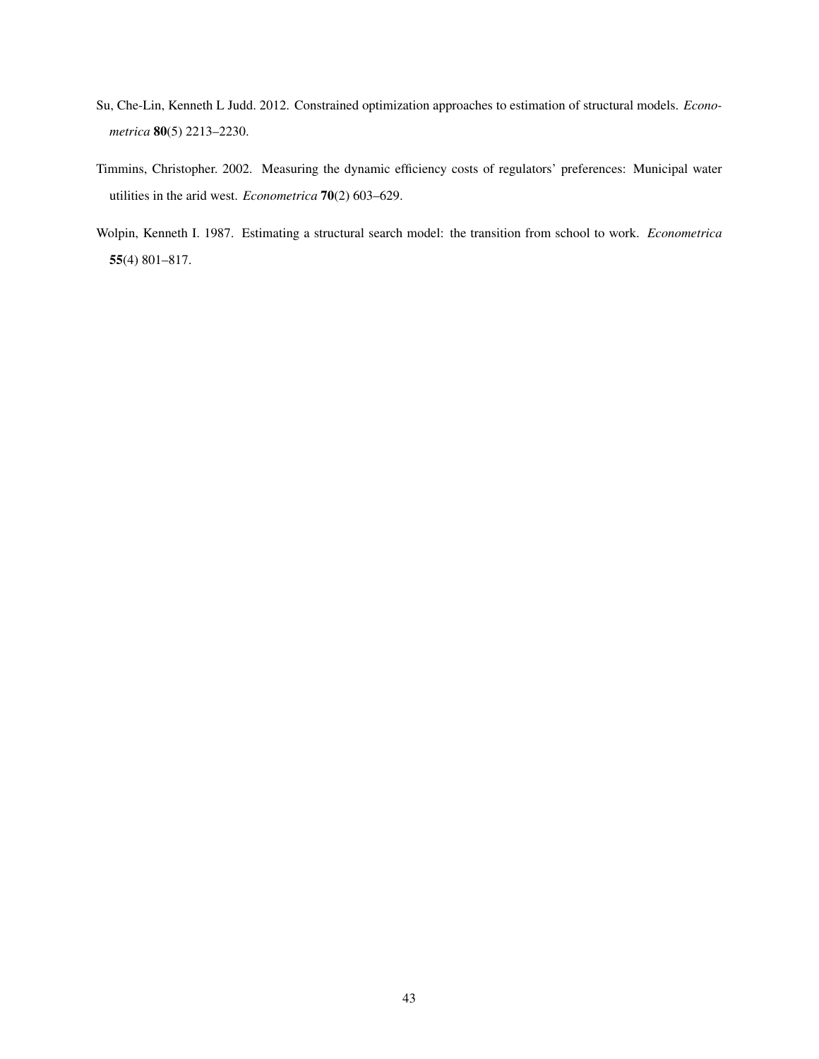Su, Che-Lin, Kenneth L Judd. 2012. Constrained optimization approaches to estimation of structural models. *Econometrica* **80**(5) 2213–2230.

Timmins, Christopher. 2002. Measuring the dynamic efficiency costs of regulators' preferences: Municipal water utilities in the arid west. *Econometrica* **70**(2) 603–629.

Wolpin, Kenneth I. 1987. Estimating a structural search model: the transition from school to work. *Econometrica* **55**(4) 801–817.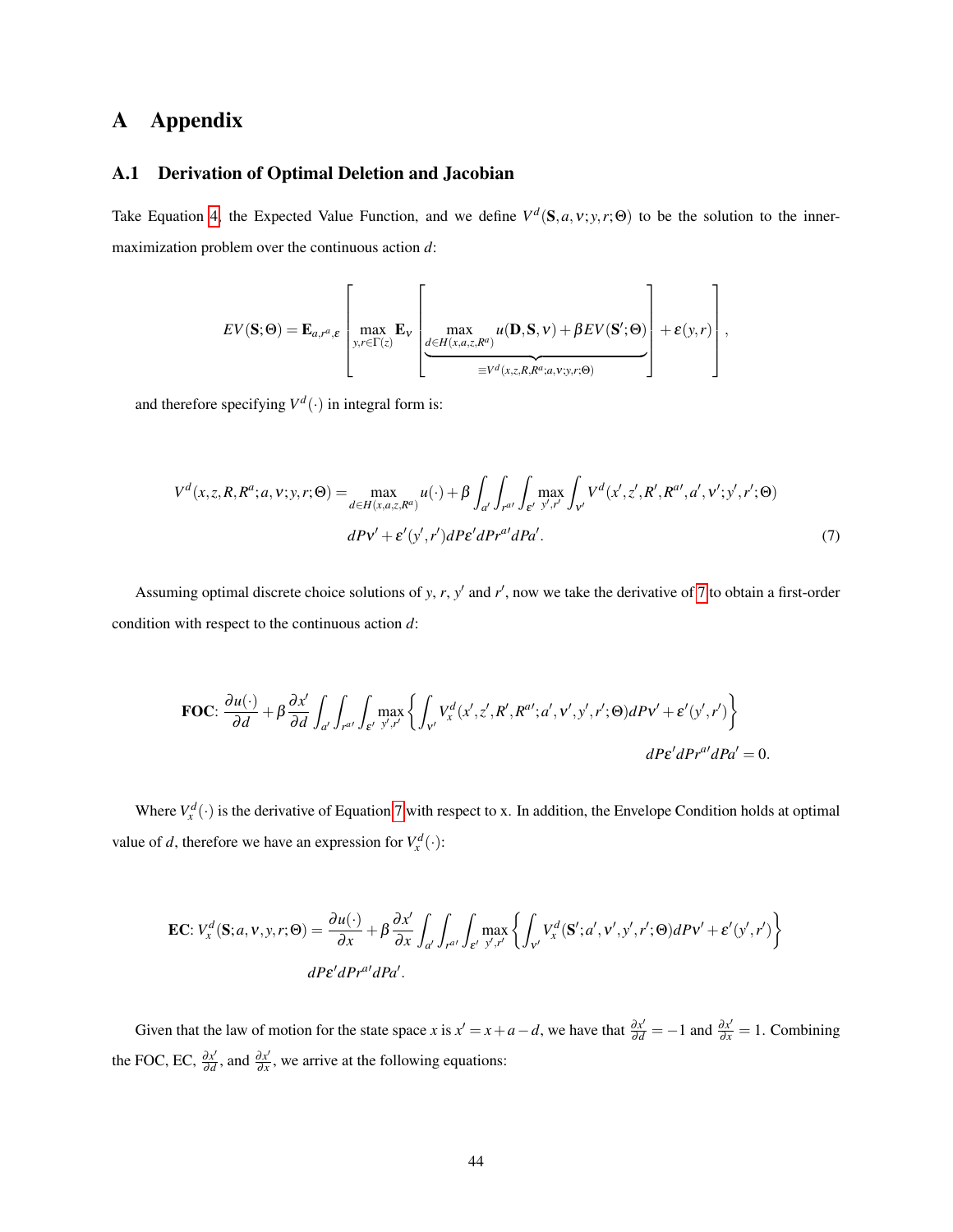# A Appendix

## A.1 Derivation of Optimal Deletion and Jacobian

Take Equation 4, the Expected Value Function, and we define $V^d(\mathbf{S}, a, \nu; y, r; \Theta)$ to be the solution to the inner-maximization problem over the continuous action $d$:

$$EV(\mathbf{S};\Theta) = \mathbf{E}_{a,r^a,\varepsilon}\left[\max_{y,r\in\Gamma(z)} \mathbf{E}_\nu \left[\underbrace{\max_{d\in H(x,a,z,R^a)} u(\mathbf{D},\mathbf{S},\nu) + \beta EV(\mathbf{S}';\Theta)}_{\equiv V^d(x,z,R,R^a;a,\nu;y,r;\Theta)}\right] + \varepsilon(y,r)\right],$$

and therefore specifying $V^d(\cdot)$ in integral form is:

$$V^d(x,z,R,R^a;a,\nu;y,r;\Theta) = \max_{d\in H(x,a,z,R^a)} u(\cdot) + \beta \int_{a'}\int_{r^{a\prime}}\int_{\varepsilon'} \max_{y',r'} \int_{\nu'} V^d(x',z',R',R^{a\prime},a',\nu';y',r';\Theta)$$
$$d P\nu' + \varepsilon'(y',r') dP\varepsilon' dPr^{a\prime} dPa'. \tag{7}$$

Assuming optimal discrete choice solutions of $y$, $r$, $y'$ and $r'$, now we take the derivative of 7 to obtain a first-order condition with respect to the continuous action $d$:

$$\textbf{FOC}: \frac{\partial u(\cdot)}{\partial d} + \beta \frac{\partial x'}{\partial d} \int_{a'}\int_{r^{a\prime}}\int_{\varepsilon'} \max_{y',r'} \left\{\int_{\nu'} V^d_x(x',z',R',R^{a\prime};a',\nu',y',r';\Theta) dP\nu' + \varepsilon'(y',r')\right\}$$
$$dP\varepsilon' dPr^{a\prime} dPa' = 0.$$

Where $V^d_x(\cdot)$ is the derivative of Equation 7 with respect to x. In addition, the Envelope Condition holds at optimal value of $d$, therefore we have an expression for $V^d_x(\cdot)$:

$$\textbf{EC}: V^d_x(\mathbf{S};a,\nu,y,r;\Theta) = \frac{\partial u(\cdot)}{\partial x} + \beta \frac{\partial x'}{\partial x} \int_{a'}\int_{r^{a\prime}}\int_{\varepsilon'} \max_{y',r'} \left\{\int_{\nu'} V^d_x(\mathbf{S}';a',\nu',y',r';\Theta) dP\nu' + \varepsilon'(y',r')\right\}$$
$$dP\varepsilon' dPr^{a\prime} dPa'.$$

Given that the law of motion for the state space $x$ is $x' = x + a - d$, we have that $\frac{\partial x'}{\partial d} = -1$ and $\frac{\partial x'}{\partial x} = 1$. Combining the FOC, EC, $\frac{\partial x'}{\partial d}$, and $\frac{\partial x'}{\partial x}$, we arrive at the following equations: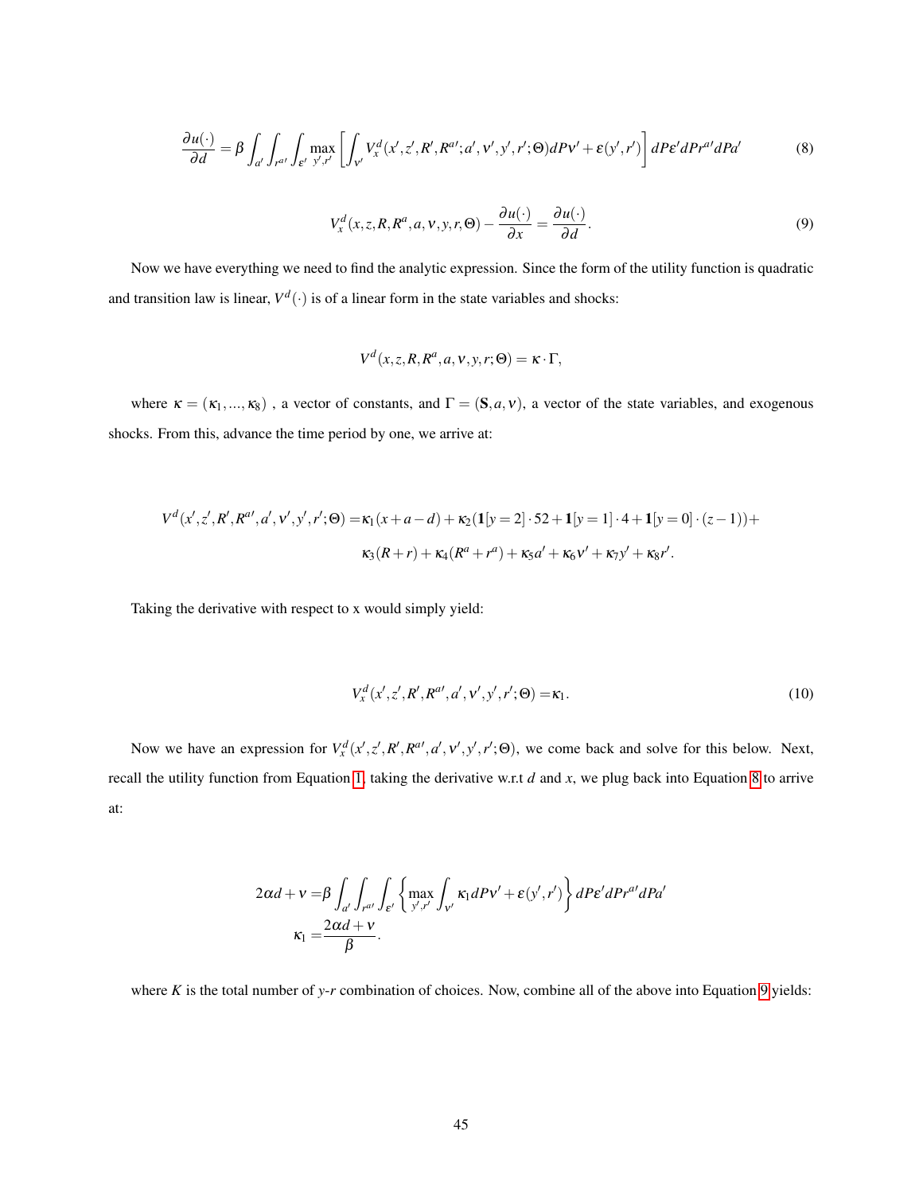$$\frac{\partial u(\cdot)}{\partial d} = \beta \int_{a'} \int_{r^{a\prime}} \int_{\varepsilon'} \max_{y',r'} \left[ \int_{\nu'} V_x^d(x',z',R',R^{a\prime};a',\nu',y',r';\Theta) dP\nu' + \varepsilon(y',r') \right] dP\varepsilon' dPr^{a\prime} dPa' \tag{8}$$

$$V_x^d(x,z,R,R^a,a,\nu,y,r,\Theta) - \frac{\partial u(\cdot)}{\partial x} = \frac{\partial u(\cdot)}{\partial d}. \tag{9}$$

Now we have everything we need to find the analytic expression. Since the form of the utility function is quadratic and transition law is linear, $V^d(\cdot)$ is of a linear form in the state variables and shocks:

$$V^d(x,z,R,R^a,a,\nu,y,r;\Theta) = \kappa \cdot \Gamma,$$

where $\kappa = (\kappa_1,...,\kappa_8)$ , a vector of constants, and $\Gamma = (\mathbf{S},a,\nu)$, a vector of the state variables, and exogenous shocks. From this, advance the time period by one, we arrive at:

$$\begin{aligned} V^d(x',z',R',R^{a\prime},a',\nu',y',r';\Theta) =& \kappa_1(x+a-d) + \kappa_2(\mathbf{1}[y=2]\cdot 52 + \mathbf{1}[y=1]\cdot 4 + \mathbf{1}[y=0]\cdot(z-1)) + \\ & \kappa_3(R+r) + \kappa_4(R^a+r^a) + \kappa_5 a' + \kappa_6 \nu' + \kappa_7 y' + \kappa_8 r'. \end{aligned}$$

Taking the derivative with respect to x would simply yield:

$$V_x^d(x',z',R',R^{a\prime},a',\nu',y',r';\Theta) = \kappa_1. \tag{10}$$

Now we have an expression for $V_x^d(x',z',R',R^{a\prime},a',\nu',y',r';\Theta)$, we come back and solve for this below. Next, recall the utility function from Equation 1, taking the derivative w.r.t $d$ and $x$, we plug back into Equation 8 to arrive at:

$$\begin{aligned} 2\alpha d + \nu =& \beta \int_{a'} \int_{r^{a\prime}} \int_{\varepsilon'} \left\{ \max_{y',r'} \int_{\nu'} \kappa_1 dP\nu' + \varepsilon(y',r') \right\} dP\varepsilon' dPr^{a\prime} dPa' \\ \kappa_1 =& \frac{2\alpha d + \nu}{\beta}. \end{aligned}$$

where $K$ is the total number of $y$-$r$ combination of choices. Now, combine all of the above into Equation 9 yields: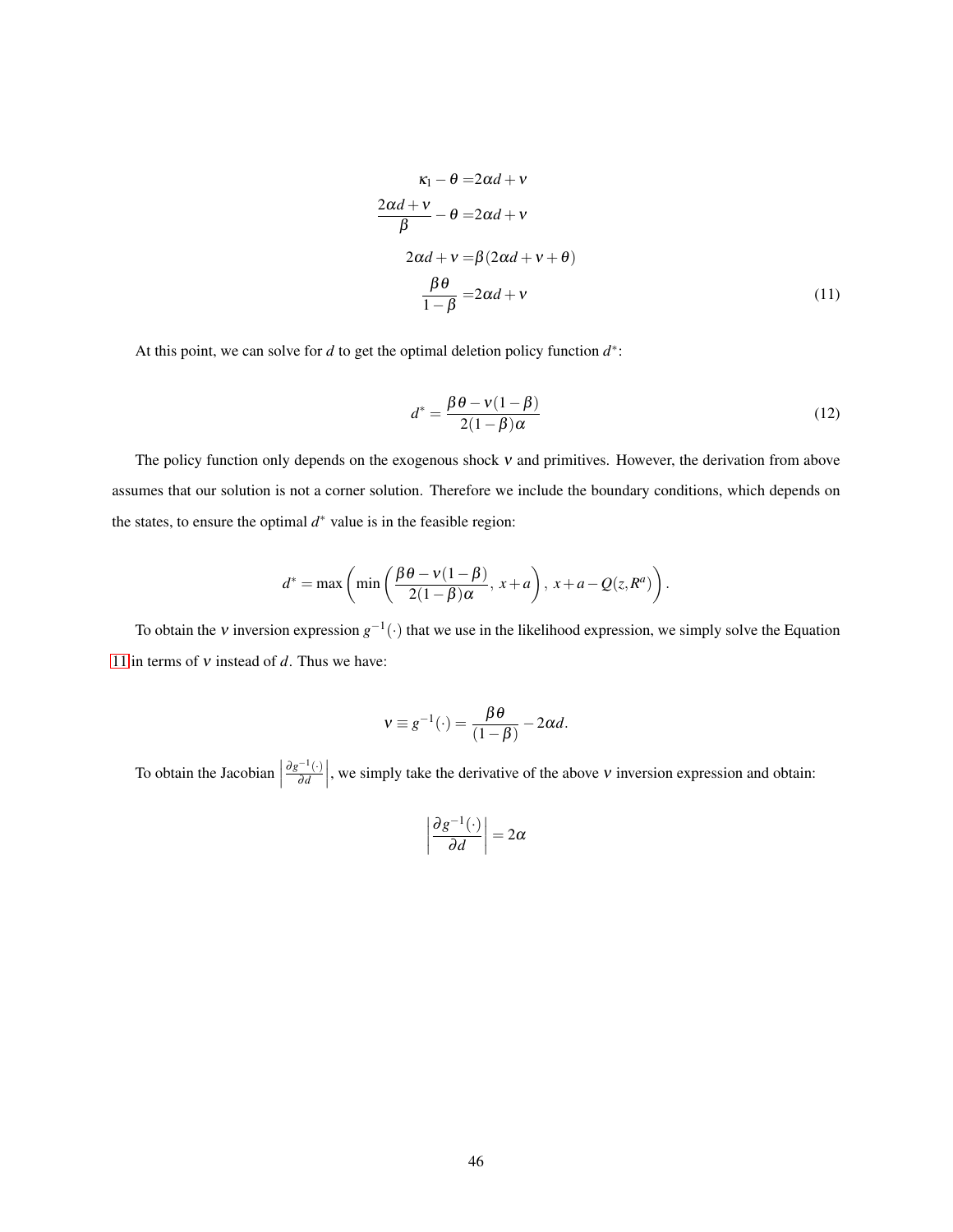$$
\begin{aligned}
\kappa_1 - \theta &= 2\alpha d + \nu \\
\frac{2\alpha d + \nu}{\beta} - \theta &= 2\alpha d + \nu \\
2\alpha d + \nu &= \beta(2\alpha d + \nu + \theta) \\
\frac{\beta\theta}{1-\beta} &= 2\alpha d + \nu
\end{aligned}
\tag{11}
$$

At this point, we can solve for $d$ to get the optimal deletion policy function $d^*$:

$$
d^* = \frac{\beta\theta - \nu(1-\beta)}{2(1-\beta)\alpha} \tag{12}
$$

The policy function only depends on the exogenous shock $\nu$ and primitives. However, the derivation from above assumes that our solution is not a corner solution. Therefore we include the boundary conditions, which depends on the states, to ensure the optimal $d^*$ value is in the feasible region:

$$
d^* = \max\left(\min\left(\frac{\beta\theta - \nu(1-\beta)}{2(1-\beta)\alpha},\ x+a\right),\ x+a-Q(z,R^a)\right).
$$

To obtain the $\nu$ inversion expression $g^{-1}(\cdot)$ that we use in the likelihood expression, we simply solve the Equation 11 in terms of $\nu$ instead of $d$. Thus we have:

$$
\nu \equiv g^{-1}(\cdot) = \frac{\beta\theta}{(1-\beta)} - 2\alpha d.
$$

To obtain the Jacobian $\left|\frac{\partial g^{-1}(\cdot)}{\partial d}\right|$, we simply take the derivative of the above $\nu$ inversion expression and obtain:

$$
\left|\frac{\partial g^{-1}(\cdot)}{\partial d}\right| = 2\alpha
$$